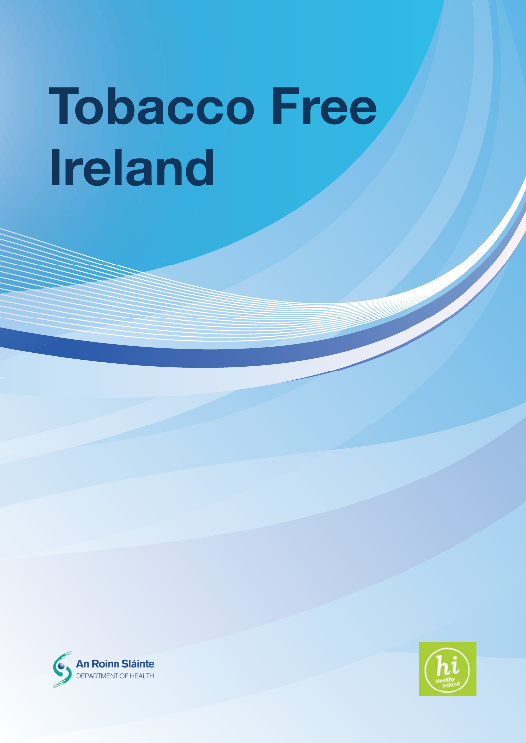# Tobacco Free Ireland

An Roinn Sláinte
DEPARTMENT OF HEALTH

hi
Healthy Ireland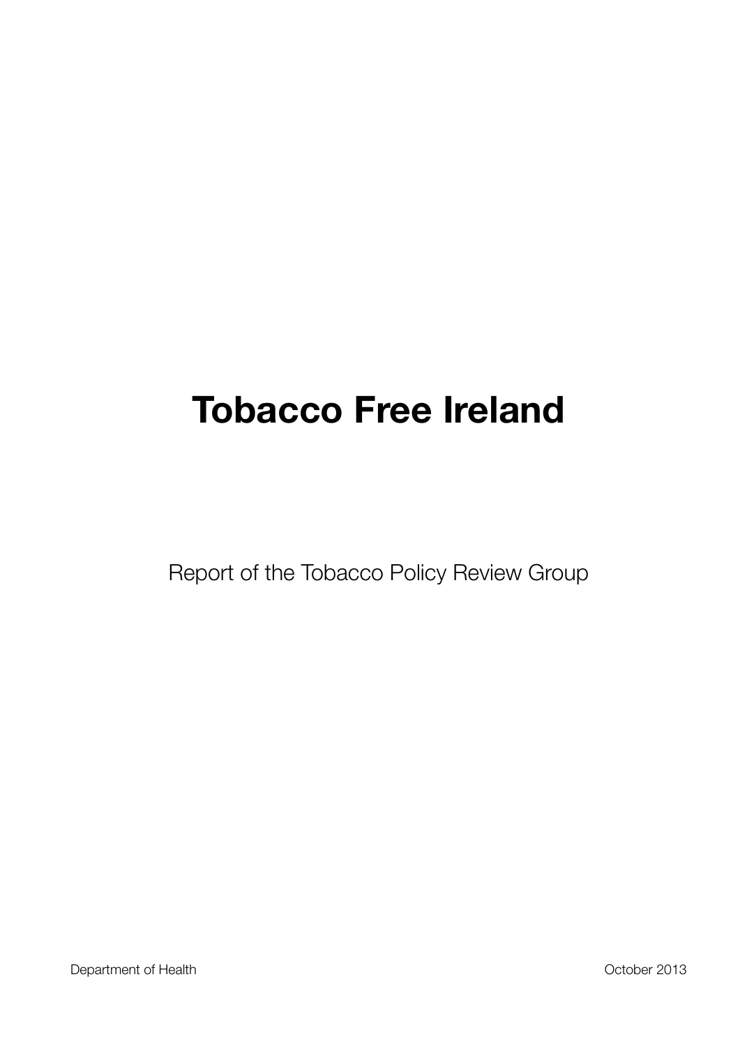# Tobacco Free Ireland

Report of the Tobacco Policy Review Group

Department of Health

October 2013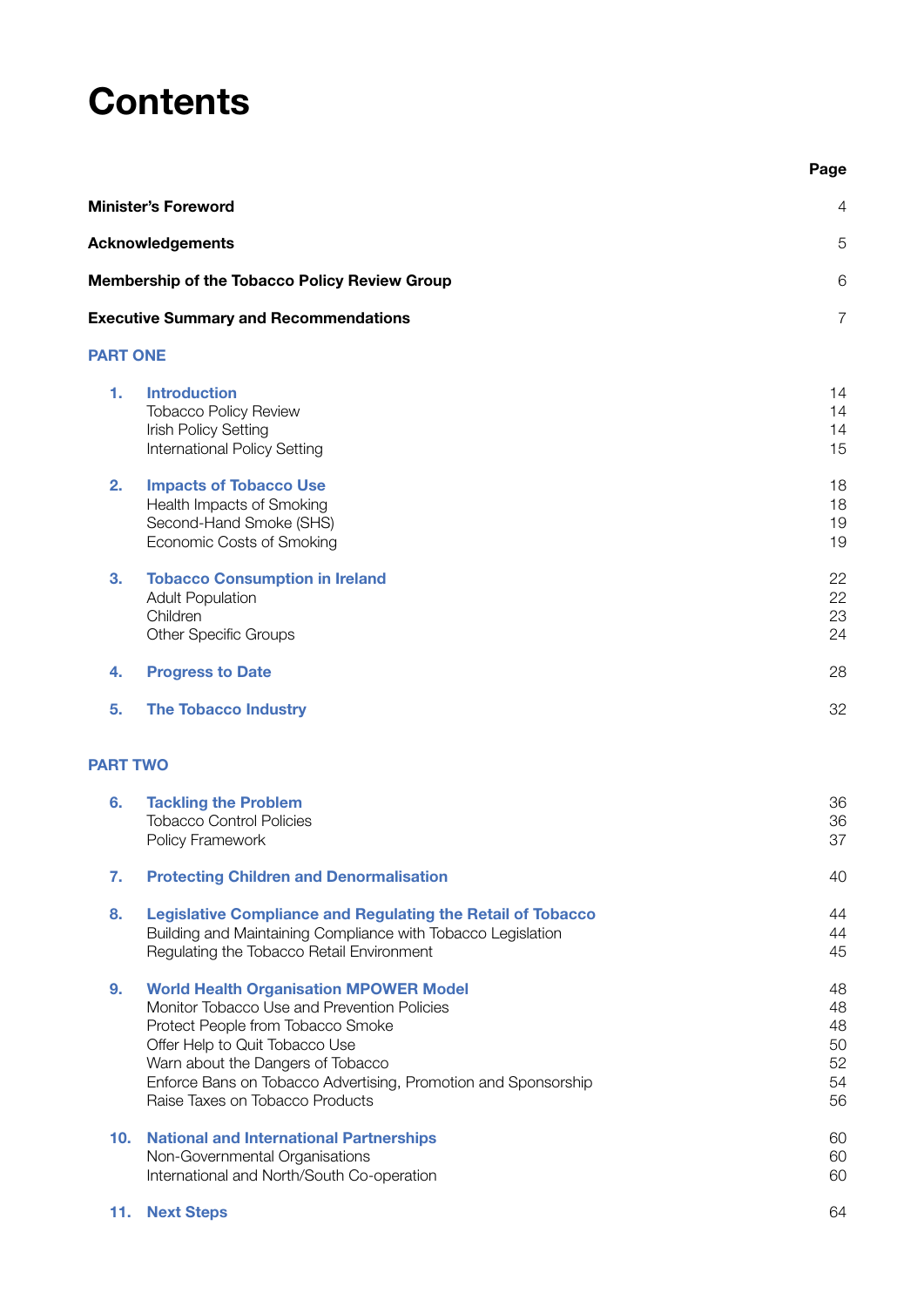# Contents

| | | Page |
|---|---|---|
| **Minister's Foreword** | | 4 |
| **Acknowledgements** | | 5 |
| **Membership of the Tobacco Policy Review Group** | | 6 |
| **Executive Summary and Recommendations** | | 7 |
| **PART ONE** | | |
| **1.** | **Introduction** | 14 |
| | Tobacco Policy Review | 14 |
| | Irish Policy Setting | 14 |
| | International Policy Setting | 15 |
| **2.** | **Impacts of Tobacco Use** | 18 |
| | Health Impacts of Smoking | 18 |
| | Second-Hand Smoke (SHS) | 19 |
| | Economic Costs of Smoking | 19 |
| **3.** | **Tobacco Consumption in Ireland** | 22 |
| | Adult Population | 22 |
| | Children | 23 |
| | Other Specific Groups | 24 |
| **4.** | **Progress to Date** | 28 |
| **5.** | **The Tobacco Industry** | 32 |
| **PART TWO** | | |
| **6.** | **Tackling the Problem** | 36 |
| | Tobacco Control Policies | 36 |
| | Policy Framework | 37 |
| **7.** | **Protecting Children and Denormalisation** | 40 |
| **8.** | **Legislative Compliance and Regulating the Retail of Tobacco** | 44 |
| | Building and Maintaining Compliance with Tobacco Legislation | 44 |
| | Regulating the Tobacco Retail Environment | 45 |
| **9.** | **World Health Organisation MPOWER Model** | 48 |
| | Monitor Tobacco Use and Prevention Policies | 48 |
| | Protect People from Tobacco Smoke | 48 |
| | Offer Help to Quit Tobacco Use | 50 |
| | Warn about the Dangers of Tobacco | 52 |
| | Enforce Bans on Tobacco Advertising, Promotion and Sponsorship | 54 |
| | Raise Taxes on Tobacco Products | 56 |
| **10.** | **National and International Partnerships** | 60 |
| | Non-Governmental Organisations | 60 |
| | International and North/South Co-operation | 60 |
| **11.** | **Next Steps** | 64 |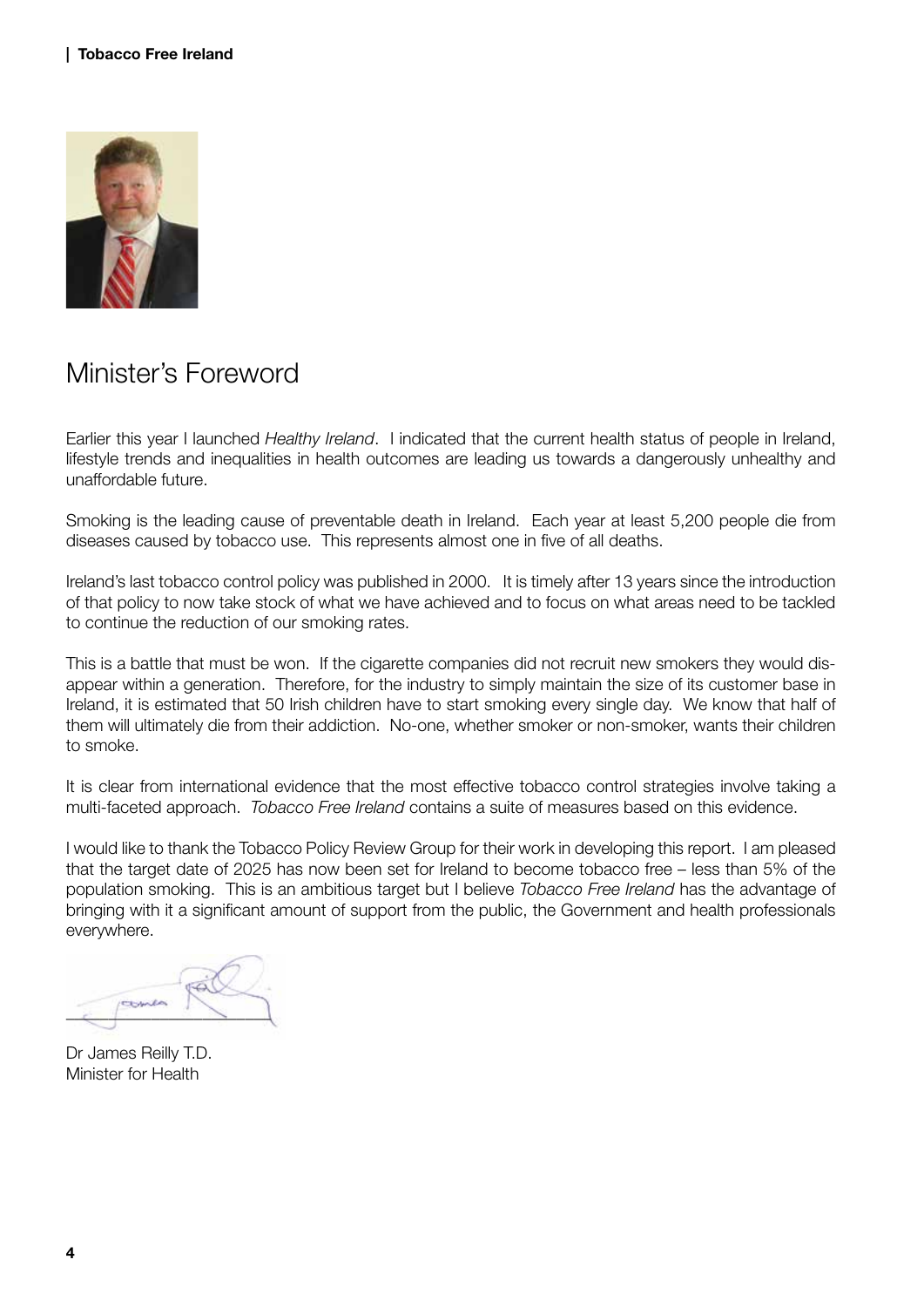# Minister's Foreword

Earlier this year I launched *Healthy Ireland*. I indicated that the current health status of people in Ireland, lifestyle trends and inequalities in health outcomes are leading us towards a dangerously unhealthy and unaffordable future.

Smoking is the leading cause of preventable death in Ireland. Each year at least 5,200 people die from diseases caused by tobacco use. This represents almost one in five of all deaths.

Ireland's last tobacco control policy was published in 2000. It is timely after 13 years since the introduction of that policy to now take stock of what we have achieved and to focus on what areas need to be tackled to continue the reduction of our smoking rates.

This is a battle that must be won. If the cigarette companies did not recruit new smokers they would disappear within a generation. Therefore, for the industry to simply maintain the size of its customer base in Ireland, it is estimated that 50 Irish children have to start smoking every single day. We know that half of them will ultimately die from their addiction. No-one, whether smoker or non-smoker, wants their children to smoke.

It is clear from international evidence that the most effective tobacco control strategies involve taking a multi-faceted approach. *Tobacco Free Ireland* contains a suite of measures based on this evidence.

I would like to thank the Tobacco Policy Review Group for their work in developing this report. I am pleased that the target date of 2025 has now been set for Ireland to become tobacco free – less than 5% of the population smoking. This is an ambitious target but I believe *Tobacco Free Ireland* has the advantage of bringing with it a significant amount of support from the public, the Government and health professionals everywhere.

Dr James Reilly T.D.
Minister for Health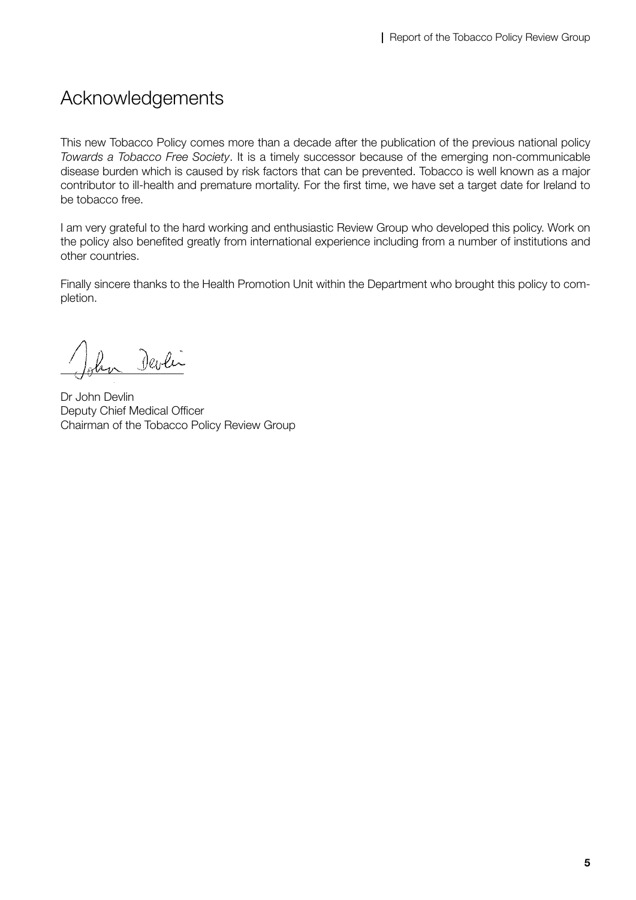# Acknowledgements

This new Tobacco Policy comes more than a decade after the publication of the previous national policy *Towards a Tobacco Free Society*. It is a timely successor because of the emerging non-communicable disease burden which is caused by risk factors that can be prevented. Tobacco is well known as a major contributor to ill-health and premature mortality. For the first time, we have set a target date for Ireland to be tobacco free.

I am very grateful to the hard working and enthusiastic Review Group who developed this policy. Work on the policy also benefited greatly from international experience including from a number of institutions and other countries.

Finally sincere thanks to the Health Promotion Unit within the Department who brought this policy to completion.

Dr John Devlin
Deputy Chief Medical Officer
Chairman of the Tobacco Policy Review Group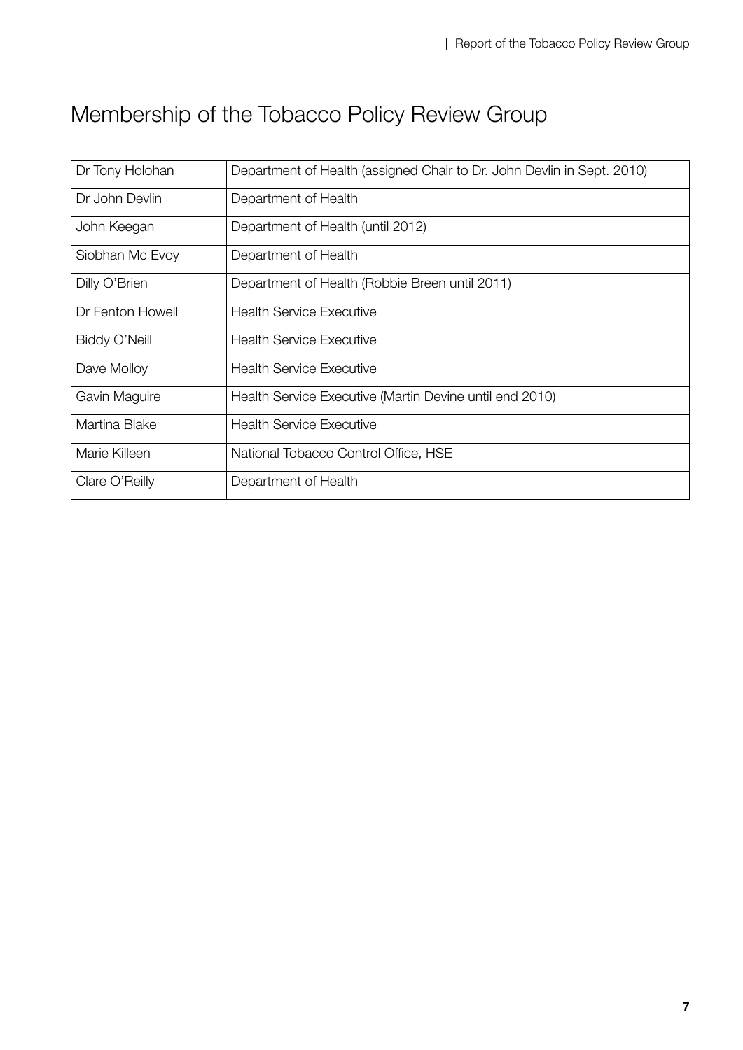# Membership of the Tobacco Policy Review Group

| | |
|---|---|
| Dr Tony Holohan | Department of Health (assigned Chair to Dr. John Devlin in Sept. 2010) |
| Dr John Devlin | Department of Health |
| John Keegan | Department of Health (until 2012) |
| Siobhan Mc Evoy | Department of Health |
| Dilly O'Brien | Department of Health (Robbie Breen until 2011) |
| Dr Fenton Howell | Health Service Executive |
| Biddy O'Neill | Health Service Executive |
| Dave Molloy | Health Service Executive |
| Gavin Maguire | Health Service Executive (Martin Devine until end 2010) |
| Martina Blake | Health Service Executive |
| Marie Killeen | National Tobacco Control Office, HSE |
| Clare O'Reilly | Department of Health |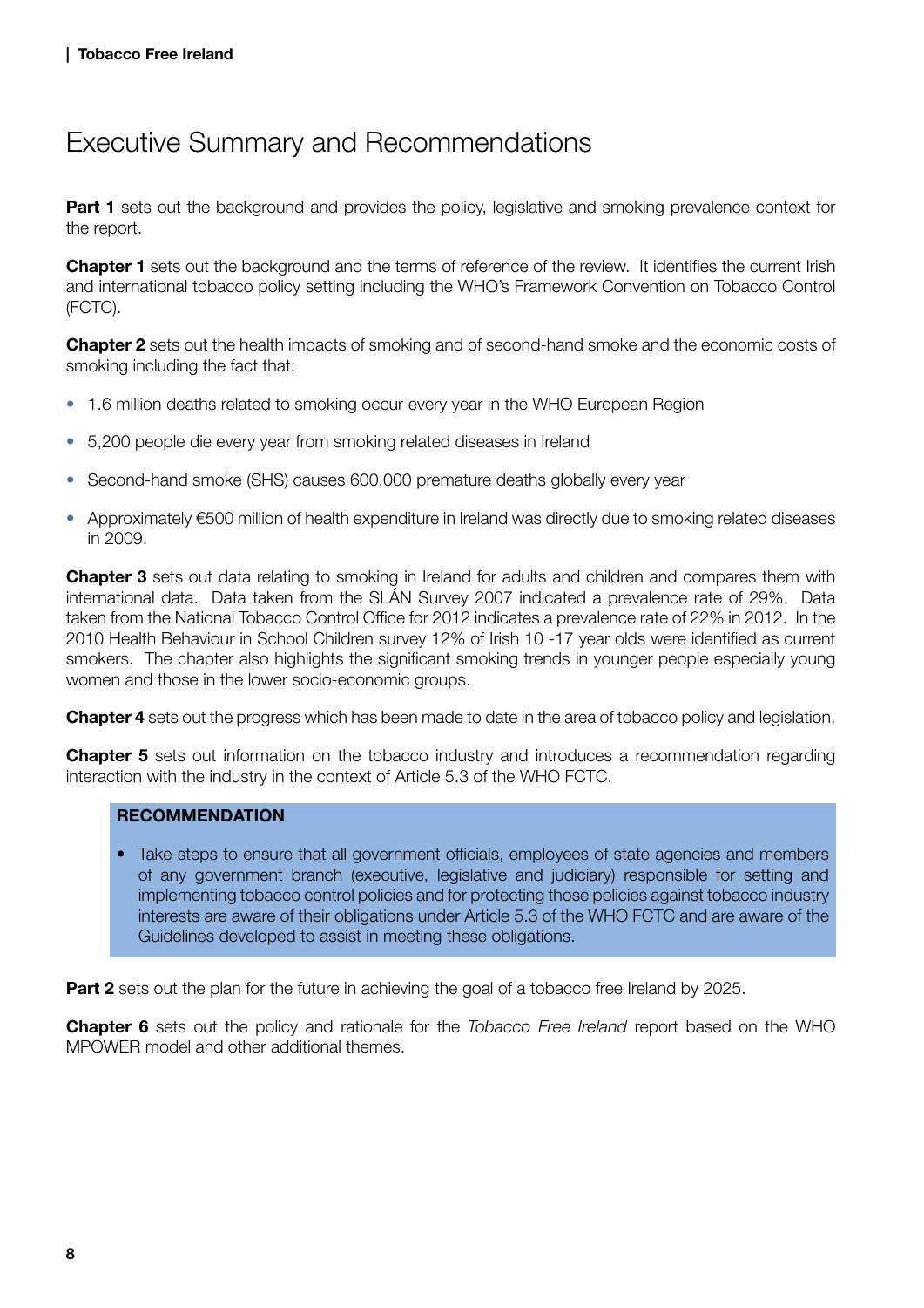# Executive Summary and Recommendations

**Part 1** sets out the background and provides the policy, legislative and smoking prevalence context for the report.

**Chapter 1** sets out the background and the terms of reference of the review. It identifies the current Irish and international tobacco policy setting including the WHO's Framework Convention on Tobacco Control (FCTC).

**Chapter 2** sets out the health impacts of smoking and of second-hand smoke and the economic costs of smoking including the fact that:

- 1.6 million deaths related to smoking occur every year in the WHO European Region
- 5,200 people die every year from smoking related diseases in Ireland
- Second-hand smoke (SHS) causes 600,000 premature deaths globally every year
- Approximately €500 million of health expenditure in Ireland was directly due to smoking related diseases in 2009.

**Chapter 3** sets out data relating to smoking in Ireland for adults and children and compares them with international data. Data taken from the SLÁN Survey 2007 indicated a prevalence rate of 29%. Data taken from the National Tobacco Control Office for 2012 indicates a prevalence rate of 22% in 2012. In the 2010 Health Behaviour in School Children survey 12% of Irish 10 -17 year olds were identified as current smokers. The chapter also highlights the significant smoking trends in younger people especially young women and those in the lower socio-economic groups.

**Chapter 4** sets out the progress which has been made to date in the area of tobacco policy and legislation.

**Chapter 5** sets out information on the tobacco industry and introduces a recommendation regarding interaction with the industry in the context of Article 5.3 of the WHO FCTC.

**RECOMMENDATION**

- Take steps to ensure that all government officials, employees of state agencies and members of any government branch (executive, legislative and judiciary) responsible for setting and implementing tobacco control policies and for protecting those policies against tobacco industry interests are aware of their obligations under Article 5.3 of the WHO FCTC and are aware of the Guidelines developed to assist in meeting these obligations.

**Part 2** sets out the plan for the future in achieving the goal of a tobacco free Ireland by 2025.

**Chapter 6** sets out the policy and rationale for the *Tobacco Free Ireland* report based on the WHO MPOWER model and other additional themes.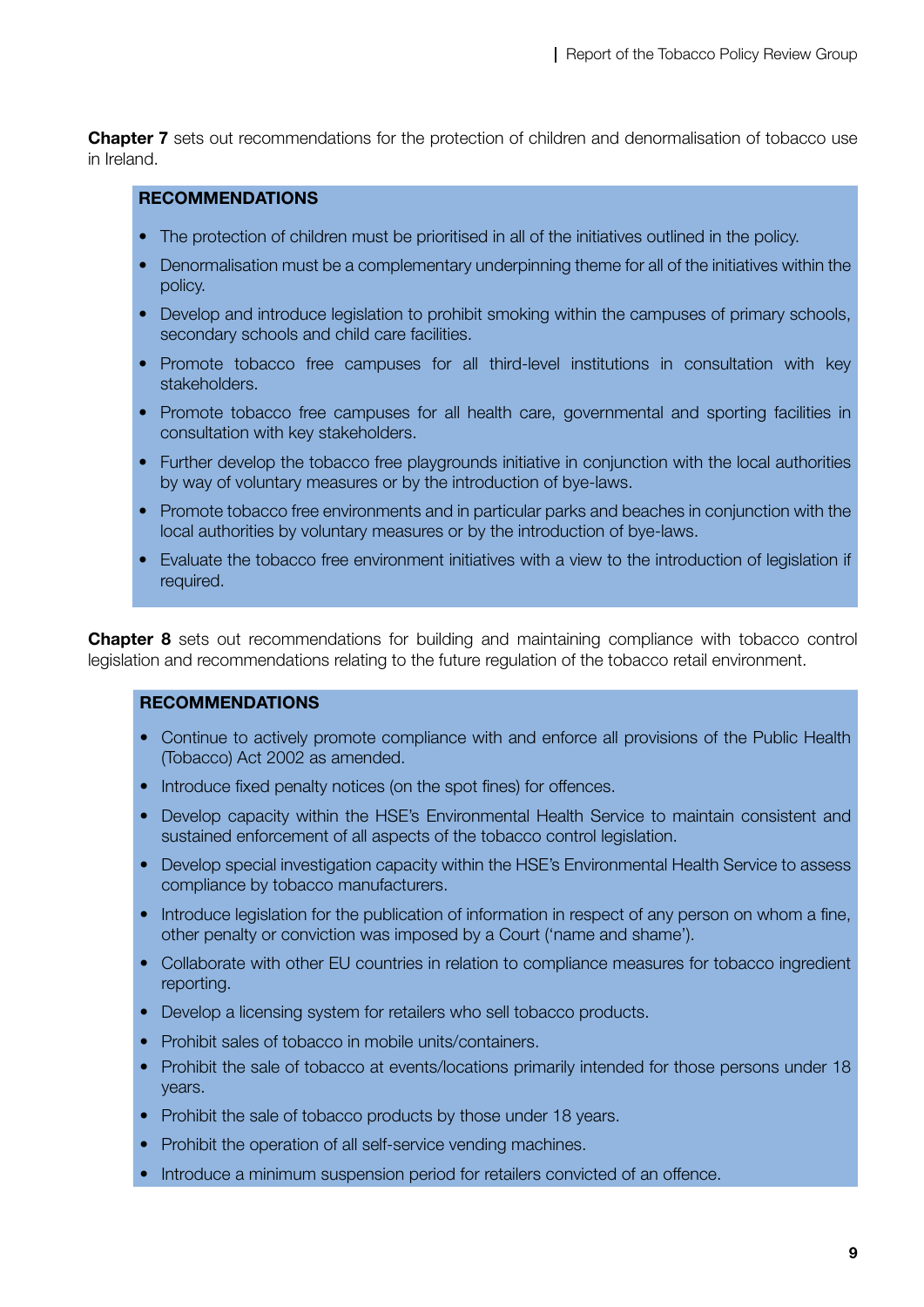**Chapter 7** sets out recommendations for the protection of children and denormalisation of tobacco use in Ireland.

**RECOMMENDATIONS**

- The protection of children must be prioritised in all of the initiatives outlined in the policy.
- Denormalisation must be a complementary underpinning theme for all of the initiatives within the policy.
- Develop and introduce legislation to prohibit smoking within the campuses of primary schools, secondary schools and child care facilities.
- Promote tobacco free campuses for all third-level institutions in consultation with key stakeholders.
- Promote tobacco free campuses for all health care, governmental and sporting facilities in consultation with key stakeholders.
- Further develop the tobacco free playgrounds initiative in conjunction with the local authorities by way of voluntary measures or by the introduction of bye-laws.
- Promote tobacco free environments and in particular parks and beaches in conjunction with the local authorities by voluntary measures or by the introduction of bye-laws.
- Evaluate the tobacco free environment initiatives with a view to the introduction of legislation if required.

**Chapter 8** sets out recommendations for building and maintaining compliance with tobacco control legislation and recommendations relating to the future regulation of the tobacco retail environment.

**RECOMMENDATIONS**

- Continue to actively promote compliance with and enforce all provisions of the Public Health (Tobacco) Act 2002 as amended.
- Introduce fixed penalty notices (on the spot fines) for offences.
- Develop capacity within the HSE's Environmental Health Service to maintain consistent and sustained enforcement of all aspects of the tobacco control legislation.
- Develop special investigation capacity within the HSE's Environmental Health Service to assess compliance by tobacco manufacturers.
- Introduce legislation for the publication of information in respect of any person on whom a fine, other penalty or conviction was imposed by a Court ('name and shame').
- Collaborate with other EU countries in relation to compliance measures for tobacco ingredient reporting.
- Develop a licensing system for retailers who sell tobacco products.
- Prohibit sales of tobacco in mobile units/containers.
- Prohibit the sale of tobacco at events/locations primarily intended for those persons under 18 years.
- Prohibit the sale of tobacco products by those under 18 years.
- Prohibit the operation of all self-service vending machines.
- Introduce a minimum suspension period for retailers convicted of an offence.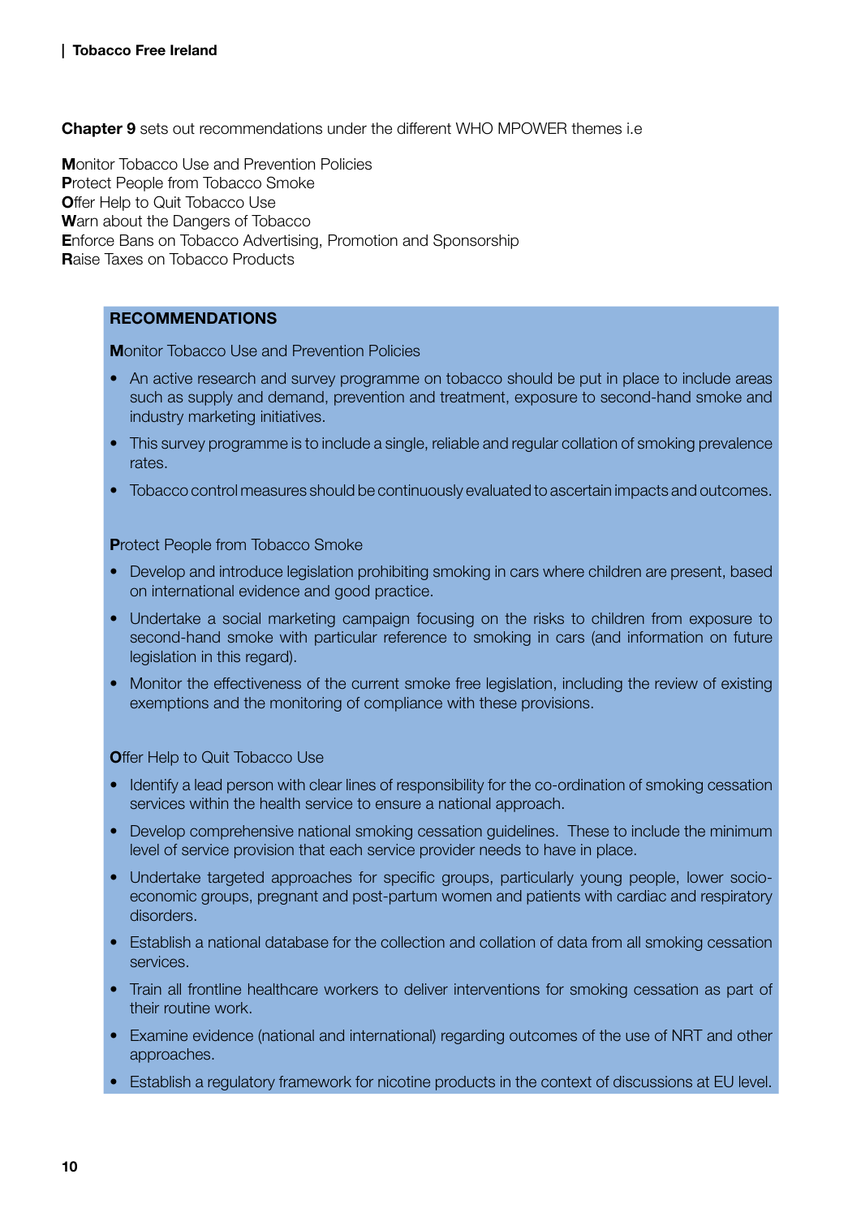**Chapter 9** sets out recommendations under the different WHO MPOWER themes i.e

**M**onitor Tobacco Use and Prevention Policies
**P**rotect People from Tobacco Smoke
**O**ffer Help to Quit Tobacco Use
**W**arn about the Dangers of Tobacco
**E**nforce Bans on Tobacco Advertising, Promotion and Sponsorship
**R**aise Taxes on Tobacco Products

**RECOMMENDATIONS**

**M**onitor Tobacco Use and Prevention Policies

- An active research and survey programme on tobacco should be put in place to include areas such as supply and demand, prevention and treatment, exposure to second-hand smoke and industry marketing initiatives.
- This survey programme is to include a single, reliable and regular collation of smoking prevalence rates.
- Tobacco control measures should be continuously evaluated to ascertain impacts and outcomes.

**P**rotect People from Tobacco Smoke

- Develop and introduce legislation prohibiting smoking in cars where children are present, based on international evidence and good practice.
- Undertake a social marketing campaign focusing on the risks to children from exposure to second-hand smoke with particular reference to smoking in cars (and information on future legislation in this regard).
- Monitor the effectiveness of the current smoke free legislation, including the review of existing exemptions and the monitoring of compliance with these provisions.

**O**ffer Help to Quit Tobacco Use

- Identify a lead person with clear lines of responsibility for the co-ordination of smoking cessation services within the health service to ensure a national approach.
- Develop comprehensive national smoking cessation guidelines. These to include the minimum level of service provision that each service provider needs to have in place.
- Undertake targeted approaches for specific groups, particularly young people, lower socio-economic groups, pregnant and post-partum women and patients with cardiac and respiratory disorders.
- Establish a national database for the collection and collation of data from all smoking cessation services.
- Train all frontline healthcare workers to deliver interventions for smoking cessation as part of their routine work.
- Examine evidence (national and international) regarding outcomes of the use of NRT and other approaches.
- Establish a regulatory framework for nicotine products in the context of discussions at EU level.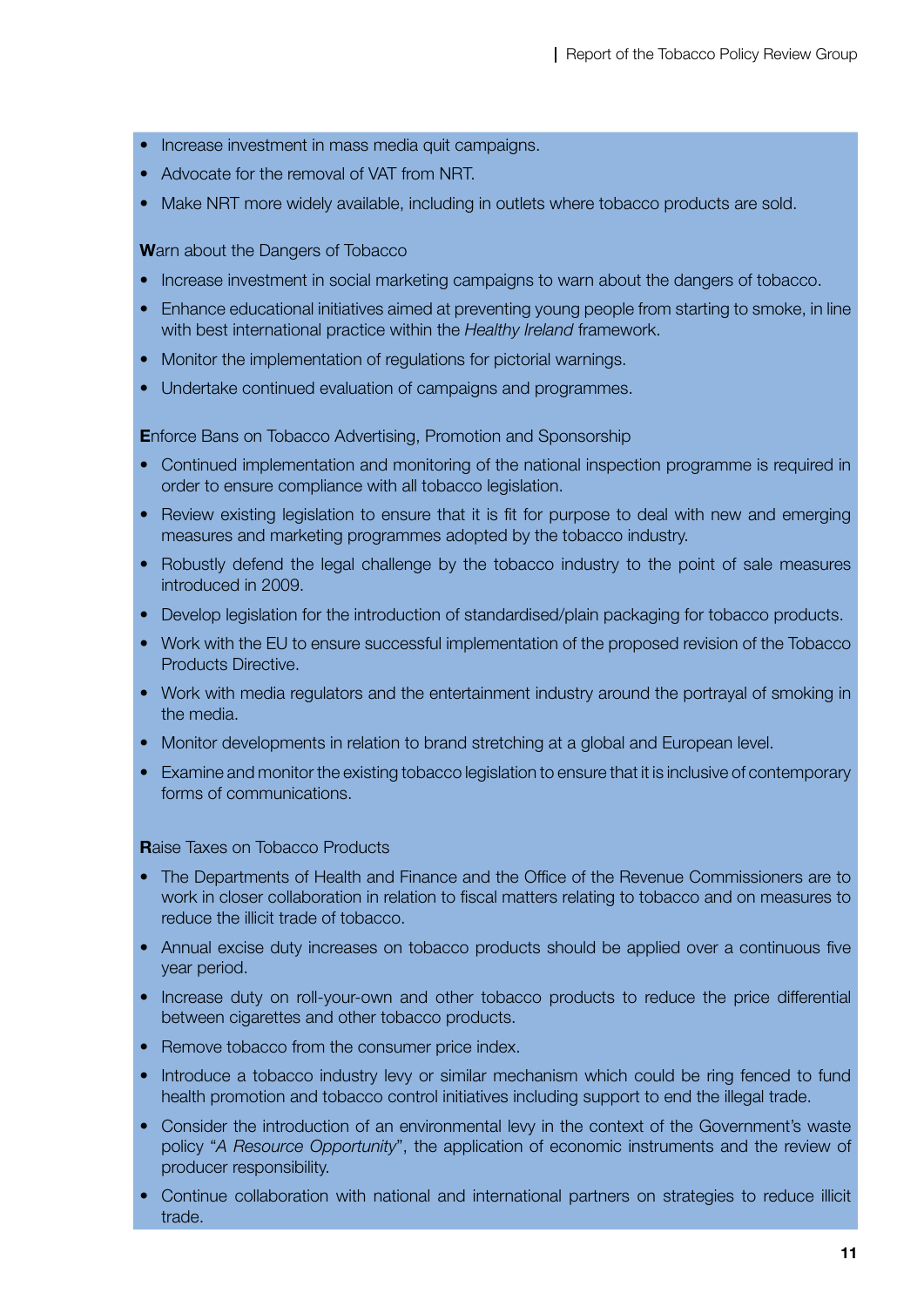- Increase investment in mass media quit campaigns.
- Advocate for the removal of VAT from NRT.
- Make NRT more widely available, including in outlets where tobacco products are sold.

**W**arn about the Dangers of Tobacco

- Increase investment in social marketing campaigns to warn about the dangers of tobacco.
- Enhance educational initiatives aimed at preventing young people from starting to smoke, in line with best international practice within the *Healthy Ireland* framework.
- Monitor the implementation of regulations for pictorial warnings.
- Undertake continued evaluation of campaigns and programmes.

**E**nforce Bans on Tobacco Advertising, Promotion and Sponsorship

- Continued implementation and monitoring of the national inspection programme is required in order to ensure compliance with all tobacco legislation.
- Review existing legislation to ensure that it is fit for purpose to deal with new and emerging measures and marketing programmes adopted by the tobacco industry.
- Robustly defend the legal challenge by the tobacco industry to the point of sale measures introduced in 2009.
- Develop legislation for the introduction of standardised/plain packaging for tobacco products.
- Work with the EU to ensure successful implementation of the proposed revision of the Tobacco Products Directive.
- Work with media regulators and the entertainment industry around the portrayal of smoking in the media.
- Monitor developments in relation to brand stretching at a global and European level.
- Examine and monitor the existing tobacco legislation to ensure that it is inclusive of contemporary forms of communications.

**R**aise Taxes on Tobacco Products

- The Departments of Health and Finance and the Office of the Revenue Commissioners are to work in closer collaboration in relation to fiscal matters relating to tobacco and on measures to reduce the illicit trade of tobacco.
- Annual excise duty increases on tobacco products should be applied over a continuous five year period.
- Increase duty on roll-your-own and other tobacco products to reduce the price differential between cigarettes and other tobacco products.
- Remove tobacco from the consumer price index.
- Introduce a tobacco industry levy or similar mechanism which could be ring fenced to fund health promotion and tobacco control initiatives including support to end the illegal trade.
- Consider the introduction of an environmental levy in the context of the Government's waste policy "*A Resource Opportunity*", the application of economic instruments and the review of producer responsibility.
- Continue collaboration with national and international partners on strategies to reduce illicit trade.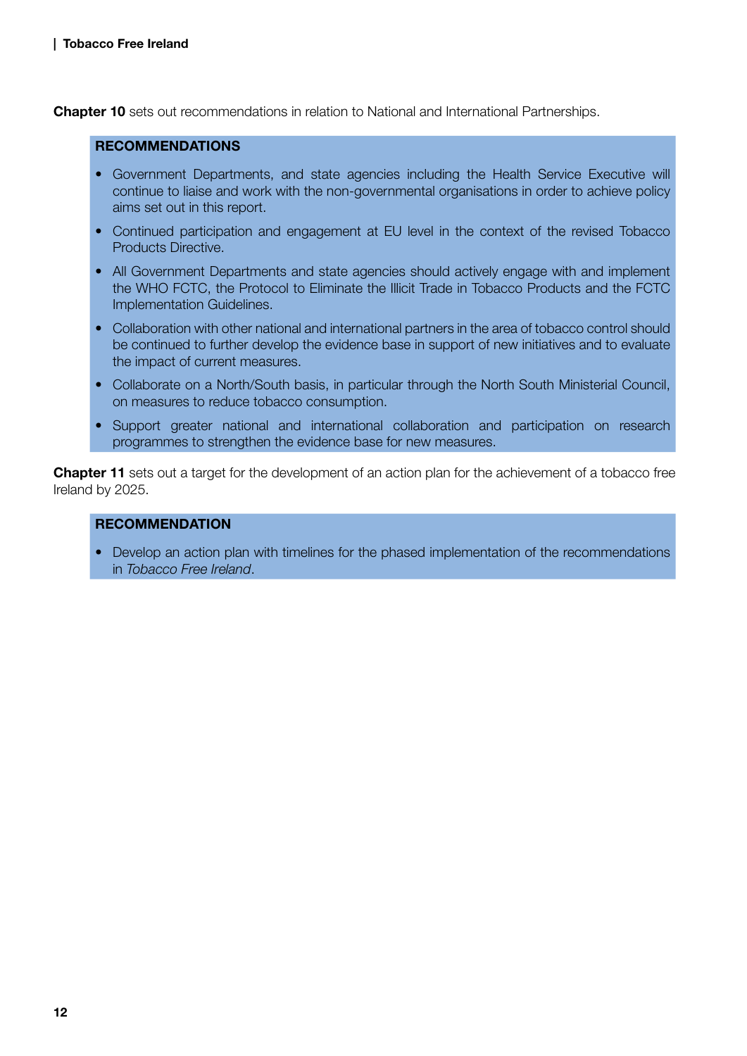**Chapter 10** sets out recommendations in relation to National and International Partnerships.

**RECOMMENDATIONS**

- Government Departments, and state agencies including the Health Service Executive will continue to liaise and work with the non-governmental organisations in order to achieve policy aims set out in this report.
- Continued participation and engagement at EU level in the context of the revised Tobacco Products Directive.
- All Government Departments and state agencies should actively engage with and implement the WHO FCTC, the Protocol to Eliminate the Illicit Trade in Tobacco Products and the FCTC Implementation Guidelines.
- Collaboration with other national and international partners in the area of tobacco control should be continued to further develop the evidence base in support of new initiatives and to evaluate the impact of current measures.
- Collaborate on a North/South basis, in particular through the North South Ministerial Council, on measures to reduce tobacco consumption.
- Support greater national and international collaboration and participation on research programmes to strengthen the evidence base for new measures.

**Chapter 11** sets out a target for the development of an action plan for the achievement of a tobacco free Ireland by 2025.

**RECOMMENDATION**

- Develop an action plan with timelines for the phased implementation of the recommendations in *Tobacco Free Ireland*.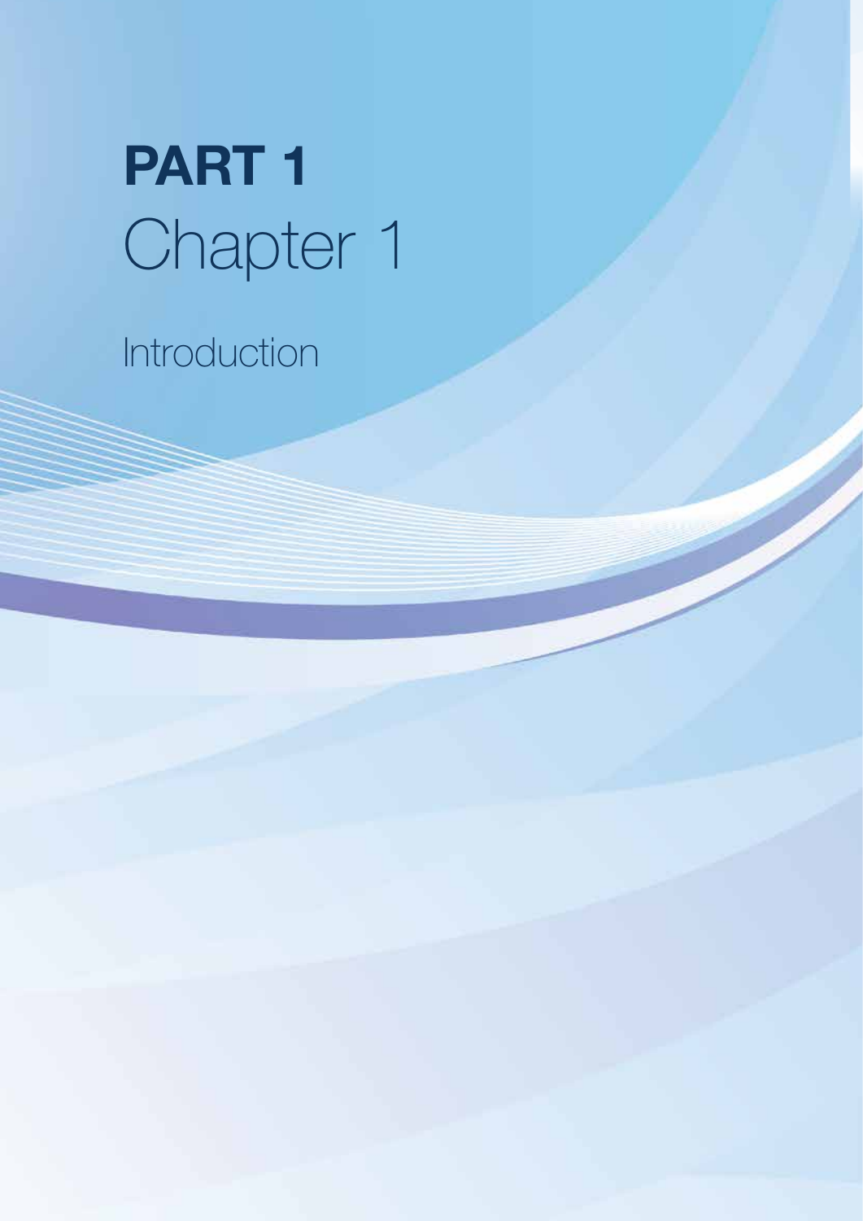# PART 1
# Chapter 1

## Introduction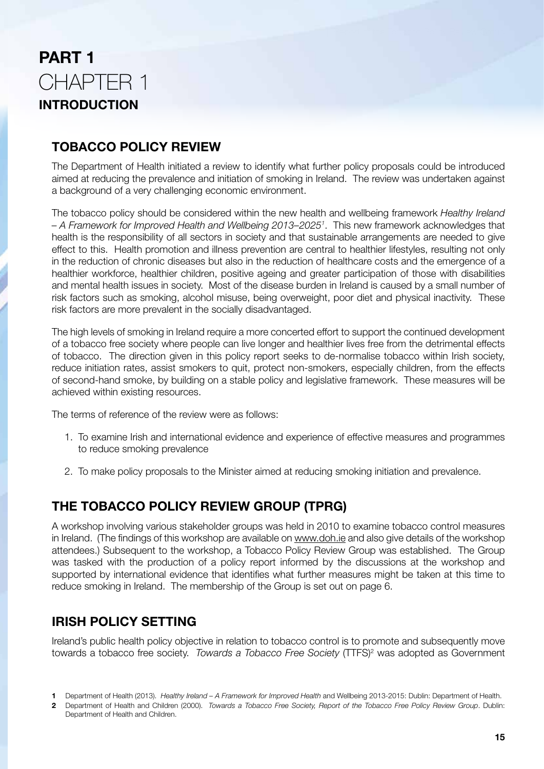# PART 1
# CHAPTER 1
## INTRODUCTION

### TOBACCO POLICY REVIEW

The Department of Health initiated a review to identify what further policy proposals could be introduced aimed at reducing the prevalence and initiation of smoking in Ireland. The review was undertaken against a background of a very challenging economic environment.

The tobacco policy should be considered within the new health and wellbeing framework *Healthy Ireland – A Framework for Improved Health and Wellbeing 2013–2025*[1]. This new framework acknowledges that health is the responsibility of all sectors in society and that sustainable arrangements are needed to give effect to this. Health promotion and illness prevention are central to healthier lifestyles, resulting not only in the reduction of chronic diseases but also in the reduction of healthcare costs and the emergence of a healthier workforce, healthier children, positive ageing and greater participation of those with disabilities and mental health issues in society. Most of the disease burden in Ireland is caused by a small number of risk factors such as smoking, alcohol misuse, being overweight, poor diet and physical inactivity. These risk factors are more prevalent in the socially disadvantaged.

The high levels of smoking in Ireland require a more concerted effort to support the continued development of a tobacco free society where people can live longer and healthier lives free from the detrimental effects of tobacco. The direction given in this policy report seeks to de-normalise tobacco within Irish society, reduce initiation rates, assist smokers to quit, protect non-smokers, especially children, from the effects of second-hand smoke, by building on a stable policy and legislative framework. These measures will be achieved within existing resources.

The terms of reference of the review were as follows:

1. To examine Irish and international evidence and experience of effective measures and programmes to reduce smoking prevalence
2. To make policy proposals to the Minister aimed at reducing smoking initiation and prevalence.

### THE TOBACCO POLICY REVIEW GROUP (TPRG)

A workshop involving various stakeholder groups was held in 2010 to examine tobacco control measures in Ireland. (The findings of this workshop are available on www.doh.ie and also give details of the workshop attendees.) Subsequent to the workshop, a Tobacco Policy Review Group was established. The Group was tasked with the production of a policy report informed by the discussions at the workshop and supported by international evidence that identifies what further measures might be taken at this time to reduce smoking in Ireland. The membership of the Group is set out on page 6.

### IRISH POLICY SETTING

Ireland's public health policy objective in relation to tobacco control is to promote and subsequently move towards a tobacco free society. *Towards a Tobacco Free Society* (TTFS)[2] was adopted as Government

---

**1** Department of Health (2013). *Healthy Ireland – A Framework for Improved Health* and Wellbeing 2013-2015: Dublin: Department of Health.

**2** Department of Health and Children (2000). *Towards a Tobacco Free Society, Report of the Tobacco Free Policy Review Group*. Dublin: Department of Health and Children.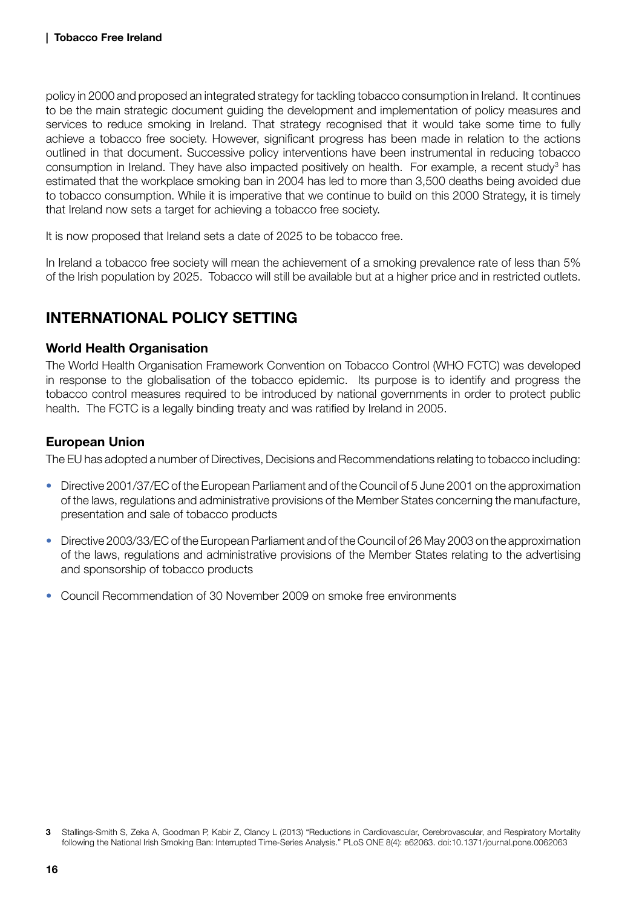policy in 2000 and proposed an integrated strategy for tackling tobacco consumption in Ireland. It continues to be the main strategic document guiding the development and implementation of policy measures and services to reduce smoking in Ireland. That strategy recognised that it would take some time to fully achieve a tobacco free society. However, significant progress has been made in relation to the actions outlined in that document. Successive policy interventions have been instrumental in reducing tobacco consumption in Ireland. They have also impacted positively on health. For example, a recent study[3] has estimated that the workplace smoking ban in 2004 has led to more than 3,500 deaths being avoided due to tobacco consumption. While it is imperative that we continue to build on this 2000 Strategy, it is timely that Ireland now sets a target for achieving a tobacco free society.

It is now proposed that Ireland sets a date of 2025 to be tobacco free.

In Ireland a tobacco free society will mean the achievement of a smoking prevalence rate of less than 5% of the Irish population by 2025. Tobacco will still be available but at a higher price and in restricted outlets.

## INTERNATIONAL POLICY SETTING

### World Health Organisation

The World Health Organisation Framework Convention on Tobacco Control (WHO FCTC) was developed in response to the globalisation of the tobacco epidemic. Its purpose is to identify and progress the tobacco control measures required to be introduced by national governments in order to protect public health. The FCTC is a legally binding treaty and was ratified by Ireland in 2005.

### European Union

The EU has adopted a number of Directives, Decisions and Recommendations relating to tobacco including:

- Directive 2001/37/EC of the European Parliament and of the Council of 5 June 2001 on the approximation of the laws, regulations and administrative provisions of the Member States concerning the manufacture, presentation and sale of tobacco products
- Directive 2003/33/EC of the European Parliament and of the Council of 26 May 2003 on the approximation of the laws, regulations and administrative provisions of the Member States relating to the advertising and sponsorship of tobacco products
- Council Recommendation of 30 November 2009 on smoke free environments

**3** Stallings-Smith S, Zeka A, Goodman P, Kabir Z, Clancy L (2013) "Reductions in Cardiovascular, Cerebrovascular, and Respiratory Mortality following the National Irish Smoking Ban: Interrupted Time-Series Analysis." PLoS ONE 8(4): e62063. doi:10.1371/journal.pone.0062063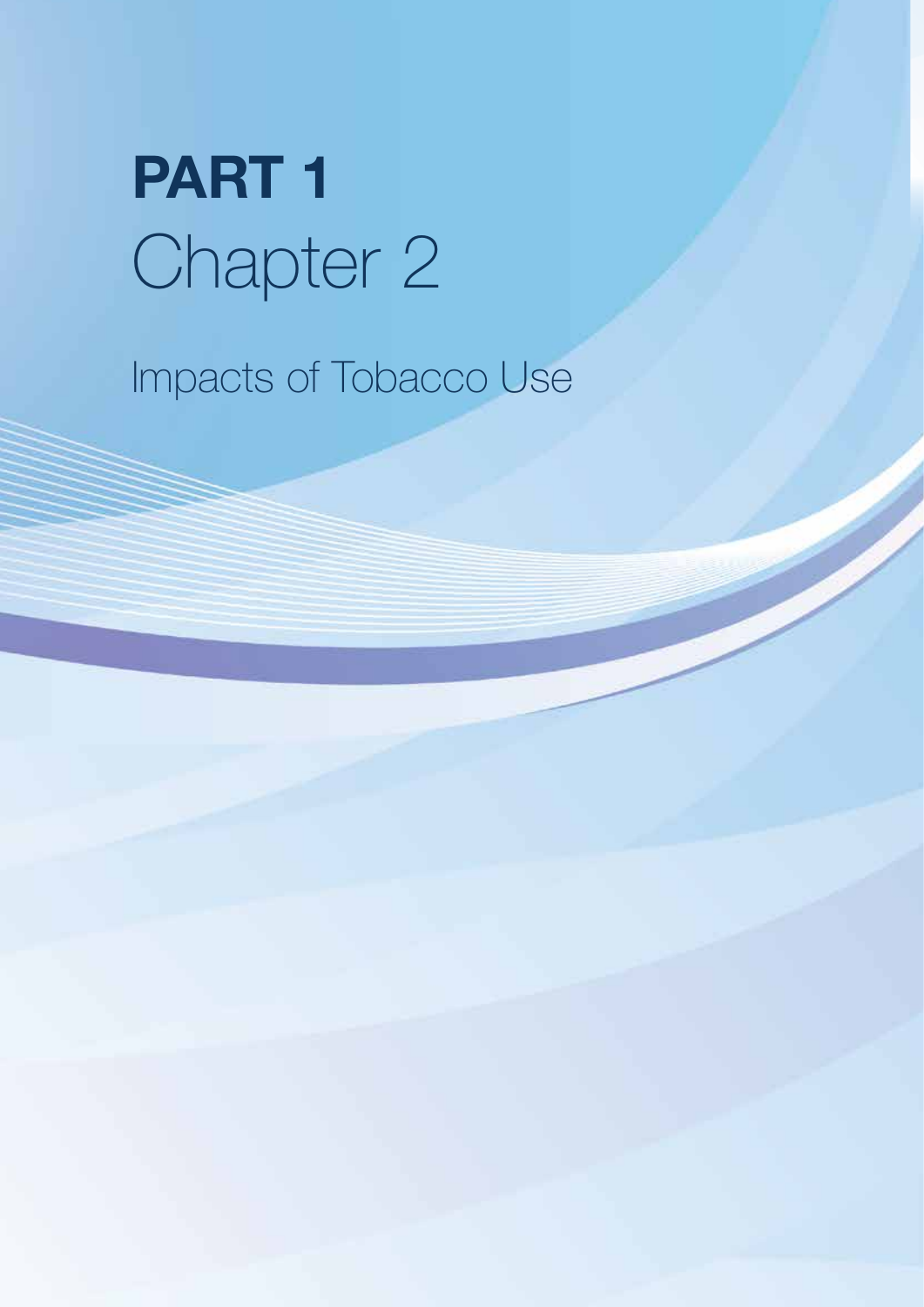# PART 1
# Chapter 2

## Impacts of Tobacco Use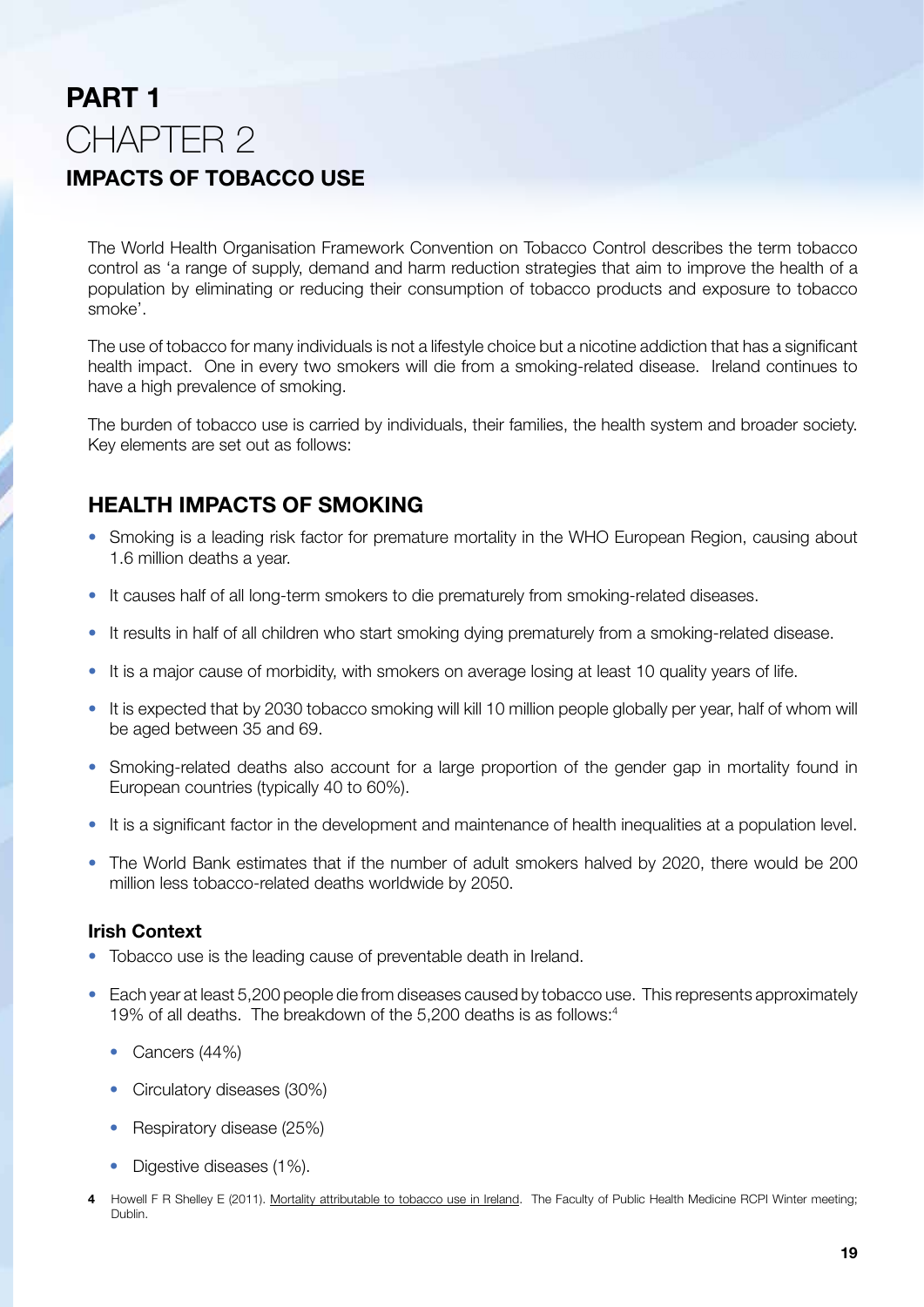# PART 1

# CHAPTER 2

## IMPACTS OF TOBACCO USE

The World Health Organisation Framework Convention on Tobacco Control describes the term tobacco control as 'a range of supply, demand and harm reduction strategies that aim to improve the health of a population by eliminating or reducing their consumption of tobacco products and exposure to tobacco smoke'.

The use of tobacco for many individuals is not a lifestyle choice but a nicotine addiction that has a significant health impact. One in every two smokers will die from a smoking-related disease. Ireland continues to have a high prevalence of smoking.

The burden of tobacco use is carried by individuals, their families, the health system and broader society. Key elements are set out as follows:

## HEALTH IMPACTS OF SMOKING

- Smoking is a leading risk factor for premature mortality in the WHO European Region, causing about 1.6 million deaths a year.
- It causes half of all long-term smokers to die prematurely from smoking-related diseases.
- It results in half of all children who start smoking dying prematurely from a smoking-related disease.
- It is a major cause of morbidity, with smokers on average losing at least 10 quality years of life.
- It is expected that by 2030 tobacco smoking will kill 10 million people globally per year, half of whom will be aged between 35 and 69.
- Smoking-related deaths also account for a large proportion of the gender gap in mortality found in European countries (typically 40 to 60%).
- It is a significant factor in the development and maintenance of health inequalities at a population level.
- The World Bank estimates that if the number of adult smokers halved by 2020, there would be 200 million less tobacco-related deaths worldwide by 2050.

### Irish Context

- Tobacco use is the leading cause of preventable death in Ireland.
- Each year at least 5,200 people die from diseases caused by tobacco use. This represents approximately 19% of all deaths. The breakdown of the 5,200 deaths is as follows:[4]
  - Cancers (44%)
  - Circulatory diseases (30%)
  - Respiratory disease (25%)
  - Digestive diseases (1%).

4 Howell F R Shelley E (2011). Mortality attributable to tobacco use in Ireland. The Faculty of Public Health Medicine RCPI Winter meeting; Dublin.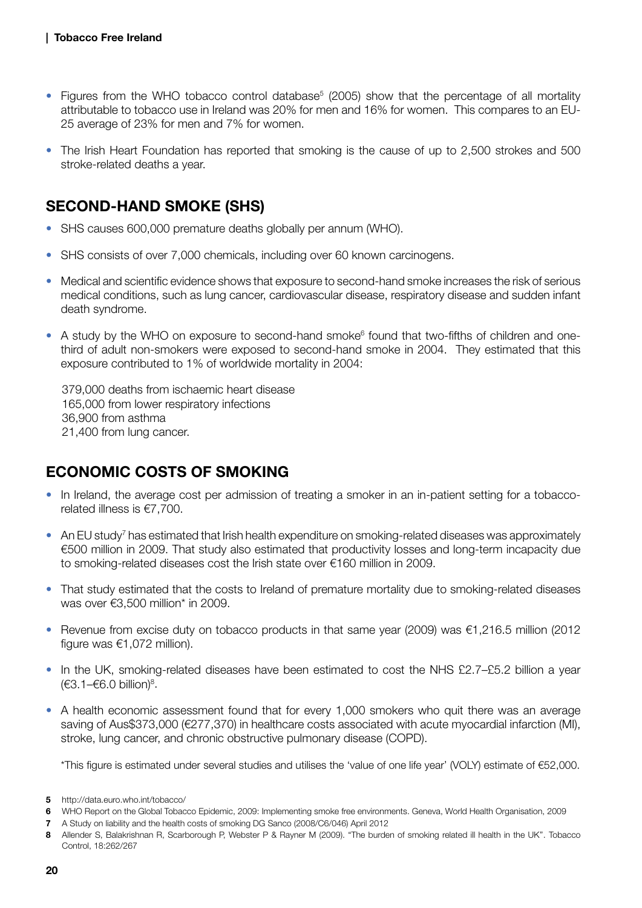- Figures from the WHO tobacco control database[5] (2005) show that the percentage of all mortality attributable to tobacco use in Ireland was 20% for men and 16% for women. This compares to an EU-25 average of 23% for men and 7% for women.
- The Irish Heart Foundation has reported that smoking is the cause of up to 2,500 strokes and 500 stroke-related deaths a year.

## SECOND-HAND SMOKE (SHS)

- SHS causes 600,000 premature deaths globally per annum (WHO).
- SHS consists of over 7,000 chemicals, including over 60 known carcinogens.
- Medical and scientific evidence shows that exposure to second-hand smoke increases the risk of serious medical conditions, such as lung cancer, cardiovascular disease, respiratory disease and sudden infant death syndrome.
- A study by the WHO on exposure to second-hand smoke[6] found that two-fifths of children and one-third of adult non-smokers were exposed to second-hand smoke in 2004. They estimated that this exposure contributed to 1% of worldwide mortality in 2004:

  379,000 deaths from ischaemic heart disease
  165,000 from lower respiratory infections
  36,900 from asthma
  21,400 from lung cancer.

## ECONOMIC COSTS OF SMOKING

- In Ireland, the average cost per admission of treating a smoker in an in-patient setting for a tobacco-related illness is €7,700.
- An EU study[7] has estimated that Irish health expenditure on smoking-related diseases was approximately €500 million in 2009. That study also estimated that productivity losses and long-term incapacity due to smoking-related diseases cost the Irish state over €160 million in 2009.
- That study estimated that the costs to Ireland of premature mortality due to smoking-related diseases was over €3,500 million* in 2009.
- Revenue from excise duty on tobacco products in that same year (2009) was €1,216.5 million (2012 figure was €1,072 million).
- In the UK, smoking-related diseases have been estimated to cost the NHS £2.7–£5.2 billion a year (€3.1–€6.0 billion)[8].
- A health economic assessment found that for every 1,000 smokers who quit there was an average saving of Aus$373,000 (€277,370) in healthcare costs associated with acute myocardial infarction (MI), stroke, lung cancer, and chronic obstructive pulmonary disease (COPD).

*This figure is estimated under several studies and utilises the 'value of one life year' (VOLY) estimate of €52,000.

---

**5** http://data.euro.who.int/tobacco/

**6** WHO Report on the Global Tobacco Epidemic, 2009: Implementing smoke free environments. Geneva, World Health Organisation, 2009

**7** A Study on liability and the health costs of smoking DG Sanco (2008/C6/046) April 2012

**8** Allender S, Balakrishnan R, Scarborough P, Webster P & Rayner M (2009). "The burden of smoking related ill health in the UK". Tobacco Control, 18:262/267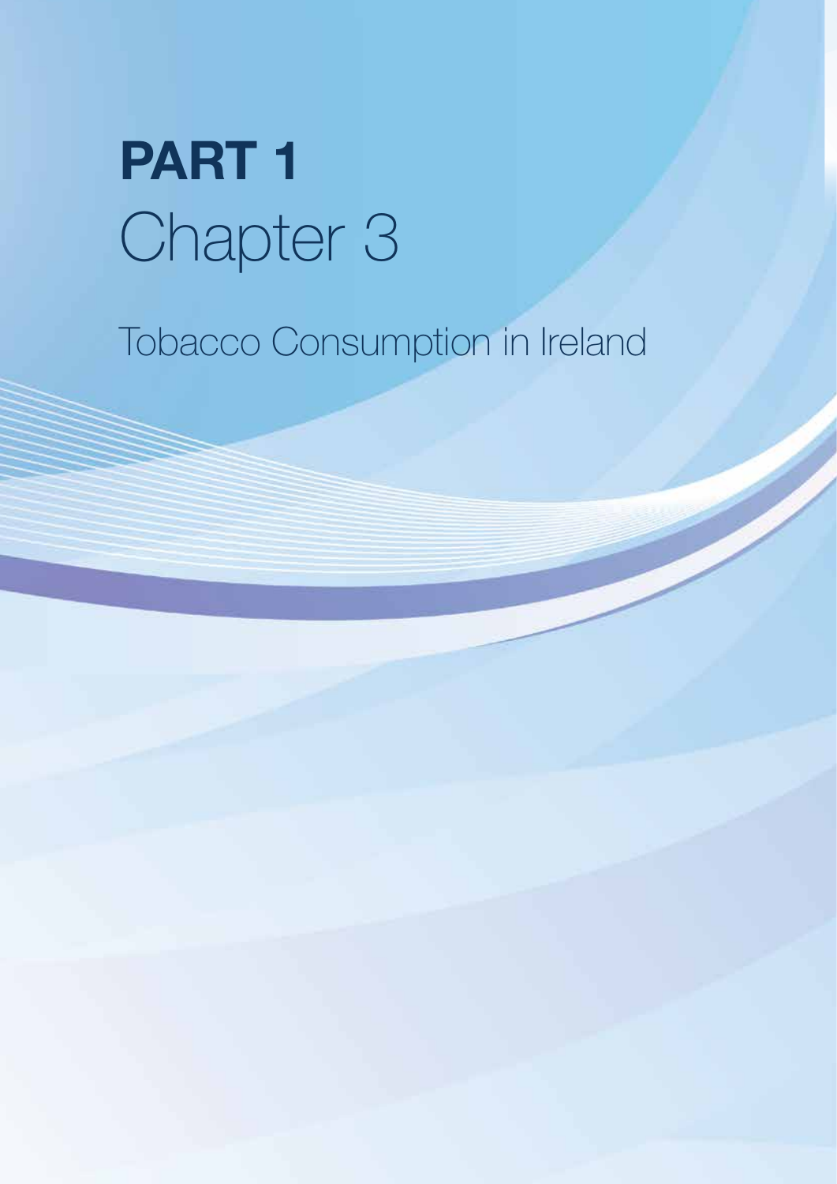# PART 1
# Chapter 3

## Tobacco Consumption in Ireland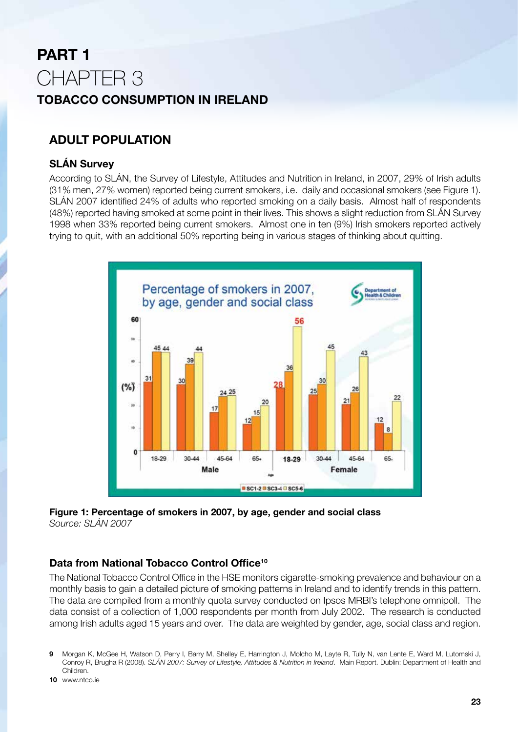# PART 1
# CHAPTER 3
## TOBACCO CONSUMPTION IN IRELAND

## ADULT POPULATION

### SLÁN Survey

According to SLÁN, the Survey of Lifestyle, Attitudes and Nutrition in Ireland, in 2007, 29% of Irish adults (31% men, 27% women) reported being current smokers, i.e. daily and occasional smokers (see Figure 1). SLÁN 2007 identified 24% of adults who reported smoking on a daily basis. Almost half of respondents (48%) reported having smoked at some point in their lives. This shows a slight reduction from SLÁN Survey 1998 when 33% reported being current smokers. Almost one in ten (9%) Irish smokers reported actively trying to quit, with an additional 50% reporting being in various stages of thinking about quitting.

**Figure 1: Percentage of smokers in 2007, by age, gender and social class**
*Source: SLÁN 2007*

### Data from National Tobacco Control Office[10]

The National Tobacco Control Office in the HSE monitors cigarette-smoking prevalence and behaviour on a monthly basis to gain a detailed picture of smoking patterns in Ireland and to identify trends in this pattern. The data are compiled from a monthly quota survey conducted on Ipsos MRBI's telephone omnipoll. The data consist of a collection of 1,000 respondents per month from July 2002. The research is conducted among Irish adults aged 15 years and over. The data are weighted by gender, age, social class and region.

---

9 Morgan K, McGee H, Watson D, Perry I, Barry M, Shelley E, Harrington J, Molcho M, Layte R, Tully N, van Lente E, Ward M, Lutomski J, Conroy R, Brugha R (2008). *SLÁN 2007: Survey of Lifestyle, Attitudes & Nutrition in Ireland*. Main Report. Dublin: Department of Health and Children.

10 www.ntco.ie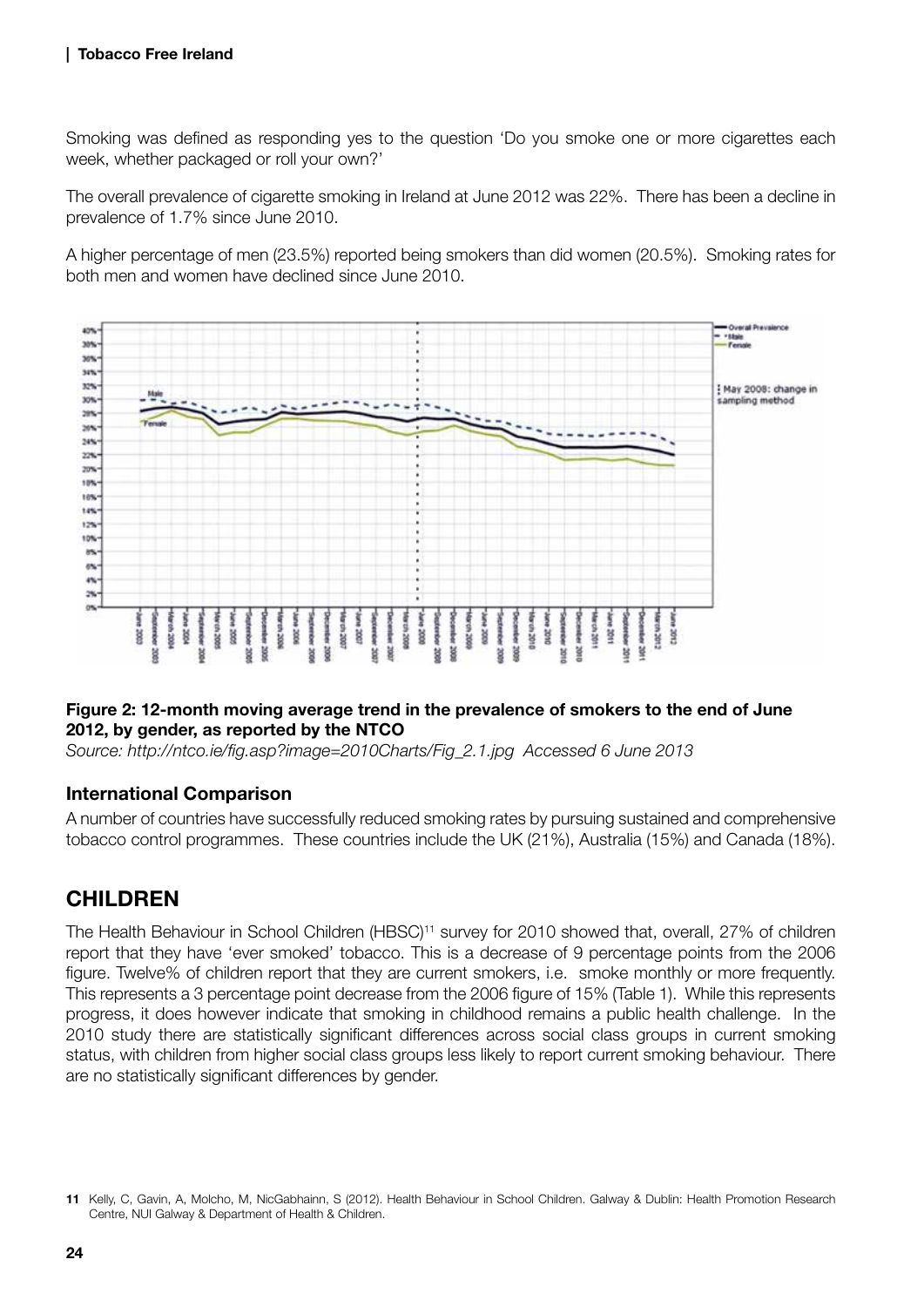Smoking was defined as responding yes to the question 'Do you smoke one or more cigarettes each week, whether packaged or roll your own?'

The overall prevalence of cigarette smoking in Ireland at June 2012 was 22%. There has been a decline in prevalence of 1.7% since June 2010.

A higher percentage of men (23.5%) reported being smokers than did women (20.5%). Smoking rates for both men and women have declined since June 2010.

**Figure 2: 12-month moving average trend in the prevalence of smokers to the end of June 2012, by gender, as reported by the NTCO**

*Source: http://ntco.ie/fig.asp?image=2010Charts/Fig_2.1.jpg Accessed 6 June 2013*

### International Comparison

A number of countries have successfully reduced smoking rates by pursuing sustained and comprehensive tobacco control programmes. These countries include the UK (21%), Australia (15%) and Canada (18%).

## CHILDREN

The Health Behaviour in School Children (HBSC)[11] survey for 2010 showed that, overall, 27% of children report that they have 'ever smoked' tobacco. This is a decrease of 9 percentage points from the 2006 figure. Twelve% of children report that they are current smokers, i.e. smoke monthly or more frequently. This represents a 3 percentage point decrease from the 2006 figure of 15% (Table 1). While this represents progress, it does however indicate that smoking in childhood remains a public health challenge. In the 2010 study there are statistically significant differences across social class groups in current smoking status, with children from higher social class groups less likely to report current smoking behaviour. There are no statistically significant differences by gender.

11 Kelly, C, Gavin, A, Molcho, M, NicGabhainn, S (2012). Health Behaviour in School Children. Galway & Dublin: Health Promotion Research Centre, NUI Galway & Department of Health & Children.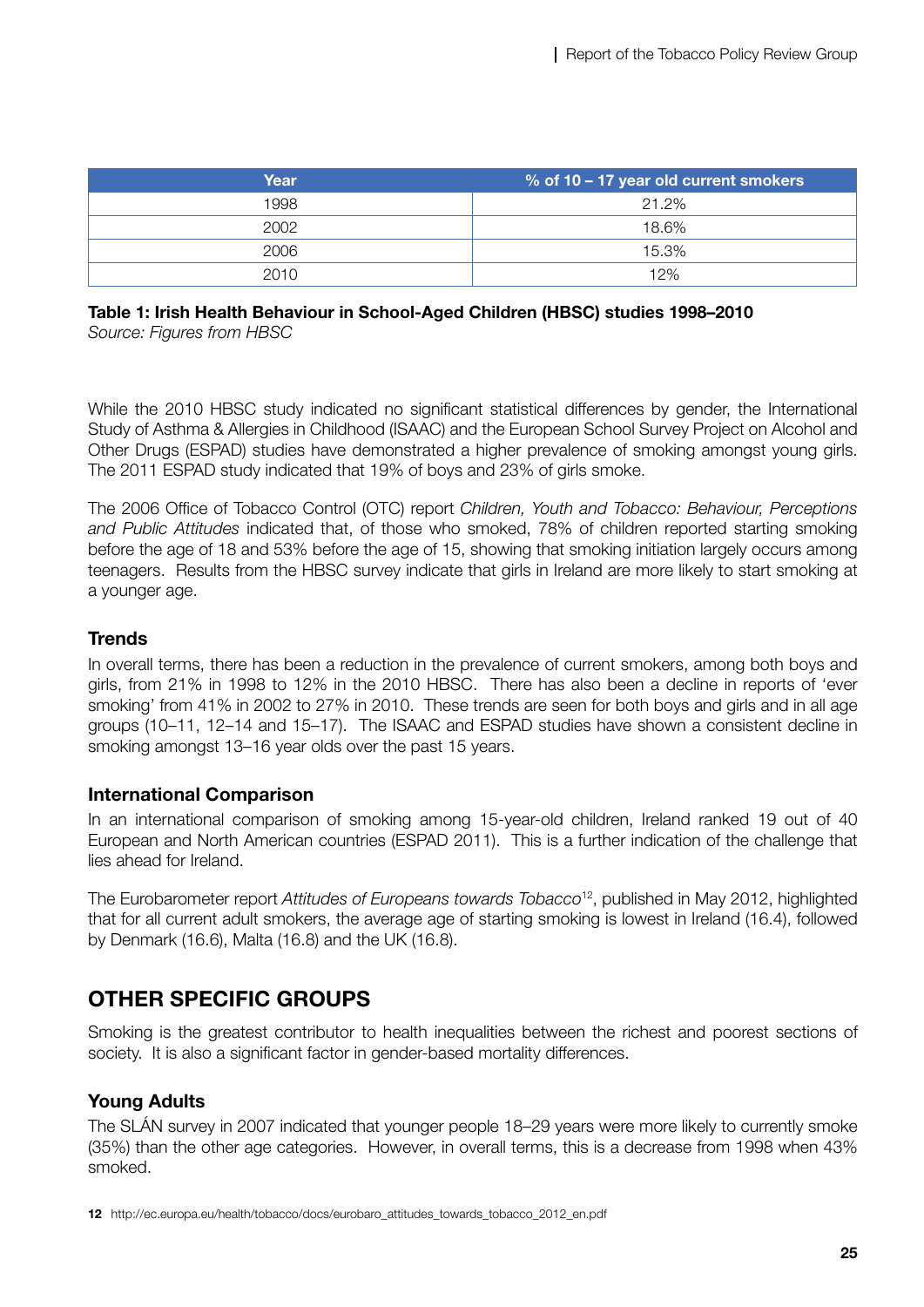| Year | % of 10 – 17 year old current smokers |
| --- | --- |
| 1998 | 21.2% |
| 2002 | 18.6% |
| 2006 | 15.3% |
| 2010 | 12% |

**Table 1: Irish Health Behaviour in School-Aged Children (HBSC) studies 1998–2010**
*Source: Figures from HBSC*

While the 2010 HBSC study indicated no significant statistical differences by gender, the International Study of Asthma & Allergies in Childhood (ISAAC) and the European School Survey Project on Alcohol and Other Drugs (ESPAD) studies have demonstrated a higher prevalence of smoking amongst young girls. The 2011 ESPAD study indicated that 19% of boys and 23% of girls smoke.

The 2006 Office of Tobacco Control (OTC) report *Children, Youth and Tobacco: Behaviour, Perceptions and Public Attitudes* indicated that, of those who smoked, 78% of children reported starting smoking before the age of 18 and 53% before the age of 15, showing that smoking initiation largely occurs among teenagers. Results from the HBSC survey indicate that girls in Ireland are more likely to start smoking at a younger age.

### Trends

In overall terms, there has been a reduction in the prevalence of current smokers, among both boys and girls, from 21% in 1998 to 12% in the 2010 HBSC. There has also been a decline in reports of 'ever smoking' from 41% in 2002 to 27% in 2010. These trends are seen for both boys and girls and in all age groups (10–11, 12–14 and 15–17). The ISAAC and ESPAD studies have shown a consistent decline in smoking amongst 13–16 year olds over the past 15 years.

### International Comparison

In an international comparison of smoking among 15-year-old children, Ireland ranked 19 out of 40 European and North American countries (ESPAD 2011). This is a further indication of the challenge that lies ahead for Ireland.

The Eurobarometer report *Attitudes of Europeans towards Tobacco*[12], published in May 2012, highlighted that for all current adult smokers, the average age of starting smoking is lowest in Ireland (16.4), followed by Denmark (16.6), Malta (16.8) and the UK (16.8).

## OTHER SPECIFIC GROUPS

Smoking is the greatest contributor to health inequalities between the richest and poorest sections of society. It is also a significant factor in gender-based mortality differences.

### Young Adults

The SLÁN survey in 2007 indicated that younger people 18–29 years were more likely to currently smoke (35%) than the other age categories. However, in overall terms, this is a decrease from 1998 when 43% smoked.

**12** http://ec.europa.eu/health/tobacco/docs/eurobaro_attitudes_towards_tobacco_2012_en.pdf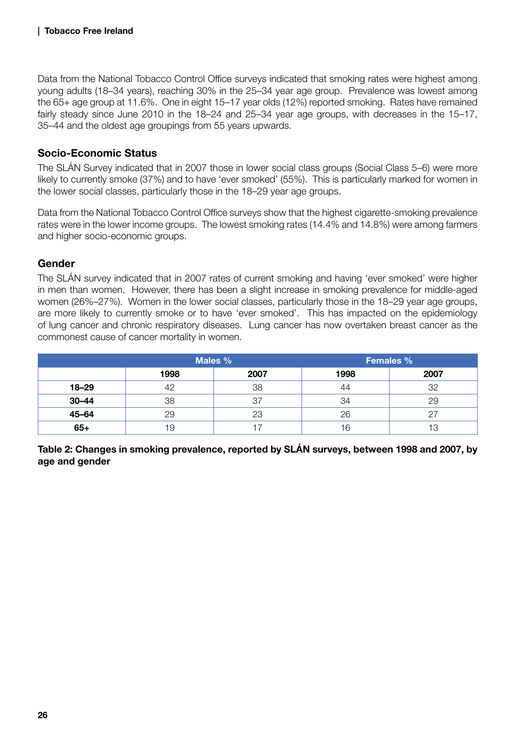Data from the National Tobacco Control Office surveys indicated that smoking rates were highest among young adults (18–34 years), reaching 30% in the 25–34 year age group. Prevalence was lowest among the 65+ age group at 11.6%. One in eight 15–17 year olds (12%) reported smoking. Rates have remained fairly steady since June 2010 in the 18–24 and 25–34 year age groups, with decreases in the 15–17, 35–44 and the oldest age groupings from 55 years upwards.

### Socio-Economic Status

The SLÁN Survey indicated that in 2007 those in lower social class groups (Social Class 5–6) were more likely to currently smoke (37%) and to have 'ever smoked' (55%). This is particularly marked for women in the lower social classes, particularly those in the 18–29 year age groups.

Data from the National Tobacco Control Office surveys show that the highest cigarette-smoking prevalence rates were in the lower income groups. The lowest smoking rates (14.4% and 14.8%) were among farmers and higher socio-economic groups.

### Gender

The SLÁN survey indicated that in 2007 rates of current smoking and having 'ever smoked' were higher in men than women. However, there has been a slight increase in smoking prevalence for middle-aged women (26%–27%). Women in the lower social classes, particularly those in the 18–29 year age groups, are more likely to currently smoke or to have 'ever smoked'. This has impacted on the epidemiology of lung cancer and chronic respiratory diseases. Lung cancer has now overtaken breast cancer as the commonest cause of cancer mortality in women.

| | Males % | | Females % | |
|---|---|---|---|---|
| | **1998** | **2007** | **1998** | **2007** |
| **18–29** | 42 | 38 | 44 | 32 |
| **30–44** | 38 | 37 | 34 | 29 |
| **45–64** | 29 | 23 | 26 | 27 |
| **65+** | 19 | 17 | 16 | 13 |

**Table 2: Changes in smoking prevalence, reported by SLÁN surveys, between 1998 and 2007, by age and gender**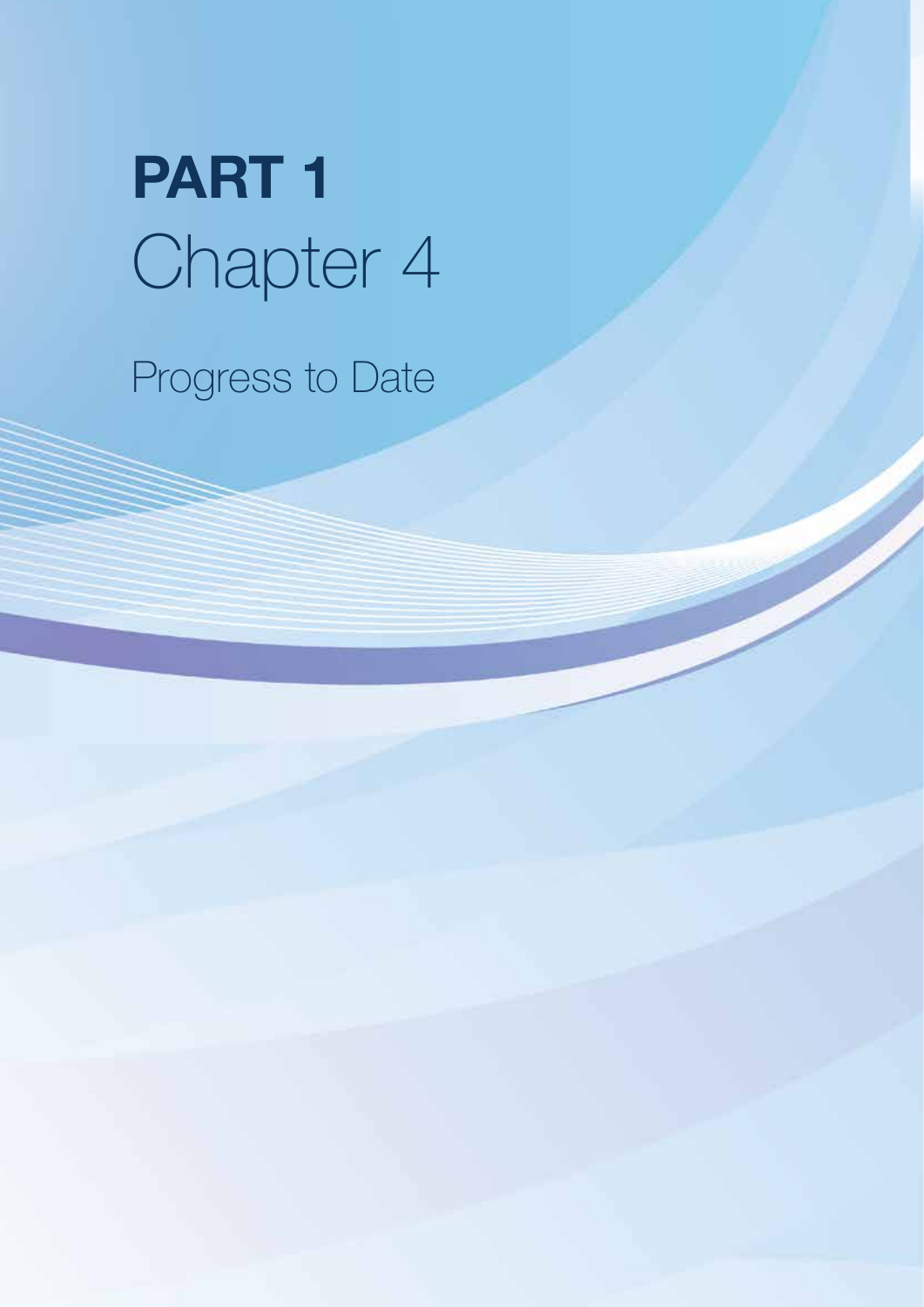# PART 1

# Chapter 4

## Progress to Date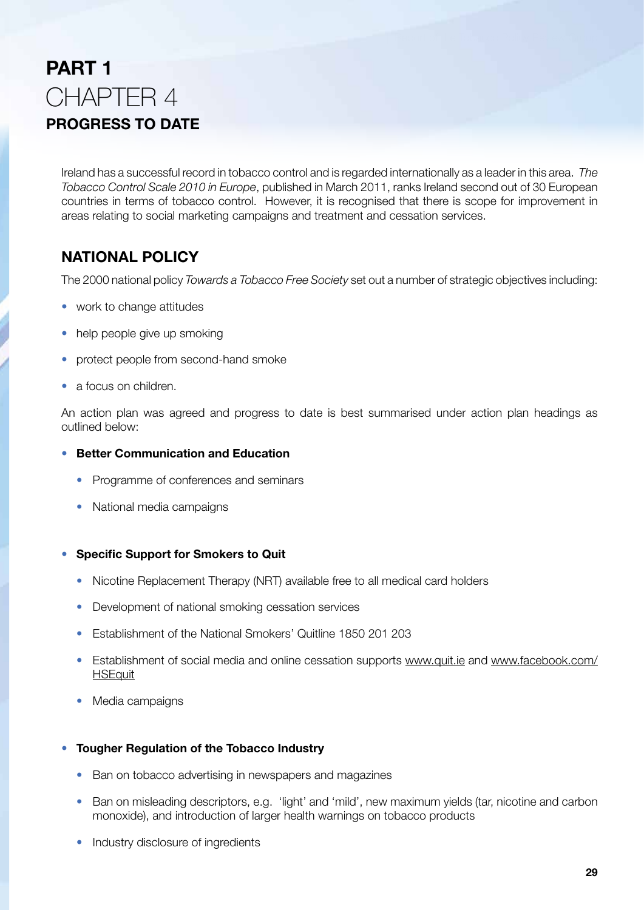# PART 1
# CHAPTER 4
## PROGRESS TO DATE

Ireland has a successful record in tobacco control and is regarded internationally as a leader in this area. *The Tobacco Control Scale 2010 in Europe*, published in March 2011, ranks Ireland second out of 30 European countries in terms of tobacco control. However, it is recognised that there is scope for improvement in areas relating to social marketing campaigns and treatment and cessation services.

## NATIONAL POLICY

The 2000 national policy *Towards a Tobacco Free Society* set out a number of strategic objectives including:

- work to change attitudes
- help people give up smoking
- protect people from second-hand smoke
- a focus on children.

An action plan was agreed and progress to date is best summarised under action plan headings as outlined below:

- **Better Communication and Education**
  - Programme of conferences and seminars
  - National media campaigns

- **Specific Support for Smokers to Quit**
  - Nicotine Replacement Therapy (NRT) available free to all medical card holders
  - Development of national smoking cessation services
  - Establishment of the National Smokers' Quitline 1850 201 203
  - Establishment of social media and online cessation supports www.quit.ie and www.facebook.com/HSEquit
  - Media campaigns

- **Tougher Regulation of the Tobacco Industry**
  - Ban on tobacco advertising in newspapers and magazines
  - Ban on misleading descriptors, e.g. 'light' and 'mild', new maximum yields (tar, nicotine and carbon monoxide), and introduction of larger health warnings on tobacco products
  - Industry disclosure of ingredients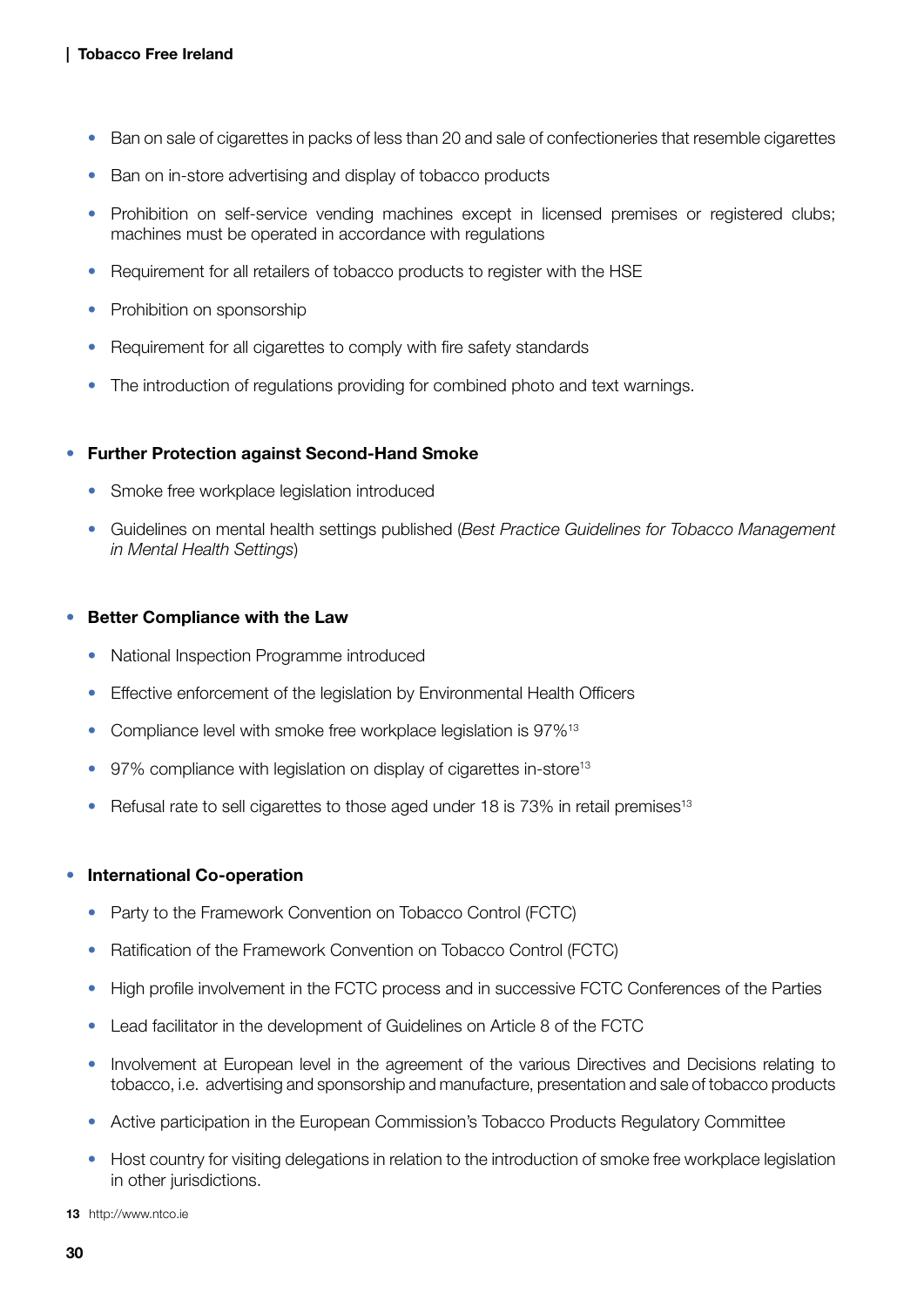- Ban on sale of cigarettes in packs of less than 20 and sale of confectioneries that resemble cigarettes
- Ban on in-store advertising and display of tobacco products
- Prohibition on self-service vending machines except in licensed premises or registered clubs; machines must be operated in accordance with regulations
- Requirement for all retailers of tobacco products to register with the HSE
- Prohibition on sponsorship
- Requirement for all cigarettes to comply with fire safety standards
- The introduction of regulations providing for combined photo and text warnings.

- **Further Protection against Second-Hand Smoke**
  - Smoke free workplace legislation introduced
  - Guidelines on mental health settings published (*Best Practice Guidelines for Tobacco Management in Mental Health Settings*)

- **Better Compliance with the Law**
  - National Inspection Programme introduced
  - Effective enforcement of the legislation by Environmental Health Officers
  - Compliance level with smoke free workplace legislation is 97%[13]
  - 97% compliance with legislation on display of cigarettes in-store[13]
  - Refusal rate to sell cigarettes to those aged under 18 is 73% in retail premises[13]

- **International Co-operation**
  - Party to the Framework Convention on Tobacco Control (FCTC)
  - Ratification of the Framework Convention on Tobacco Control (FCTC)
  - High profile involvement in the FCTC process and in successive FCTC Conferences of the Parties
  - Lead facilitator in the development of Guidelines on Article 8 of the FCTC
  - Involvement at European level in the agreement of the various Directives and Decisions relating to tobacco, i.e. advertising and sponsorship and manufacture, presentation and sale of tobacco products
  - Active participation in the European Commission's Tobacco Products Regulatory Committee
  - Host country for visiting delegations in relation to the introduction of smoke free workplace legislation in other jurisdictions.

13 http://www.ntco.ie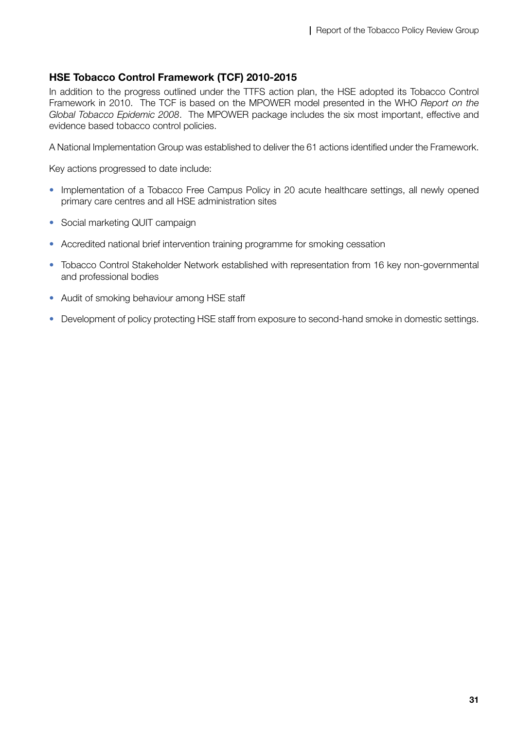### HSE Tobacco Control Framework (TCF) 2010-2015

In addition to the progress outlined under the TTFS action plan, the HSE adopted its Tobacco Control Framework in 2010. The TCF is based on the MPOWER model presented in the WHO *Report on the Global Tobacco Epidemic 2008*. The MPOWER package includes the six most important, effective and evidence based tobacco control policies.

A National Implementation Group was established to deliver the 61 actions identified under the Framework.

Key actions progressed to date include:

- Implementation of a Tobacco Free Campus Policy in 20 acute healthcare settings, all newly opened primary care centres and all HSE administration sites
- Social marketing QUIT campaign
- Accredited national brief intervention training programme for smoking cessation
- Tobacco Control Stakeholder Network established with representation from 16 key non-governmental and professional bodies
- Audit of smoking behaviour among HSE staff
- Development of policy protecting HSE staff from exposure to second-hand smoke in domestic settings.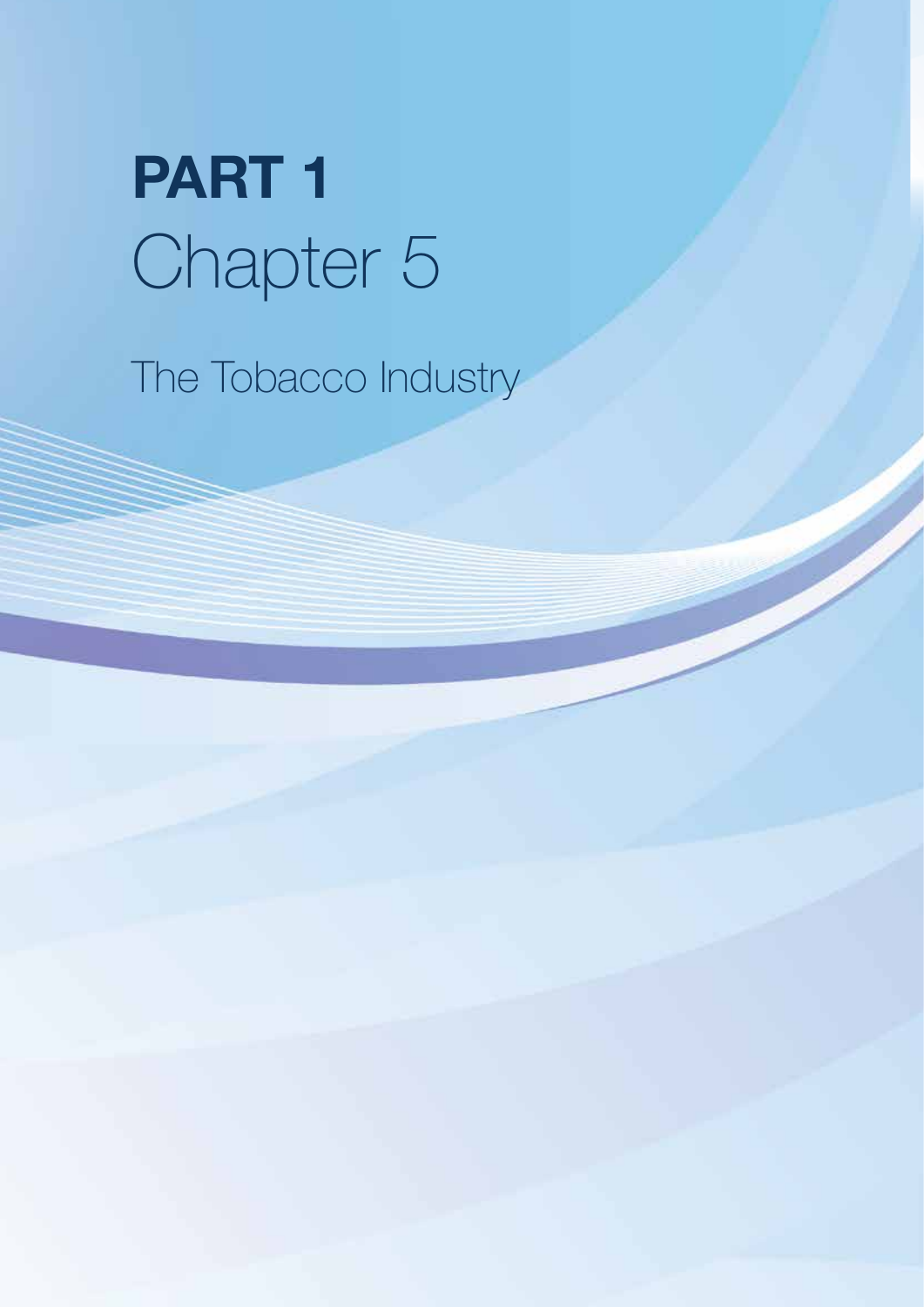# PART 1
# Chapter 5

## The Tobacco Industry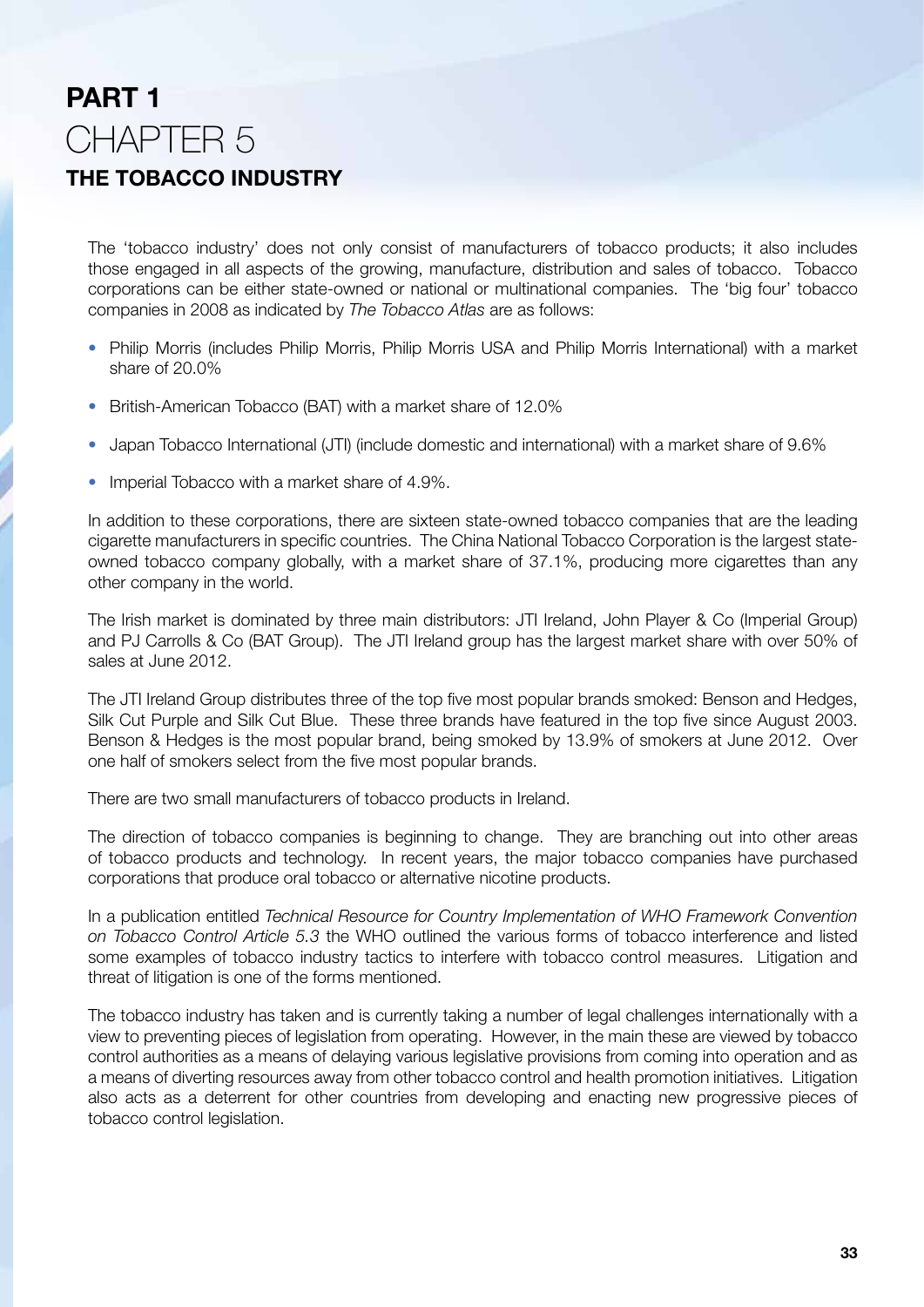# PART 1
# CHAPTER 5
## THE TOBACCO INDUSTRY

The 'tobacco industry' does not only consist of manufacturers of tobacco products; it also includes those engaged in all aspects of the growing, manufacture, distribution and sales of tobacco. Tobacco corporations can be either state-owned or national or multinational companies. The 'big four' tobacco companies in 2008 as indicated by *The Tobacco Atlas* are as follows:

- Philip Morris (includes Philip Morris, Philip Morris USA and Philip Morris International) with a market share of 20.0%
- British-American Tobacco (BAT) with a market share of 12.0%
- Japan Tobacco International (JTI) (include domestic and international) with a market share of 9.6%
- Imperial Tobacco with a market share of 4.9%.

In addition to these corporations, there are sixteen state-owned tobacco companies that are the leading cigarette manufacturers in specific countries. The China National Tobacco Corporation is the largest state-owned tobacco company globally, with a market share of 37.1%, producing more cigarettes than any other company in the world.

The Irish market is dominated by three main distributors: JTI Ireland, John Player & Co (Imperial Group) and PJ Carrolls & Co (BAT Group). The JTI Ireland group has the largest market share with over 50% of sales at June 2012.

The JTI Ireland Group distributes three of the top five most popular brands smoked: Benson and Hedges, Silk Cut Purple and Silk Cut Blue. These three brands have featured in the top five since August 2003. Benson & Hedges is the most popular brand, being smoked by 13.9% of smokers at June 2012. Over one half of smokers select from the five most popular brands.

There are two small manufacturers of tobacco products in Ireland.

The direction of tobacco companies is beginning to change. They are branching out into other areas of tobacco products and technology. In recent years, the major tobacco companies have purchased corporations that produce oral tobacco or alternative nicotine products.

In a publication entitled *Technical Resource for Country Implementation of WHO Framework Convention on Tobacco Control Article 5.3* the WHO outlined the various forms of tobacco interference and listed some examples of tobacco industry tactics to interfere with tobacco control measures. Litigation and threat of litigation is one of the forms mentioned.

The tobacco industry has taken and is currently taking a number of legal challenges internationally with a view to preventing pieces of legislation from operating. However, in the main these are viewed by tobacco control authorities as a means of delaying various legislative provisions from coming into operation and as a means of diverting resources away from other tobacco control and health promotion initiatives. Litigation also acts as a deterrent for other countries from developing and enacting new progressive pieces of tobacco control legislation.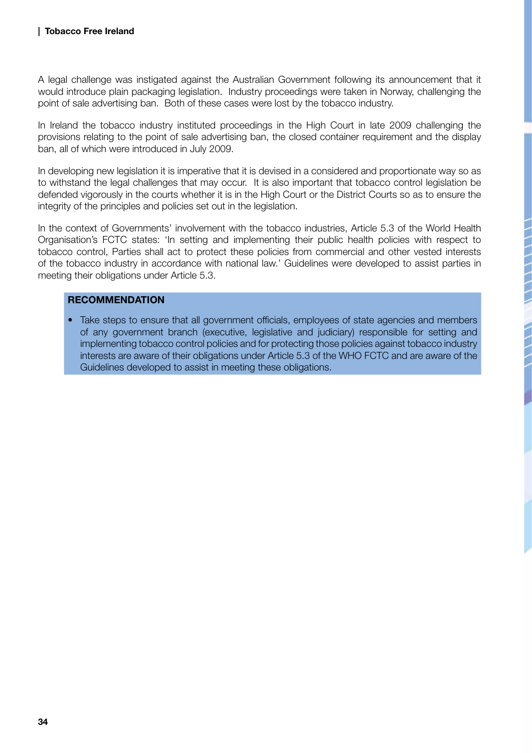A legal challenge was instigated against the Australian Government following its announcement that it would introduce plain packaging legislation. Industry proceedings were taken in Norway, challenging the point of sale advertising ban. Both of these cases were lost by the tobacco industry.

In Ireland the tobacco industry instituted proceedings in the High Court in late 2009 challenging the provisions relating to the point of sale advertising ban, the closed container requirement and the display ban, all of which were introduced in July 2009.

In developing new legislation it is imperative that it is devised in a considered and proportionate way so as to withstand the legal challenges that may occur. It is also important that tobacco control legislation be defended vigorously in the courts whether it is in the High Court or the District Courts so as to ensure the integrity of the principles and policies set out in the legislation.

In the context of Governments' involvement with the tobacco industries, Article 5.3 of the World Health Organisation's FCTC states: 'In setting and implementing their public health policies with respect to tobacco control, Parties shall act to protect these policies from commercial and other vested interests of the tobacco industry in accordance with national law.' Guidelines were developed to assist parties in meeting their obligations under Article 5.3.

**RECOMMENDATION**

- Take steps to ensure that all government officials, employees of state agencies and members of any government branch (executive, legislative and judiciary) responsible for setting and implementing tobacco control policies and for protecting those policies against tobacco industry interests are aware of their obligations under Article 5.3 of the WHO FCTC and are aware of the Guidelines developed to assist in meeting these obligations.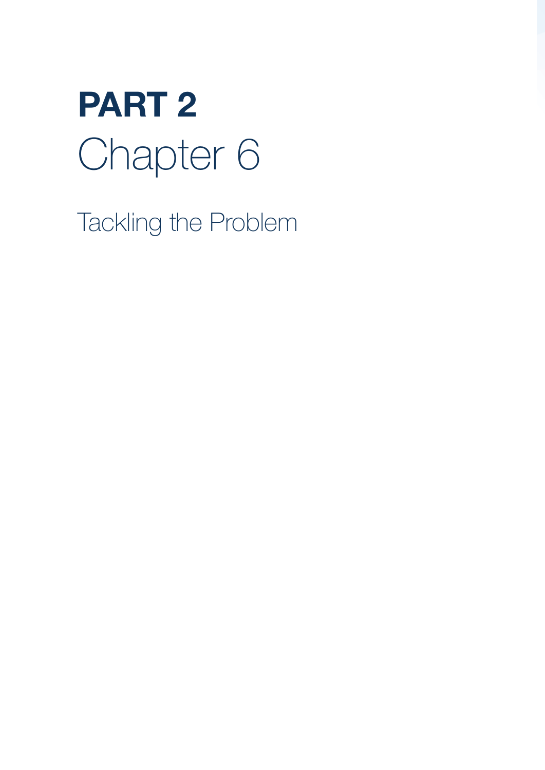# PART 2
## Chapter 6

Tackling the Problem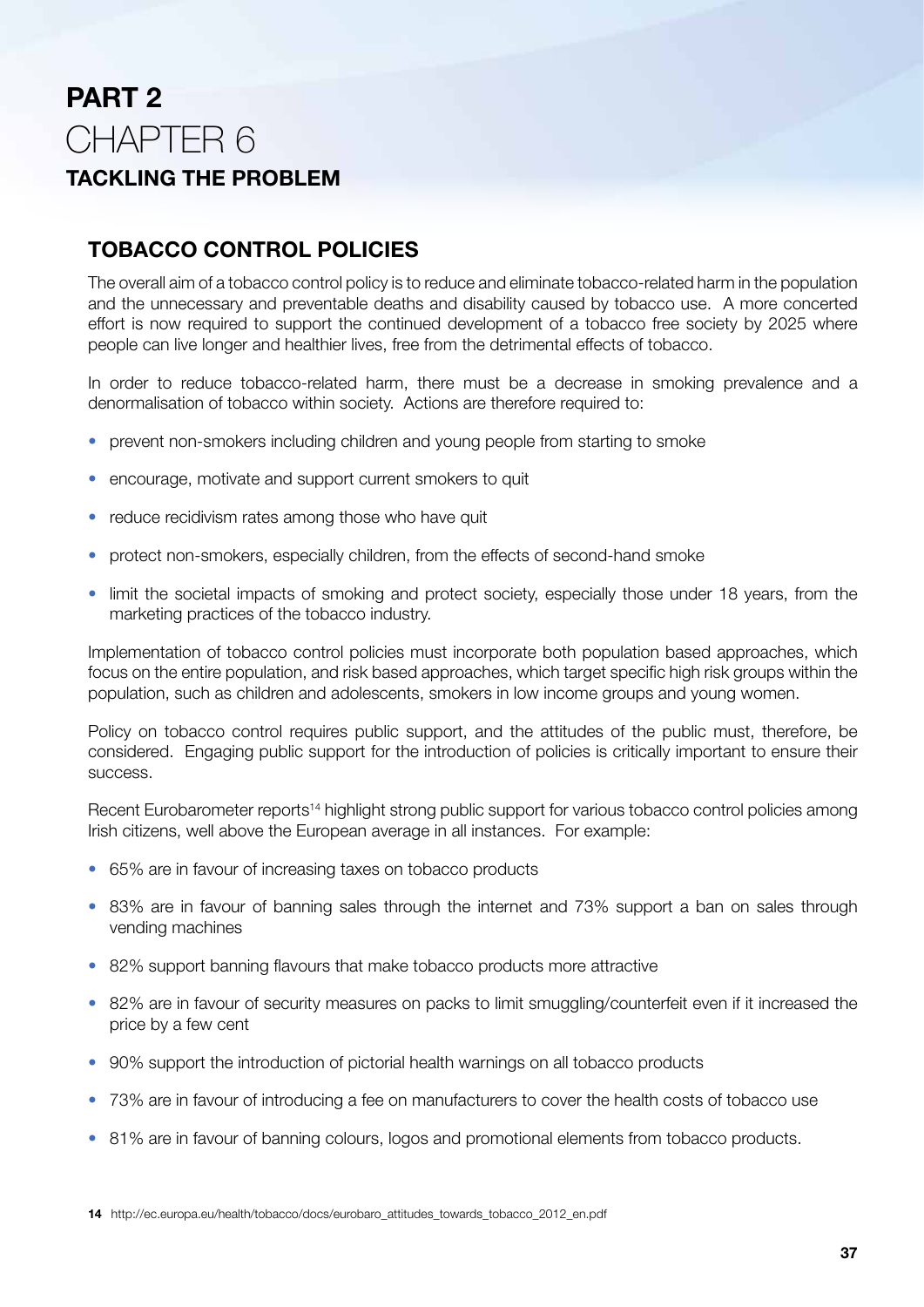# PART 2
# CHAPTER 6
## TACKLING THE PROBLEM

### TOBACCO CONTROL POLICIES

The overall aim of a tobacco control policy is to reduce and eliminate tobacco-related harm in the population and the unnecessary and preventable deaths and disability caused by tobacco use. A more concerted effort is now required to support the continued development of a tobacco free society by 2025 where people can live longer and healthier lives, free from the detrimental effects of tobacco.

In order to reduce tobacco-related harm, there must be a decrease in smoking prevalence and a denormalisation of tobacco within society. Actions are therefore required to:

- prevent non-smokers including children and young people from starting to smoke
- encourage, motivate and support current smokers to quit
- reduce recidivism rates among those who have quit
- protect non-smokers, especially children, from the effects of second-hand smoke
- limit the societal impacts of smoking and protect society, especially those under 18 years, from the marketing practices of the tobacco industry.

Implementation of tobacco control policies must incorporate both population based approaches, which focus on the entire population, and risk based approaches, which target specific high risk groups within the population, such as children and adolescents, smokers in low income groups and young women.

Policy on tobacco control requires public support, and the attitudes of the public must, therefore, be considered. Engaging public support for the introduction of policies is critically important to ensure their success.

Recent Eurobarometer reports[14] highlight strong public support for various tobacco control policies among Irish citizens, well above the European average in all instances. For example:

- 65% are in favour of increasing taxes on tobacco products
- 83% are in favour of banning sales through the internet and 73% support a ban on sales through vending machines
- 82% support banning flavours that make tobacco products more attractive
- 82% are in favour of security measures on packs to limit smuggling/counterfeit even if it increased the price by a few cent
- 90% support the introduction of pictorial health warnings on all tobacco products
- 73% are in favour of introducing a fee on manufacturers to cover the health costs of tobacco use
- 81% are in favour of banning colours, logos and promotional elements from tobacco products.

[14] http://ec.europa.eu/health/tobacco/docs/eurobaro_attitudes_towards_tobacco_2012_en.pdf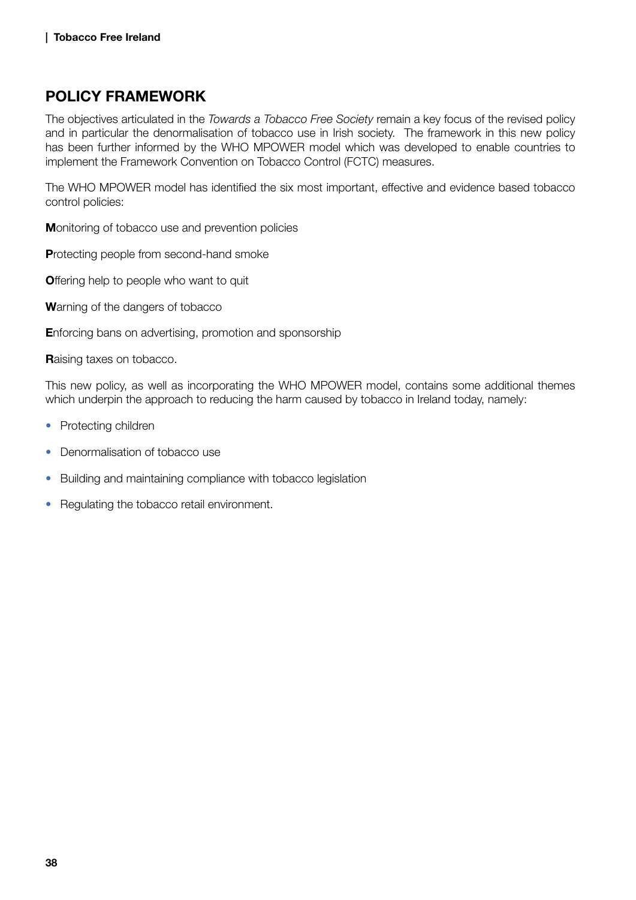## POLICY FRAMEWORK

The objectives articulated in the *Towards a Tobacco Free Society* remain a key focus of the revised policy and in particular the denormalisation of tobacco use in Irish society. The framework in this new policy has been further informed by the WHO MPOWER model which was developed to enable countries to implement the Framework Convention on Tobacco Control (FCTC) measures.

The WHO MPOWER model has identified the six most important, effective and evidence based tobacco control policies:

**M**onitoring of tobacco use and prevention policies

**P**rotecting people from second-hand smoke

**O**ffering help to people who want to quit

**W**arning of the dangers of tobacco

**E**nforcing bans on advertising, promotion and sponsorship

**R**aising taxes on tobacco.

This new policy, as well as incorporating the WHO MPOWER model, contains some additional themes which underpin the approach to reducing the harm caused by tobacco in Ireland today, namely:

- Protecting children
- Denormalisation of tobacco use
- Building and maintaining compliance with tobacco legislation
- Regulating the tobacco retail environment.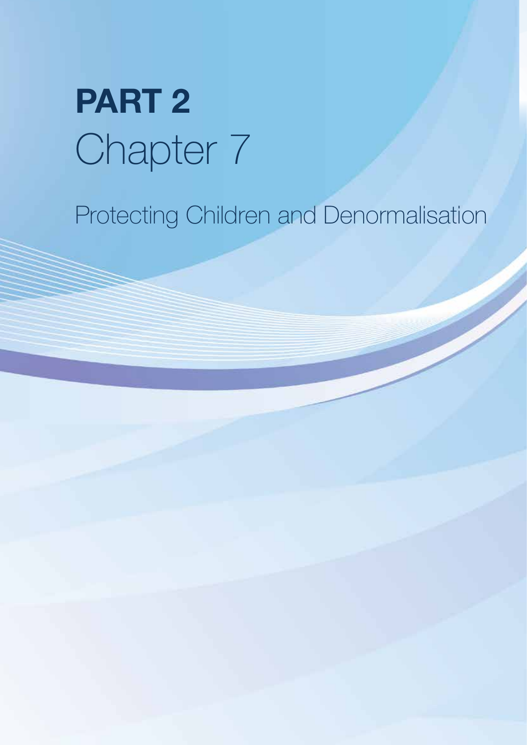# PART 2

# Chapter 7

## Protecting Children and Denormalisation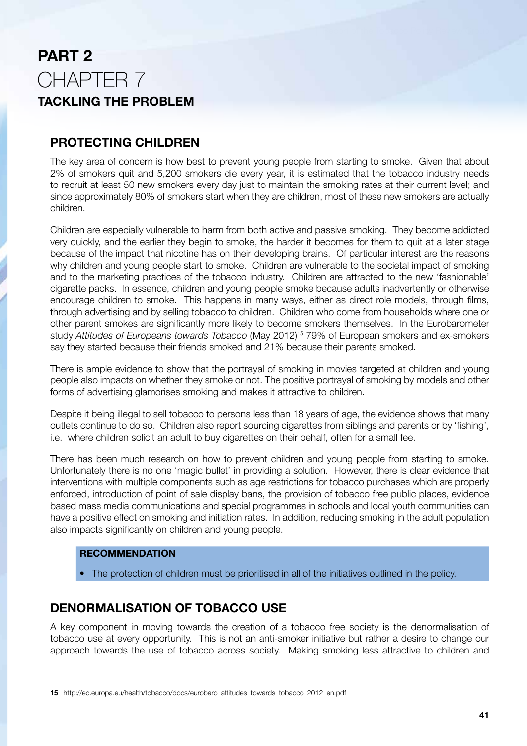# PART 2
# CHAPTER 7
## TACKLING THE PROBLEM

### PROTECTING CHILDREN

The key area of concern is how best to prevent young people from starting to smoke. Given that about 2% of smokers quit and 5,200 smokers die every year, it is estimated that the tobacco industry needs to recruit at least 50 new smokers every day just to maintain the smoking rates at their current level; and since approximately 80% of smokers start when they are children, most of these new smokers are actually children.

Children are especially vulnerable to harm from both active and passive smoking. They become addicted very quickly, and the earlier they begin to smoke, the harder it becomes for them to quit at a later stage because of the impact that nicotine has on their developing brains. Of particular interest are the reasons why children and young people start to smoke. Children are vulnerable to the societal impact of smoking and to the marketing practices of the tobacco industry. Children are attracted to the new 'fashionable' cigarette packs. In essence, children and young people smoke because adults inadvertently or otherwise encourage children to smoke. This happens in many ways, either as direct role models, through films, through advertising and by selling tobacco to children. Children who come from households where one or other parent smokes are significantly more likely to become smokers themselves. In the Eurobarometer study *Attitudes of Europeans towards Tobacco* (May 2012)[15] 79% of European smokers and ex-smokers say they started because their friends smoked and 21% because their parents smoked.

There is ample evidence to show that the portrayal of smoking in movies targeted at children and young people also impacts on whether they smoke or not. The positive portrayal of smoking by models and other forms of advertising glamorises smoking and makes it attractive to children.

Despite it being illegal to sell tobacco to persons less than 18 years of age, the evidence shows that many outlets continue to do so. Children also report sourcing cigarettes from siblings and parents or by 'fishing', i.e. where children solicit an adult to buy cigarettes on their behalf, often for a small fee.

There has been much research on how to prevent children and young people from starting to smoke. Unfortunately there is no one 'magic bullet' in providing a solution. However, there is clear evidence that interventions with multiple components such as age restrictions for tobacco purchases which are properly enforced, introduction of point of sale display bans, the provision of tobacco free public places, evidence based mass media communications and special programmes in schools and local youth communities can have a positive effect on smoking and initiation rates. In addition, reducing smoking in the adult population also impacts significantly on children and young people.

**RECOMMENDATION**

- The protection of children must be prioritised in all of the initiatives outlined in the policy.

### DENORMALISATION OF TOBACCO USE

A key component in moving towards the creation of a tobacco free society is the denormalisation of tobacco use at every opportunity. This is not an anti-smoker initiative but rather a desire to change our approach towards the use of tobacco across society. Making smoking less attractive to children and

**15** http://ec.europa.eu/health/tobacco/docs/eurobaro_attitudes_towards_tobacco_2012_en.pdf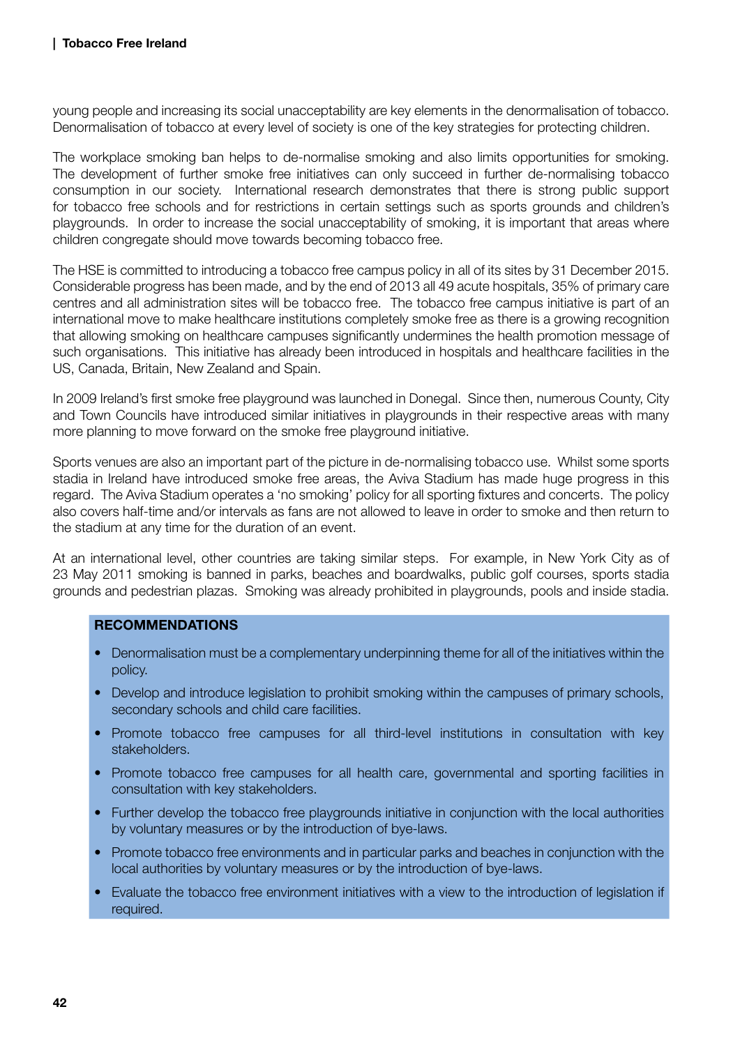young people and increasing its social unacceptability are key elements in the denormalisation of tobacco. Denormalisation of tobacco at every level of society is one of the key strategies for protecting children.

The workplace smoking ban helps to de-normalise smoking and also limits opportunities for smoking. The development of further smoke free initiatives can only succeed in further de-normalising tobacco consumption in our society. International research demonstrates that there is strong public support for tobacco free schools and for restrictions in certain settings such as sports grounds and children's playgrounds. In order to increase the social unacceptability of smoking, it is important that areas where children congregate should move towards becoming tobacco free.

The HSE is committed to introducing a tobacco free campus policy in all of its sites by 31 December 2015. Considerable progress has been made, and by the end of 2013 all 49 acute hospitals, 35% of primary care centres and all administration sites will be tobacco free. The tobacco free campus initiative is part of an international move to make healthcare institutions completely smoke free as there is a growing recognition that allowing smoking on healthcare campuses significantly undermines the health promotion message of such organisations. This initiative has already been introduced in hospitals and healthcare facilities in the US, Canada, Britain, New Zealand and Spain.

In 2009 Ireland's first smoke free playground was launched in Donegal. Since then, numerous County, City and Town Councils have introduced similar initiatives in playgrounds in their respective areas with many more planning to move forward on the smoke free playground initiative.

Sports venues are also an important part of the picture in de-normalising tobacco use. Whilst some sports stadia in Ireland have introduced smoke free areas, the Aviva Stadium has made huge progress in this regard. The Aviva Stadium operates a 'no smoking' policy for all sporting fixtures and concerts. The policy also covers half-time and/or intervals as fans are not allowed to leave in order to smoke and then return to the stadium at any time for the duration of an event.

At an international level, other countries are taking similar steps. For example, in New York City as of 23 May 2011 smoking is banned in parks, beaches and boardwalks, public golf courses, sports stadia grounds and pedestrian plazas. Smoking was already prohibited in playgrounds, pools and inside stadia.

**RECOMMENDATIONS**

- Denormalisation must be a complementary underpinning theme for all of the initiatives within the policy.
- Develop and introduce legislation to prohibit smoking within the campuses of primary schools, secondary schools and child care facilities.
- Promote tobacco free campuses for all third-level institutions in consultation with key stakeholders.
- Promote tobacco free campuses for all health care, governmental and sporting facilities in consultation with key stakeholders.
- Further develop the tobacco free playgrounds initiative in conjunction with the local authorities by voluntary measures or by the introduction of bye-laws.
- Promote tobacco free environments and in particular parks and beaches in conjunction with the local authorities by voluntary measures or by the introduction of bye-laws.
- Evaluate the tobacco free environment initiatives with a view to the introduction of legislation if required.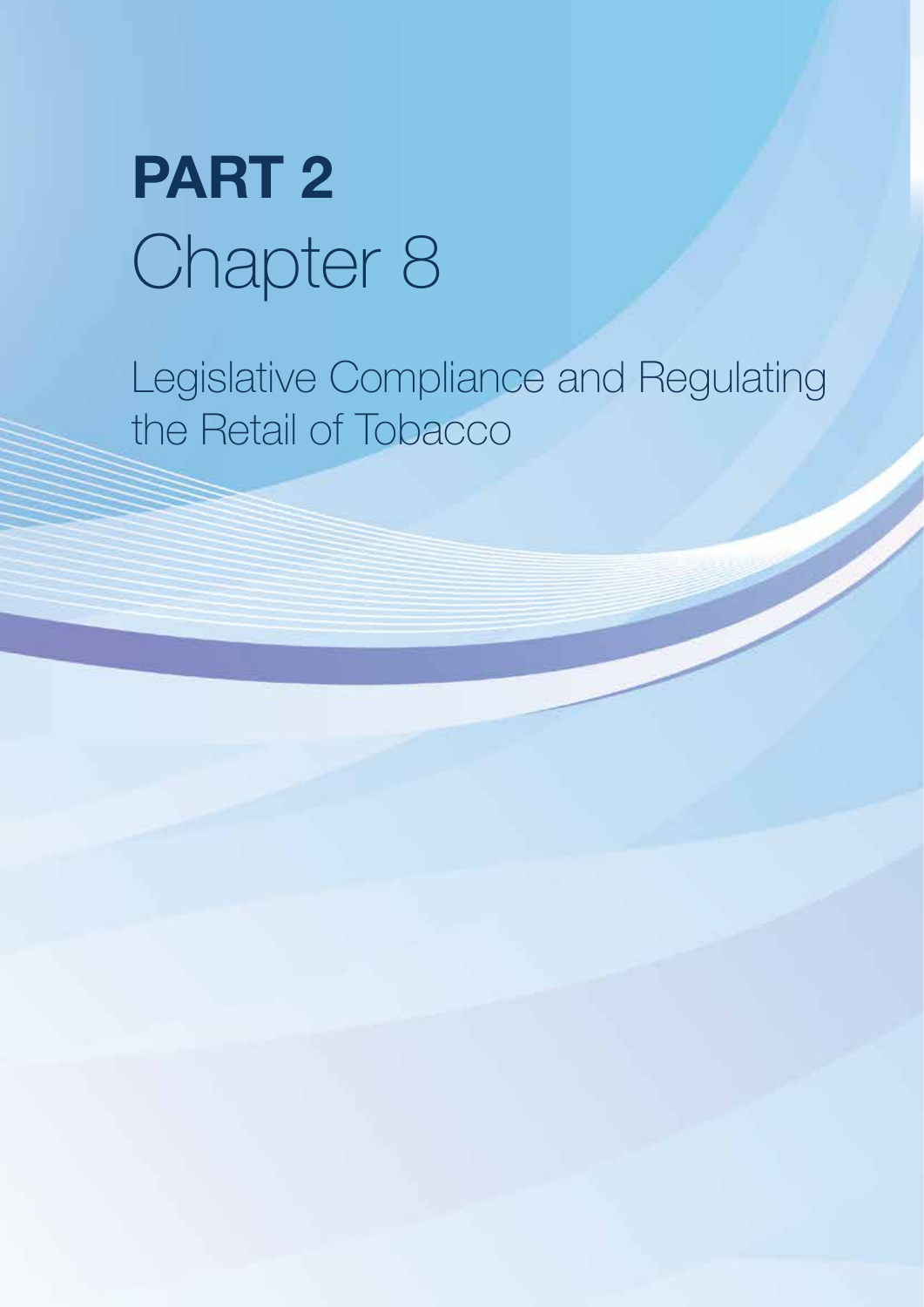# PART 2
# Chapter 8

Legislative Compliance and Regulating the Retail of Tobacco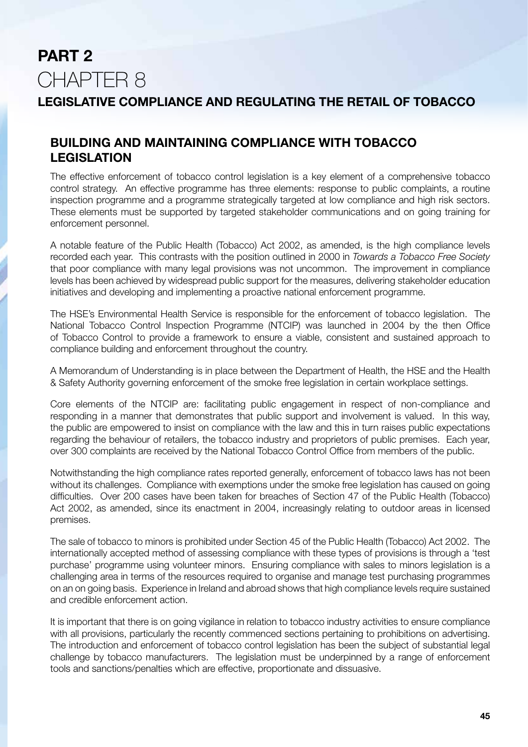# PART 2
# CHAPTER 8
## LEGISLATIVE COMPLIANCE AND REGULATING THE RETAIL OF TOBACCO

### BUILDING AND MAINTAINING COMPLIANCE WITH TOBACCO LEGISLATION

The effective enforcement of tobacco control legislation is a key element of a comprehensive tobacco control strategy. An effective programme has three elements: response to public complaints, a routine inspection programme and a programme strategically targeted at low compliance and high risk sectors. These elements must be supported by targeted stakeholder communications and on going training for enforcement personnel.

A notable feature of the Public Health (Tobacco) Act 2002, as amended, is the high compliance levels recorded each year. This contrasts with the position outlined in 2000 in *Towards a Tobacco Free Society* that poor compliance with many legal provisions was not uncommon. The improvement in compliance levels has been achieved by widespread public support for the measures, delivering stakeholder education initiatives and developing and implementing a proactive national enforcement programme.

The HSE's Environmental Health Service is responsible for the enforcement of tobacco legislation. The National Tobacco Control Inspection Programme (NTCIP) was launched in 2004 by the then Office of Tobacco Control to provide a framework to ensure a viable, consistent and sustained approach to compliance building and enforcement throughout the country.

A Memorandum of Understanding is in place between the Department of Health, the HSE and the Health & Safety Authority governing enforcement of the smoke free legislation in certain workplace settings.

Core elements of the NTCIP are: facilitating public engagement in respect of non-compliance and responding in a manner that demonstrates that public support and involvement is valued. In this way, the public are empowered to insist on compliance with the law and this in turn raises public expectations regarding the behaviour of retailers, the tobacco industry and proprietors of public premises. Each year, over 300 complaints are received by the National Tobacco Control Office from members of the public.

Notwithstanding the high compliance rates reported generally, enforcement of tobacco laws has not been without its challenges. Compliance with exemptions under the smoke free legislation has caused on going difficulties. Over 200 cases have been taken for breaches of Section 47 of the Public Health (Tobacco) Act 2002, as amended, since its enactment in 2004, increasingly relating to outdoor areas in licensed premises.

The sale of tobacco to minors is prohibited under Section 45 of the Public Health (Tobacco) Act 2002. The internationally accepted method of assessing compliance with these types of provisions is through a 'test purchase' programme using volunteer minors. Ensuring compliance with sales to minors legislation is a challenging area in terms of the resources required to organise and manage test purchasing programmes on an on going basis. Experience in Ireland and abroad shows that high compliance levels require sustained and credible enforcement action.

It is important that there is on going vigilance in relation to tobacco industry activities to ensure compliance with all provisions, particularly the recently commenced sections pertaining to prohibitions on advertising. The introduction and enforcement of tobacco control legislation has been the subject of substantial legal challenge by tobacco manufacturers. The legislation must be underpinned by a range of enforcement tools and sanctions/penalties which are effective, proportionate and dissuasive.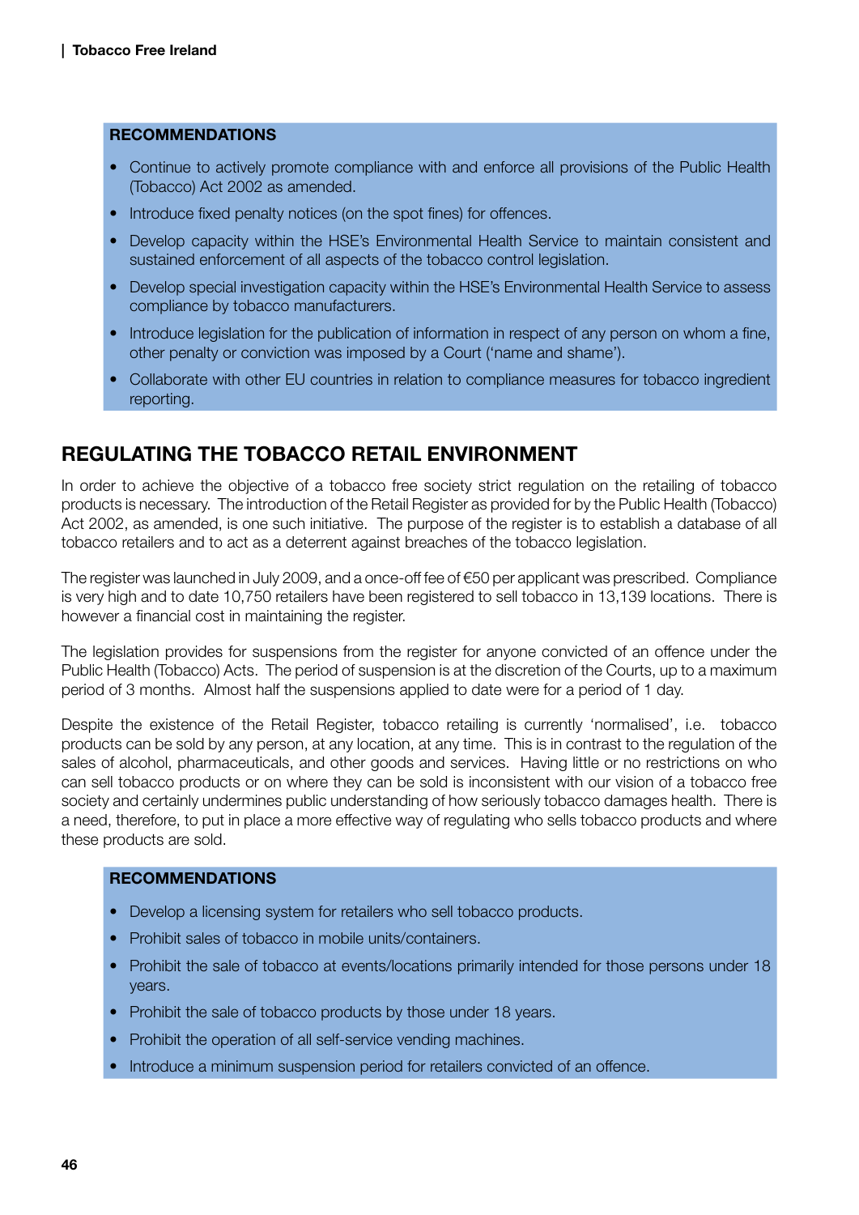**RECOMMENDATIONS**

- Continue to actively promote compliance with and enforce all provisions of the Public Health (Tobacco) Act 2002 as amended.
- Introduce fixed penalty notices (on the spot fines) for offences.
- Develop capacity within the HSE's Environmental Health Service to maintain consistent and sustained enforcement of all aspects of the tobacco control legislation.
- Develop special investigation capacity within the HSE's Environmental Health Service to assess compliance by tobacco manufacturers.
- Introduce legislation for the publication of information in respect of any person on whom a fine, other penalty or conviction was imposed by a Court ('name and shame').
- Collaborate with other EU countries in relation to compliance measures for tobacco ingredient reporting.

## REGULATING THE TOBACCO RETAIL ENVIRONMENT

In order to achieve the objective of a tobacco free society strict regulation on the retailing of tobacco products is necessary. The introduction of the Retail Register as provided for by the Public Health (Tobacco) Act 2002, as amended, is one such initiative. The purpose of the register is to establish a database of all tobacco retailers and to act as a deterrent against breaches of the tobacco legislation.

The register was launched in July 2009, and a once-off fee of €50 per applicant was prescribed. Compliance is very high and to date 10,750 retailers have been registered to sell tobacco in 13,139 locations. There is however a financial cost in maintaining the register.

The legislation provides for suspensions from the register for anyone convicted of an offence under the Public Health (Tobacco) Acts. The period of suspension is at the discretion of the Courts, up to a maximum period of 3 months. Almost half the suspensions applied to date were for a period of 1 day.

Despite the existence of the Retail Register, tobacco retailing is currently 'normalised', i.e. tobacco products can be sold by any person, at any location, at any time. This is in contrast to the regulation of the sales of alcohol, pharmaceuticals, and other goods and services. Having little or no restrictions on who can sell tobacco products or on where they can be sold is inconsistent with our vision of a tobacco free society and certainly undermines public understanding of how seriously tobacco damages health. There is a need, therefore, to put in place a more effective way of regulating who sells tobacco products and where these products are sold.

**RECOMMENDATIONS**

- Develop a licensing system for retailers who sell tobacco products.
- Prohibit sales of tobacco in mobile units/containers.
- Prohibit the sale of tobacco at events/locations primarily intended for those persons under 18 years.
- Prohibit the sale of tobacco products by those under 18 years.
- Prohibit the operation of all self-service vending machines.
- Introduce a minimum suspension period for retailers convicted of an offence.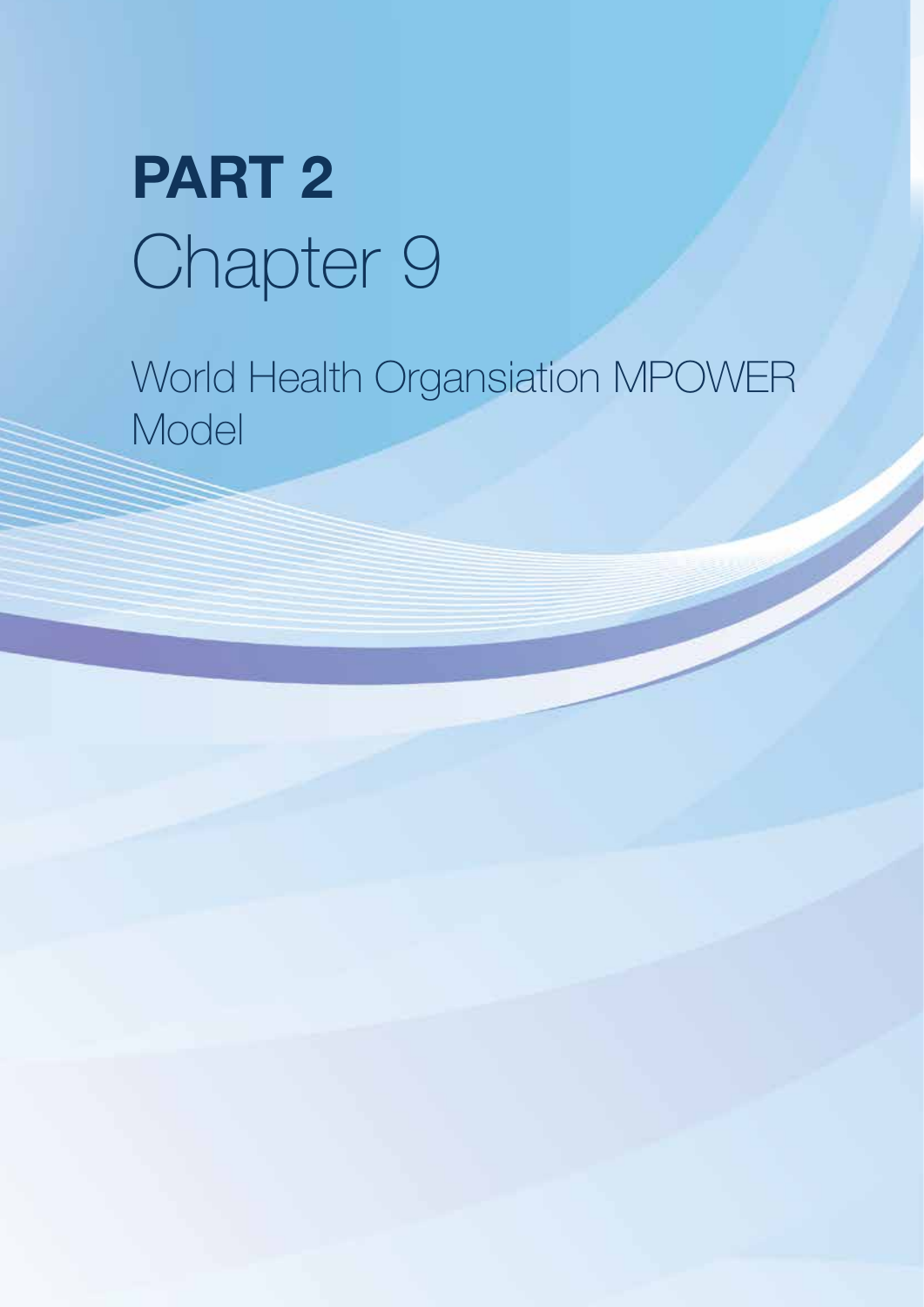# PART 2
# Chapter 9

## World Health Organsiation MPOWER Model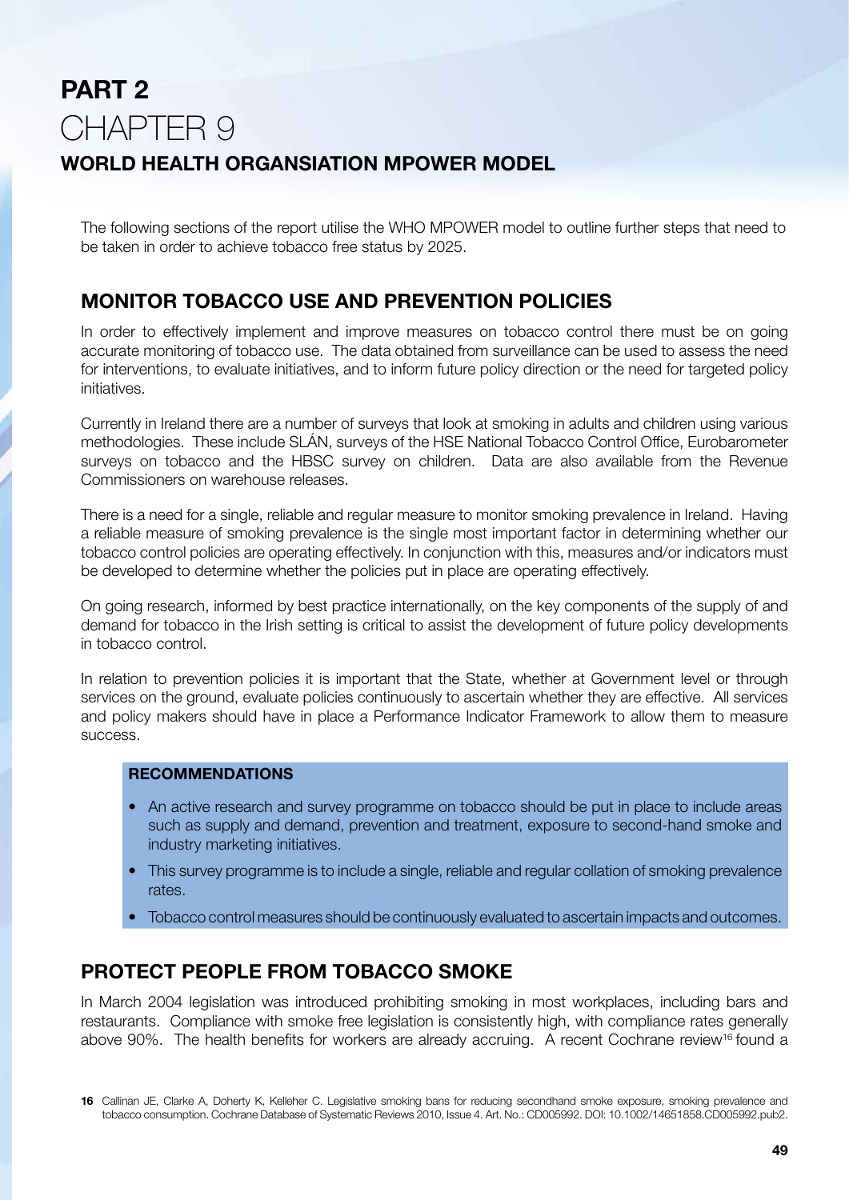# PART 2

# CHAPTER 9

## WORLD HEALTH ORGANSIATION MPOWER MODEL

The following sections of the report utilise the WHO MPOWER model to outline further steps that need to be taken in order to achieve tobacco free status by 2025.

## MONITOR TOBACCO USE AND PREVENTION POLICIES

In order to effectively implement and improve measures on tobacco control there must be on going accurate monitoring of tobacco use. The data obtained from surveillance can be used to assess the need for interventions, to evaluate initiatives, and to inform future policy direction or the need for targeted policy initiatives.

Currently in Ireland there are a number of surveys that look at smoking in adults and children using various methodologies. These include SLÁN, surveys of the HSE National Tobacco Control Office, Eurobarometer surveys on tobacco and the HBSC survey on children. Data are also available from the Revenue Commissioners on warehouse releases.

There is a need for a single, reliable and regular measure to monitor smoking prevalence in Ireland. Having a reliable measure of smoking prevalence is the single most important factor in determining whether our tobacco control policies are operating effectively. In conjunction with this, measures and/or indicators must be developed to determine whether the policies put in place are operating effectively.

On going research, informed by best practice internationally, on the key components of the supply of and demand for tobacco in the Irish setting is critical to assist the development of future policy developments in tobacco control.

In relation to prevention policies it is important that the State, whether at Government level or through services on the ground, evaluate policies continuously to ascertain whether they are effective. All services and policy makers should have in place a Performance Indicator Framework to allow them to measure success.

**RECOMMENDATIONS**

- An active research and survey programme on tobacco should be put in place to include areas such as supply and demand, prevention and treatment, exposure to second-hand smoke and industry marketing initiatives.
- This survey programme is to include a single, reliable and regular collation of smoking prevalence rates.
- Tobacco control measures should be continuously evaluated to ascertain impacts and outcomes.

## PROTECT PEOPLE FROM TOBACCO SMOKE

In March 2004 legislation was introduced prohibiting smoking in most workplaces, including bars and restaurants. Compliance with smoke free legislation is consistently high, with compliance rates generally above 90%. The health benefits for workers are already accruing. A recent Cochrane review[16] found a

[16] Callinan JE, Clarke A, Doherty K, Kelleher C. Legislative smoking bans for reducing secondhand smoke exposure, smoking prevalence and tobacco consumption. Cochrane Database of Systematic Reviews 2010, Issue 4. Art. No.: CD005992. DOI: 10.1002/14651858.CD005992.pub2.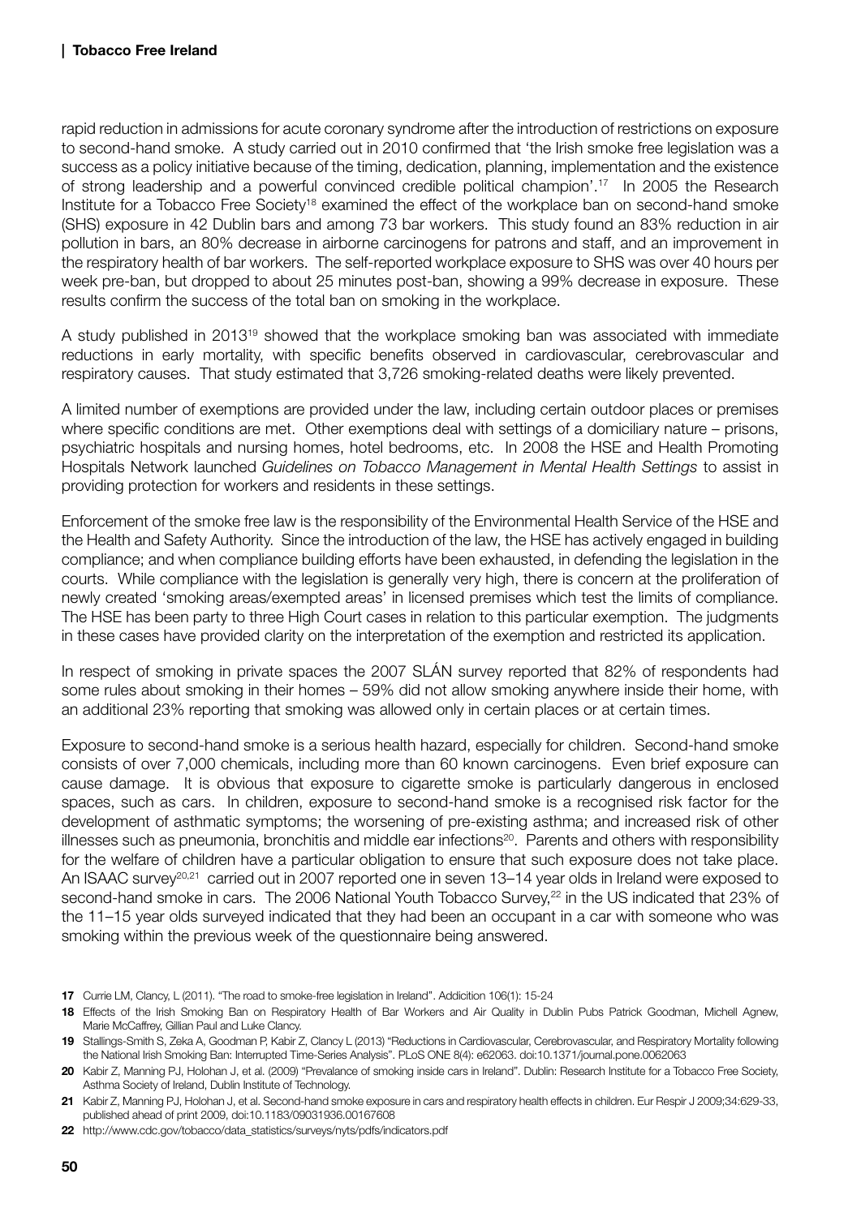rapid reduction in admissions for acute coronary syndrome after the introduction of restrictions on exposure to second-hand smoke. A study carried out in 2010 confirmed that 'the Irish smoke free legislation was a success as a policy initiative because of the timing, dedication, planning, implementation and the existence of strong leadership and a powerful convinced credible political champion'.[17] In 2005 the Research Institute for a Tobacco Free Society[18] examined the effect of the workplace ban on second-hand smoke (SHS) exposure in 42 Dublin bars and among 73 bar workers. This study found an 83% reduction in air pollution in bars, an 80% decrease in airborne carcinogens for patrons and staff, and an improvement in the respiratory health of bar workers. The self-reported workplace exposure to SHS was over 40 hours per week pre-ban, but dropped to about 25 minutes post-ban, showing a 99% decrease in exposure. These results confirm the success of the total ban on smoking in the workplace.

A study published in 2013[19] showed that the workplace smoking ban was associated with immediate reductions in early mortality, with specific benefits observed in cardiovascular, cerebrovascular and respiratory causes. That study estimated that 3,726 smoking-related deaths were likely prevented.

A limited number of exemptions are provided under the law, including certain outdoor places or premises where specific conditions are met. Other exemptions deal with settings of a domiciliary nature – prisons, psychiatric hospitals and nursing homes, hotel bedrooms, etc. In 2008 the HSE and Health Promoting Hospitals Network launched *Guidelines on Tobacco Management in Mental Health Settings* to assist in providing protection for workers and residents in these settings.

Enforcement of the smoke free law is the responsibility of the Environmental Health Service of the HSE and the Health and Safety Authority. Since the introduction of the law, the HSE has actively engaged in building compliance; and when compliance building efforts have been exhausted, in defending the legislation in the courts. While compliance with the legislation is generally very high, there is concern at the proliferation of newly created 'smoking areas/exempted areas' in licensed premises which test the limits of compliance. The HSE has been party to three High Court cases in relation to this particular exemption. The judgments in these cases have provided clarity on the interpretation of the exemption and restricted its application.

In respect of smoking in private spaces the 2007 SLÁN survey reported that 82% of respondents had some rules about smoking in their homes – 59% did not allow smoking anywhere inside their home, with an additional 23% reporting that smoking was allowed only in certain places or at certain times.

Exposure to second-hand smoke is a serious health hazard, especially for children. Second-hand smoke consists of over 7,000 chemicals, including more than 60 known carcinogens. Even brief exposure can cause damage. It is obvious that exposure to cigarette smoke is particularly dangerous in enclosed spaces, such as cars. In children, exposure to second-hand smoke is a recognised risk factor for the development of asthmatic symptoms; the worsening of pre-existing asthma; and increased risk of other illnesses such as pneumonia, bronchitis and middle ear infections[20]. Parents and others with responsibility for the welfare of children have a particular obligation to ensure that such exposure does not take place. An ISAAC survey[20,21] carried out in 2007 reported one in seven 13–14 year olds in Ireland were exposed to second-hand smoke in cars. The 2006 National Youth Tobacco Survey,[22] in the US indicated that 23% of the 11–15 year olds surveyed indicated that they had been an occupant in a car with someone who was smoking within the previous week of the questionnaire being answered.

---

**17** Currie LM, Clancy, L (2011). "The road to smoke-free legislation in Ireland". Addicition 106(1): 15-24

**18** Effects of the Irish Smoking Ban on Respiratory Health of Bar Workers and Air Quality in Dublin Pubs Patrick Goodman, Michell Agnew, Marie McCaffrey, Gillian Paul and Luke Clancy.

**19** Stallings-Smith S, Zeka A, Goodman P, Kabir Z, Clancy L (2013) "Reductions in Cardiovascular, Cerebrovascular, and Respiratory Mortality following the National Irish Smoking Ban: Interrupted Time-Series Analysis". PLoS ONE 8(4): e62063. doi:10.1371/journal.pone.0062063

**20** Kabir Z, Manning PJ, Holohan J, et al. (2009) "Prevalance of smoking inside cars in Ireland". Dublin: Research Institute for a Tobacco Free Society, Asthma Society of Ireland, Dublin Institute of Technology.

**21** Kabir Z, Manning PJ, Holohan J, et al. Second-hand smoke exposure in cars and respiratory health effects in children. Eur Respir J 2009;34:629-33, published ahead of print 2009, doi:10.1183/09031936.00167608

**22** http://www.cdc.gov/tobacco/data_statistics/surveys/nyts/pdfs/indicators.pdf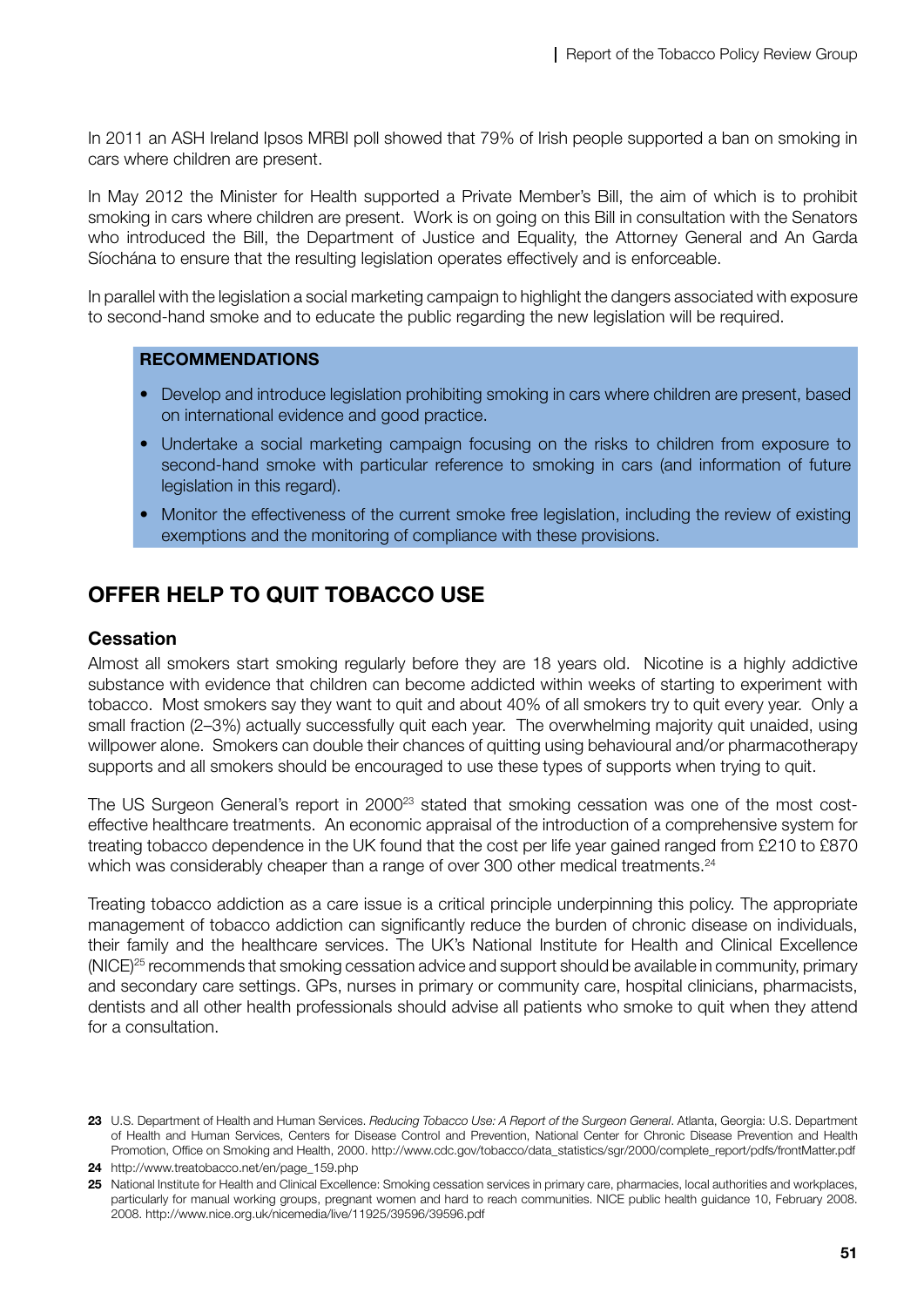In 2011 an ASH Ireland Ipsos MRBI poll showed that 79% of Irish people supported a ban on smoking in cars where children are present.

In May 2012 the Minister for Health supported a Private Member's Bill, the aim of which is to prohibit smoking in cars where children are present. Work is on going on this Bill in consultation with the Senators who introduced the Bill, the Department of Justice and Equality, the Attorney General and An Garda Síochána to ensure that the resulting legislation operates effectively and is enforceable.

In parallel with the legislation a social marketing campaign to highlight the dangers associated with exposure to second-hand smoke and to educate the public regarding the new legislation will be required.

**RECOMMENDATIONS**

- Develop and introduce legislation prohibiting smoking in cars where children are present, based on international evidence and good practice.
- Undertake a social marketing campaign focusing on the risks to children from exposure to second-hand smoke with particular reference to smoking in cars (and information of future legislation in this regard).
- Monitor the effectiveness of the current smoke free legislation, including the review of existing exemptions and the monitoring of compliance with these provisions.

## OFFER HELP TO QUIT TOBACCO USE

### Cessation

Almost all smokers start smoking regularly before they are 18 years old. Nicotine is a highly addictive substance with evidence that children can become addicted within weeks of starting to experiment with tobacco. Most smokers say they want to quit and about 40% of all smokers try to quit every year. Only a small fraction (2–3%) actually successfully quit each year. The overwhelming majority quit unaided, using willpower alone. Smokers can double their chances of quitting using behavioural and/or pharmacotherapy supports and all smokers should be encouraged to use these types of supports when trying to quit.

The US Surgeon General's report in 2000[23] stated that smoking cessation was one of the most cost-effective healthcare treatments. An economic appraisal of the introduction of a comprehensive system for treating tobacco dependence in the UK found that the cost per life year gained ranged from £210 to £870 which was considerably cheaper than a range of over 300 other medical treatments.[24]

Treating tobacco addiction as a care issue is a critical principle underpinning this policy. The appropriate management of tobacco addiction can significantly reduce the burden of chronic disease on individuals, their family and the healthcare services. The UK's National Institute for Health and Clinical Excellence (NICE)[25] recommends that smoking cessation advice and support should be available in community, primary and secondary care settings. GPs, nurses in primary or community care, hospital clinicians, pharmacists, dentists and all other health professionals should advise all patients who smoke to quit when they attend for a consultation.

**23** U.S. Department of Health and Human Services. *Reducing Tobacco Use: A Report of the Surgeon General*. Atlanta, Georgia: U.S. Department of Health and Human Services, Centers for Disease Control and Prevention, National Center for Chronic Disease Prevention and Health Promotion, Office on Smoking and Health, 2000. http://www.cdc.gov/tobacco/data_statistics/sgr/2000/complete_report/pdfs/frontMatter.pdf

**24** http://www.treatobacco.net/en/page_159.php

**25** National Institute for Health and Clinical Excellence: Smoking cessation services in primary care, pharmacies, local authorities and workplaces, particularly for manual working groups, pregnant women and hard to reach communities. NICE public health guidance 10, February 2008. 2008. http://www.nice.org.uk/nicemedia/live/11925/39596/39596.pdf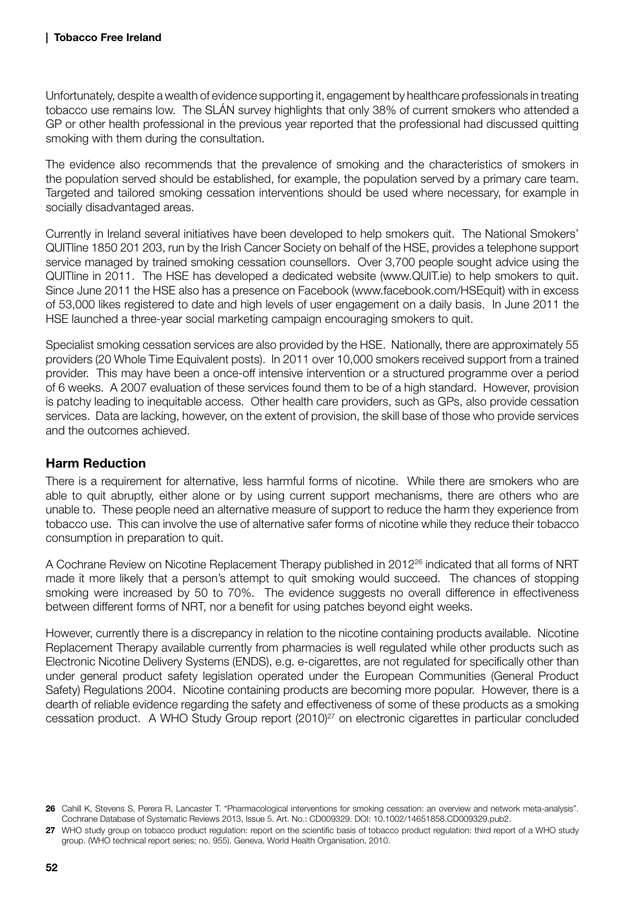Unfortunately, despite a wealth of evidence supporting it, engagement by healthcare professionals in treating tobacco use remains low. The SLÁN survey highlights that only 38% of current smokers who attended a GP or other health professional in the previous year reported that the professional had discussed quitting smoking with them during the consultation.

The evidence also recommends that the prevalence of smoking and the characteristics of smokers in the population served should be established, for example, the population served by a primary care team. Targeted and tailored smoking cessation interventions should be used where necessary, for example in socially disadvantaged areas.

Currently in Ireland several initiatives have been developed to help smokers quit. The National Smokers' QUITline 1850 201 203, run by the Irish Cancer Society on behalf of the HSE, provides a telephone support service managed by trained smoking cessation counsellors. Over 3,700 people sought advice using the QUITline in 2011. The HSE has developed a dedicated website (www.QUIT.ie) to help smokers to quit. Since June 2011 the HSE also has a presence on Facebook (www.facebook.com/HSEquit) with in excess of 53,000 likes registered to date and high levels of user engagement on a daily basis. In June 2011 the HSE launched a three-year social marketing campaign encouraging smokers to quit.

Specialist smoking cessation services are also provided by the HSE. Nationally, there are approximately 55 providers (20 Whole Time Equivalent posts). In 2011 over 10,000 smokers received support from a trained provider. This may have been a once-off intensive intervention or a structured programme over a period of 6 weeks. A 2007 evaluation of these services found them to be of a high standard. However, provision is patchy leading to inequitable access. Other health care providers, such as GPs, also provide cessation services. Data are lacking, however, on the extent of provision, the skill base of those who provide services and the outcomes achieved.

## Harm Reduction

There is a requirement for alternative, less harmful forms of nicotine. While there are smokers who are able to quit abruptly, either alone or by using current support mechanisms, there are others who are unable to. These people need an alternative measure of support to reduce the harm they experience from tobacco use. This can involve the use of alternative safer forms of nicotine while they reduce their tobacco consumption in preparation to quit.

A Cochrane Review on Nicotine Replacement Therapy published in 2012[26] indicated that all forms of NRT made it more likely that a person's attempt to quit smoking would succeed. The chances of stopping smoking were increased by 50 to 70%. The evidence suggests no overall difference in effectiveness between different forms of NRT, nor a benefit for using patches beyond eight weeks.

However, currently there is a discrepancy in relation to the nicotine containing products available. Nicotine Replacement Therapy available currently from pharmacies is well regulated while other products such as Electronic Nicotine Delivery Systems (ENDS), e.g. e-cigarettes, are not regulated for specifically other than under general product safety legislation operated under the European Communities (General Product Safety) Regulations 2004. Nicotine containing products are becoming more popular. However, there is a dearth of reliable evidence regarding the safety and effectiveness of some of these products as a smoking cessation product. A WHO Study Group report (2010)[27] on electronic cigarettes in particular concluded

**26** Cahill K, Stevens S, Perera R, Lancaster T. "Pharmacological interventions for smoking cessation: an overview and network meta-analysis". Cochrane Database of Systematic Reviews 2013, Issue 5. Art. No.: CD009329. DOI: 10.1002/14651858.CD009329.pub2.

**27** WHO study group on tobacco product regulation: report on the scientific basis of tobacco product regulation: third report of a WHO study group. (WHO technical report series; no. 955). Geneva, World Health Organisation, 2010.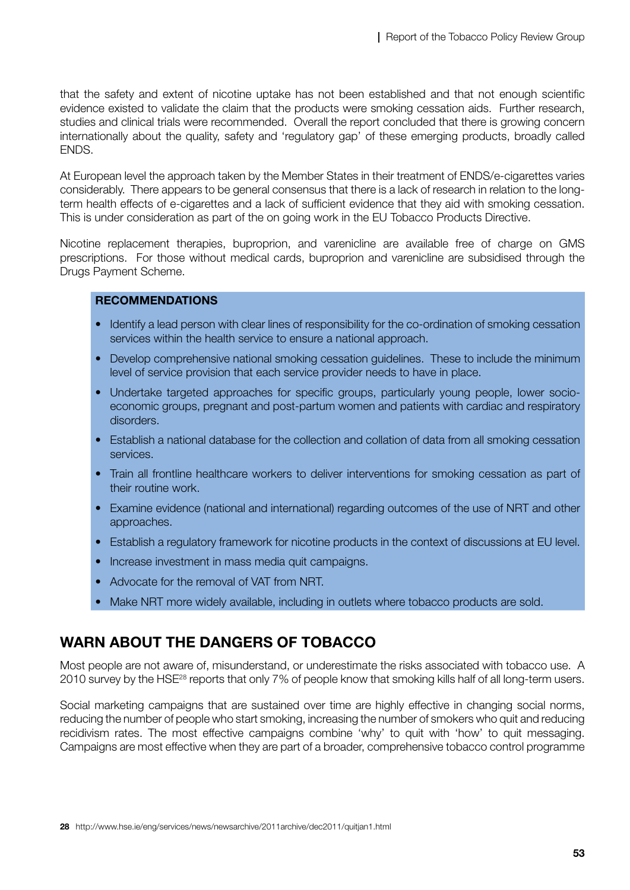that the safety and extent of nicotine uptake has not been established and that not enough scientific evidence existed to validate the claim that the products were smoking cessation aids. Further research, studies and clinical trials were recommended. Overall the report concluded that there is growing concern internationally about the quality, safety and 'regulatory gap' of these emerging products, broadly called ENDS.

At European level the approach taken by the Member States in their treatment of ENDS/e-cigarettes varies considerably. There appears to be general consensus that there is a lack of research in relation to the long-term health effects of e-cigarettes and a lack of sufficient evidence that they aid with smoking cessation. This is under consideration as part of the on going work in the EU Tobacco Products Directive.

Nicotine replacement therapies, buproprion, and varenicline are available free of charge on GMS prescriptions. For those without medical cards, buproprion and varenicline are subsidised through the Drugs Payment Scheme.

**RECOMMENDATIONS**

- Identify a lead person with clear lines of responsibility for the co-ordination of smoking cessation services within the health service to ensure a national approach.
- Develop comprehensive national smoking cessation guidelines. These to include the minimum level of service provision that each service provider needs to have in place.
- Undertake targeted approaches for specific groups, particularly young people, lower socio-economic groups, pregnant and post-partum women and patients with cardiac and respiratory disorders.
- Establish a national database for the collection and collation of data from all smoking cessation services.
- Train all frontline healthcare workers to deliver interventions for smoking cessation as part of their routine work.
- Examine evidence (national and international) regarding outcomes of the use of NRT and other approaches.
- Establish a regulatory framework for nicotine products in the context of discussions at EU level.
- Increase investment in mass media quit campaigns.
- Advocate for the removal of VAT from NRT.
- Make NRT more widely available, including in outlets where tobacco products are sold.

## WARN ABOUT THE DANGERS OF TOBACCO

Most people are not aware of, misunderstand, or underestimate the risks associated with tobacco use. A 2010 survey by the HSE[28] reports that only 7% of people know that smoking kills half of all long-term users.

Social marketing campaigns that are sustained over time are highly effective in changing social norms, reducing the number of people who start smoking, increasing the number of smokers who quit and reducing recidivism rates. The most effective campaigns combine 'why' to quit with 'how' to quit messaging. Campaigns are most effective when they are part of a broader, comprehensive tobacco control programme

28 http://www.hse.ie/eng/services/news/newsarchive/2011archive/dec2011/quitjan1.html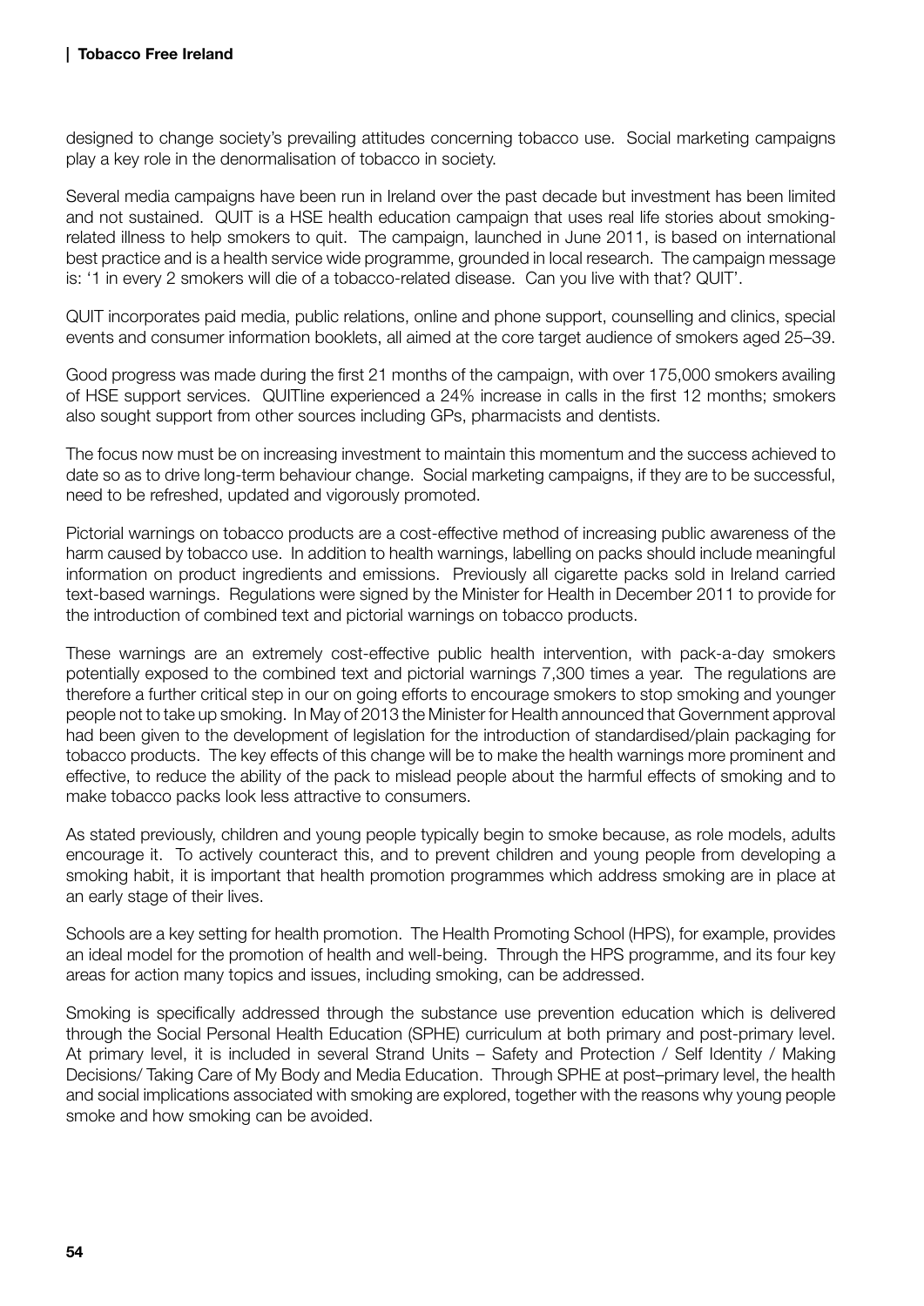designed to change society's prevailing attitudes concerning tobacco use. Social marketing campaigns play a key role in the denormalisation of tobacco in society.

Several media campaigns have been run in Ireland over the past decade but investment has been limited and not sustained. QUIT is a HSE health education campaign that uses real life stories about smoking-related illness to help smokers to quit. The campaign, launched in June 2011, is based on international best practice and is a health service wide programme, grounded in local research. The campaign message is: '1 in every 2 smokers will die of a tobacco-related disease. Can you live with that? QUIT'.

QUIT incorporates paid media, public relations, online and phone support, counselling and clinics, special events and consumer information booklets, all aimed at the core target audience of smokers aged 25–39.

Good progress was made during the first 21 months of the campaign, with over 175,000 smokers availing of HSE support services. QUITline experienced a 24% increase in calls in the first 12 months; smokers also sought support from other sources including GPs, pharmacists and dentists.

The focus now must be on increasing investment to maintain this momentum and the success achieved to date so as to drive long-term behaviour change. Social marketing campaigns, if they are to be successful, need to be refreshed, updated and vigorously promoted.

Pictorial warnings on tobacco products are a cost-effective method of increasing public awareness of the harm caused by tobacco use. In addition to health warnings, labelling on packs should include meaningful information on product ingredients and emissions. Previously all cigarette packs sold in Ireland carried text-based warnings. Regulations were signed by the Minister for Health in December 2011 to provide for the introduction of combined text and pictorial warnings on tobacco products.

These warnings are an extremely cost-effective public health intervention, with pack-a-day smokers potentially exposed to the combined text and pictorial warnings 7,300 times a year. The regulations are therefore a further critical step in our on going efforts to encourage smokers to stop smoking and younger people not to take up smoking. In May of 2013 the Minister for Health announced that Government approval had been given to the development of legislation for the introduction of standardised/plain packaging for tobacco products. The key effects of this change will be to make the health warnings more prominent and effective, to reduce the ability of the pack to mislead people about the harmful effects of smoking and to make tobacco packs look less attractive to consumers.

As stated previously, children and young people typically begin to smoke because, as role models, adults encourage it. To actively counteract this, and to prevent children and young people from developing a smoking habit, it is important that health promotion programmes which address smoking are in place at an early stage of their lives.

Schools are a key setting for health promotion. The Health Promoting School (HPS), for example, provides an ideal model for the promotion of health and well-being. Through the HPS programme, and its four key areas for action many topics and issues, including smoking, can be addressed.

Smoking is specifically addressed through the substance use prevention education which is delivered through the Social Personal Health Education (SPHE) curriculum at both primary and post-primary level. At primary level, it is included in several Strand Units – Safety and Protection / Self Identity / Making Decisions/ Taking Care of My Body and Media Education. Through SPHE at post–primary level, the health and social implications associated with smoking are explored, together with the reasons why young people smoke and how smoking can be avoided.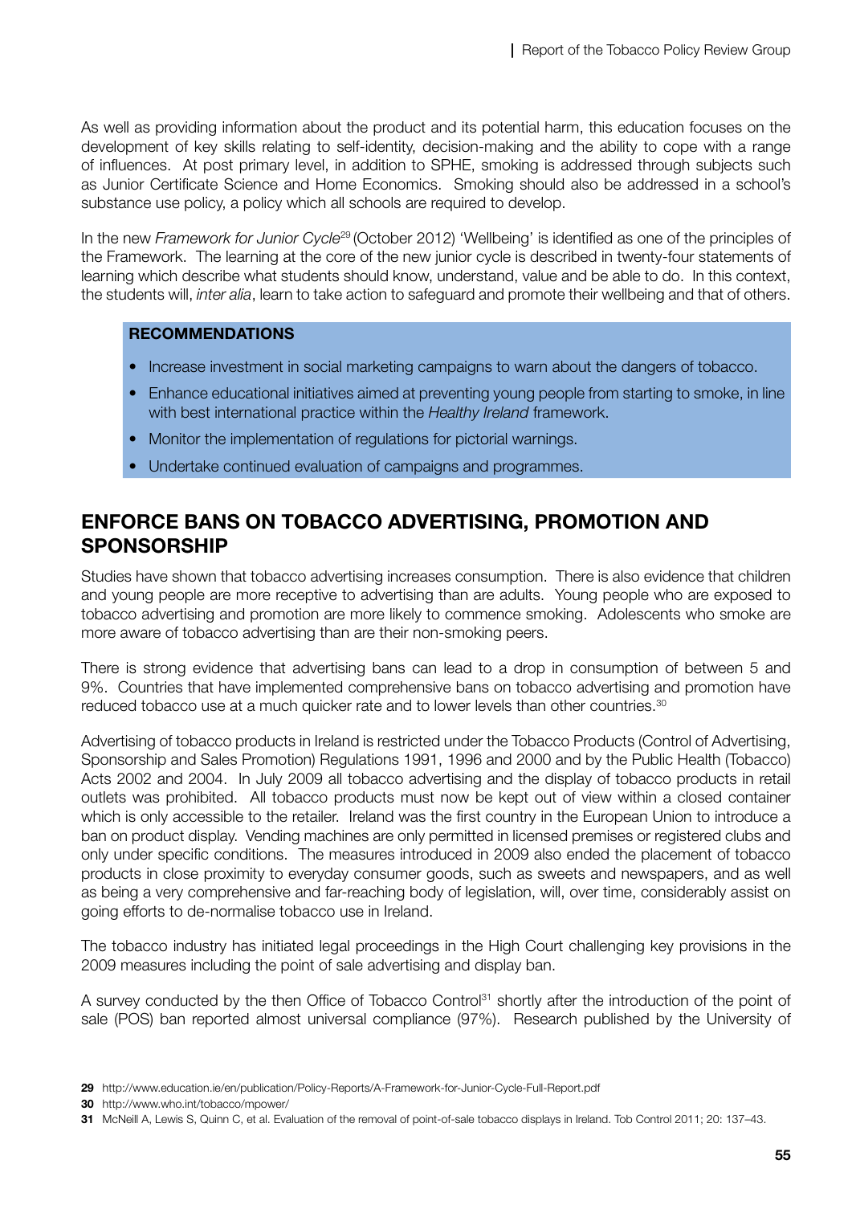As well as providing information about the product and its potential harm, this education focuses on the development of key skills relating to self-identity, decision-making and the ability to cope with a range of influences. At post primary level, in addition to SPHE, smoking is addressed through subjects such as Junior Certificate Science and Home Economics. Smoking should also be addressed in a school's substance use policy, a policy which all schools are required to develop.

In the new *Framework for Junior Cycle*[29] (October 2012) 'Wellbeing' is identified as one of the principles of the Framework. The learning at the core of the new junior cycle is described in twenty-four statements of learning which describe what students should know, understand, value and be able to do. In this context, the students will, *inter alia*, learn to take action to safeguard and promote their wellbeing and that of others.

**RECOMMENDATIONS**

- Increase investment in social marketing campaigns to warn about the dangers of tobacco.
- Enhance educational initiatives aimed at preventing young people from starting to smoke, in line with best international practice within the *Healthy Ireland* framework.
- Monitor the implementation of regulations for pictorial warnings.
- Undertake continued evaluation of campaigns and programmes.

## ENFORCE BANS ON TOBACCO ADVERTISING, PROMOTION AND SPONSORSHIP

Studies have shown that tobacco advertising increases consumption. There is also evidence that children and young people are more receptive to advertising than are adults. Young people who are exposed to tobacco advertising and promotion are more likely to commence smoking. Adolescents who smoke are more aware of tobacco advertising than are their non-smoking peers.

There is strong evidence that advertising bans can lead to a drop in consumption of between 5 and 9%. Countries that have implemented comprehensive bans on tobacco advertising and promotion have reduced tobacco use at a much quicker rate and to lower levels than other countries.[30]

Advertising of tobacco products in Ireland is restricted under the Tobacco Products (Control of Advertising, Sponsorship and Sales Promotion) Regulations 1991, 1996 and 2000 and by the Public Health (Tobacco) Acts 2002 and 2004. In July 2009 all tobacco advertising and the display of tobacco products in retail outlets was prohibited. All tobacco products must now be kept out of view within a closed container which is only accessible to the retailer. Ireland was the first country in the European Union to introduce a ban on product display. Vending machines are only permitted in licensed premises or registered clubs and only under specific conditions. The measures introduced in 2009 also ended the placement of tobacco products in close proximity to everyday consumer goods, such as sweets and newspapers, and as well as being a very comprehensive and far-reaching body of legislation, will, over time, considerably assist on going efforts to de-normalise tobacco use in Ireland.

The tobacco industry has initiated legal proceedings in the High Court challenging key provisions in the 2009 measures including the point of sale advertising and display ban.

A survey conducted by the then Office of Tobacco Control[31] shortly after the introduction of the point of sale (POS) ban reported almost universal compliance (97%). Research published by the University of

---

**29** http://www.education.ie/en/publication/Policy-Reports/A-Framework-for-Junior-Cycle-Full-Report.pdf

**30** http://www.who.int/tobacco/mpower/

**31** McNeill A, Lewis S, Quinn C, et al. Evaluation of the removal of point-of-sale tobacco displays in Ireland. Tob Control 2011; 20: 137–43.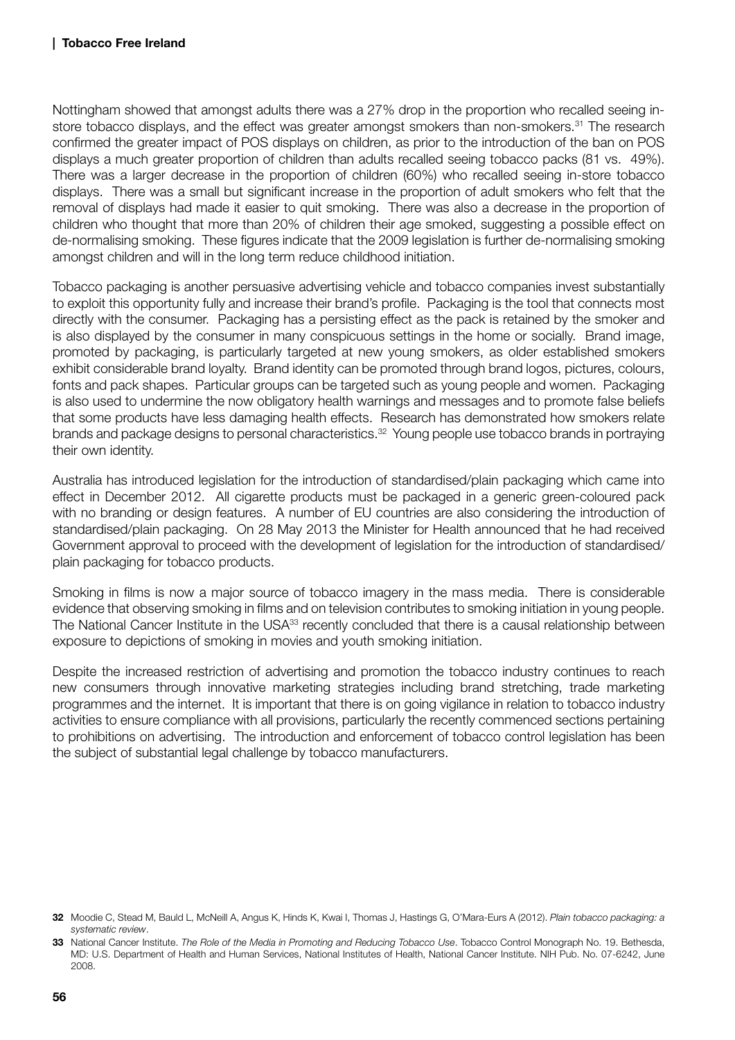Nottingham showed that amongst adults there was a 27% drop in the proportion who recalled seeing in-store tobacco displays, and the effect was greater amongst smokers than non-smokers.[31] The research confirmed the greater impact of POS displays on children, as prior to the introduction of the ban on POS displays a much greater proportion of children than adults recalled seeing tobacco packs (81 vs. 49%). There was a larger decrease in the proportion of children (60%) who recalled seeing in-store tobacco displays. There was a small but significant increase in the proportion of adult smokers who felt that the removal of displays had made it easier to quit smoking. There was also a decrease in the proportion of children who thought that more than 20% of children their age smoked, suggesting a possible effect on de-normalising smoking. These figures indicate that the 2009 legislation is further de-normalising smoking amongst children and will in the long term reduce childhood initiation.

Tobacco packaging is another persuasive advertising vehicle and tobacco companies invest substantially to exploit this opportunity fully and increase their brand's profile. Packaging is the tool that connects most directly with the consumer. Packaging has a persisting effect as the pack is retained by the smoker and is also displayed by the consumer in many conspicuous settings in the home or socially. Brand image, promoted by packaging, is particularly targeted at new young smokers, as older established smokers exhibit considerable brand loyalty. Brand identity can be promoted through brand logos, pictures, colours, fonts and pack shapes. Particular groups can be targeted such as young people and women. Packaging is also used to undermine the now obligatory health warnings and messages and to promote false beliefs that some products have less damaging health effects. Research has demonstrated how smokers relate brands and package designs to personal characteristics.[32] Young people use tobacco brands in portraying their own identity.

Australia has introduced legislation for the introduction of standardised/plain packaging which came into effect in December 2012. All cigarette products must be packaged in a generic green-coloured pack with no branding or design features. A number of EU countries are also considering the introduction of standardised/plain packaging. On 28 May 2013 the Minister for Health announced that he had received Government approval to proceed with the development of legislation for the introduction of standardised/plain packaging for tobacco products.

Smoking in films is now a major source of tobacco imagery in the mass media. There is considerable evidence that observing smoking in films and on television contributes to smoking initiation in young people. The National Cancer Institute in the USA[33] recently concluded that there is a causal relationship between exposure to depictions of smoking in movies and youth smoking initiation.

Despite the increased restriction of advertising and promotion the tobacco industry continues to reach new consumers through innovative marketing strategies including brand stretching, trade marketing programmes and the internet. It is important that there is on going vigilance in relation to tobacco industry activities to ensure compliance with all provisions, particularly the recently commenced sections pertaining to prohibitions on advertising. The introduction and enforcement of tobacco control legislation has been the subject of substantial legal challenge by tobacco manufacturers.

**32** Moodie C, Stead M, Bauld L, McNeill A, Angus K, Hinds K, Kwai I, Thomas J, Hastings G, O'Mara-Eurs A (2012). *Plain tobacco packaging: a systematic review*.

**33** National Cancer Institute. *The Role of the Media in Promoting and Reducing Tobacco Use*. Tobacco Control Monograph No. 19. Bethesda, MD: U.S. Department of Health and Human Services, National Institutes of Health, National Cancer Institute. NIH Pub. No. 07-6242, June 2008.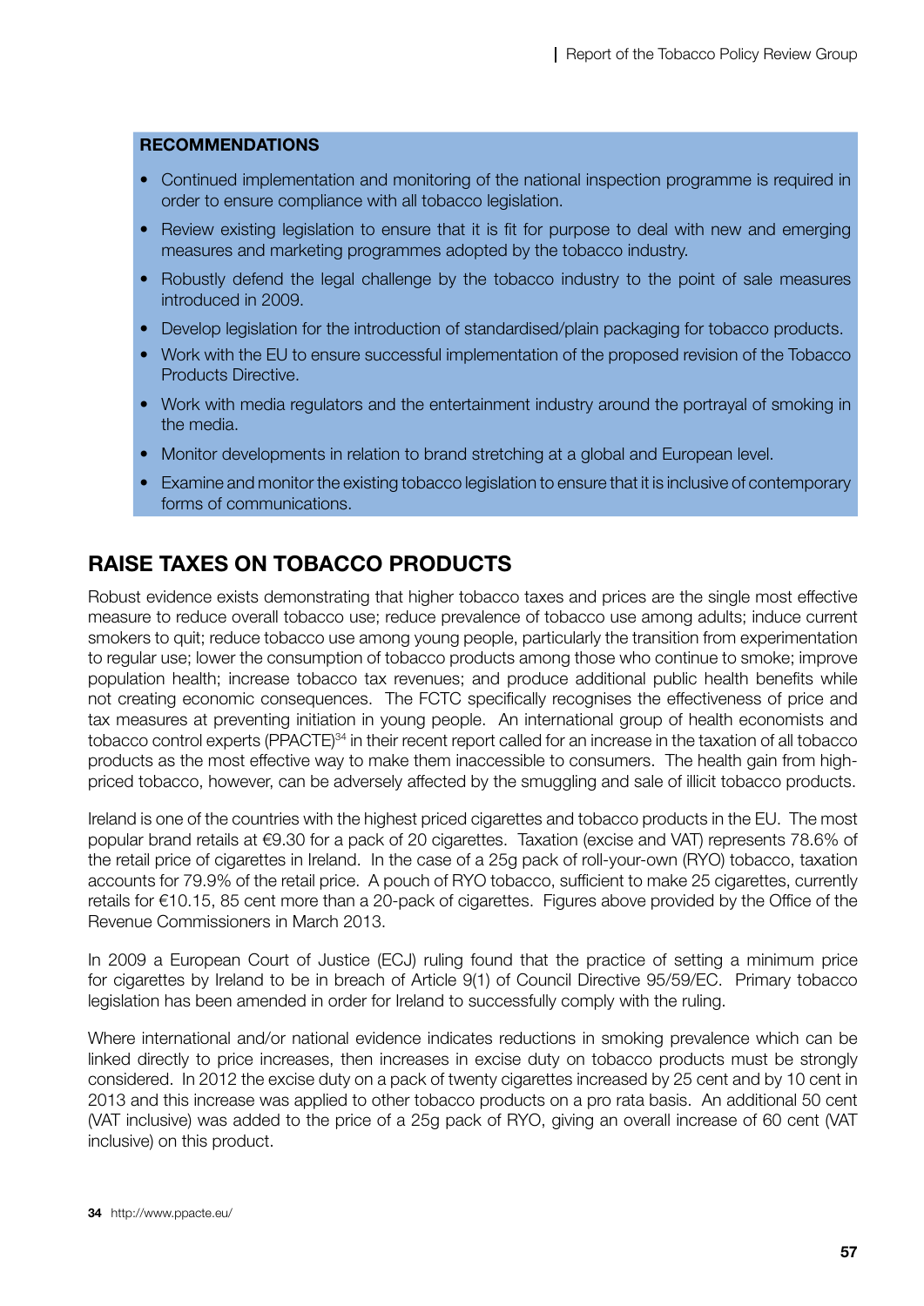**RECOMMENDATIONS**

- Continued implementation and monitoring of the national inspection programme is required in order to ensure compliance with all tobacco legislation.
- Review existing legislation to ensure that it is fit for purpose to deal with new and emerging measures and marketing programmes adopted by the tobacco industry.
- Robustly defend the legal challenge by the tobacco industry to the point of sale measures introduced in 2009.
- Develop legislation for the introduction of standardised/plain packaging for tobacco products.
- Work with the EU to ensure successful implementation of the proposed revision of the Tobacco Products Directive.
- Work with media regulators and the entertainment industry around the portrayal of smoking in the media.
- Monitor developments in relation to brand stretching at a global and European level.
- Examine and monitor the existing tobacco legislation to ensure that it is inclusive of contemporary forms of communications.

## RAISE TAXES ON TOBACCO PRODUCTS

Robust evidence exists demonstrating that higher tobacco taxes and prices are the single most effective measure to reduce overall tobacco use; reduce prevalence of tobacco use among adults; induce current smokers to quit; reduce tobacco use among young people, particularly the transition from experimentation to regular use; lower the consumption of tobacco products among those who continue to smoke; improve population health; increase tobacco tax revenues; and produce additional public health benefits while not creating economic consequences. The FCTC specifically recognises the effectiveness of price and tax measures at preventing initiation in young people. An international group of health economists and tobacco control experts (PPACTE)[34] in their recent report called for an increase in the taxation of all tobacco products as the most effective way to make them inaccessible to consumers. The health gain from high-priced tobacco, however, can be adversely affected by the smuggling and sale of illicit tobacco products.

Ireland is one of the countries with the highest priced cigarettes and tobacco products in the EU. The most popular brand retails at €9.30 for a pack of 20 cigarettes. Taxation (excise and VAT) represents 78.6% of the retail price of cigarettes in Ireland. In the case of a 25g pack of roll-your-own (RYO) tobacco, taxation accounts for 79.9% of the retail price. A pouch of RYO tobacco, sufficient to make 25 cigarettes, currently retails for €10.15, 85 cent more than a 20-pack of cigarettes. Figures above provided by the Office of the Revenue Commissioners in March 2013.

In 2009 a European Court of Justice (ECJ) ruling found that the practice of setting a minimum price for cigarettes by Ireland to be in breach of Article 9(1) of Council Directive 95/59/EC. Primary tobacco legislation has been amended in order for Ireland to successfully comply with the ruling.

Where international and/or national evidence indicates reductions in smoking prevalence which can be linked directly to price increases, then increases in excise duty on tobacco products must be strongly considered. In 2012 the excise duty on a pack of twenty cigarettes increased by 25 cent and by 10 cent in 2013 and this increase was applied to other tobacco products on a pro rata basis. An additional 50 cent (VAT inclusive) was added to the price of a 25g pack of RYO, giving an overall increase of 60 cent (VAT inclusive) on this product.

[34] http://www.ppacte.eu/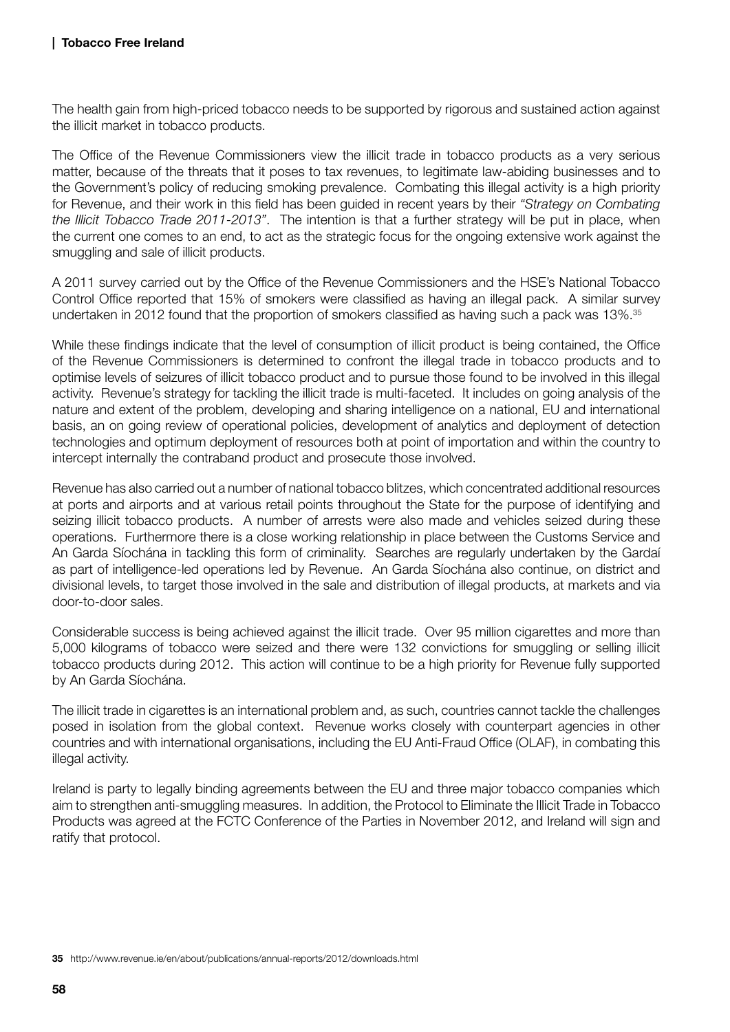The health gain from high-priced tobacco needs to be supported by rigorous and sustained action against the illicit market in tobacco products.

The Office of the Revenue Commissioners view the illicit trade in tobacco products as a very serious matter, because of the threats that it poses to tax revenues, to legitimate law-abiding businesses and to the Government's policy of reducing smoking prevalence. Combating this illegal activity is a high priority for Revenue, and their work in this field has been guided in recent years by their *"Strategy on Combating the Illicit Tobacco Trade 2011-2013"*. The intention is that a further strategy will be put in place, when the current one comes to an end, to act as the strategic focus for the ongoing extensive work against the smuggling and sale of illicit products.

A 2011 survey carried out by the Office of the Revenue Commissioners and the HSE's National Tobacco Control Office reported that 15% of smokers were classified as having an illegal pack. A similar survey undertaken in 2012 found that the proportion of smokers classified as having such a pack was 13%.[35]

While these findings indicate that the level of consumption of illicit product is being contained, the Office of the Revenue Commissioners is determined to confront the illegal trade in tobacco products and to optimise levels of seizures of illicit tobacco product and to pursue those found to be involved in this illegal activity. Revenue's strategy for tackling the illicit trade is multi-faceted. It includes on going analysis of the nature and extent of the problem, developing and sharing intelligence on a national, EU and international basis, an on going review of operational policies, development of analytics and deployment of detection technologies and optimum deployment of resources both at point of importation and within the country to intercept internally the contraband product and prosecute those involved.

Revenue has also carried out a number of national tobacco blitzes, which concentrated additional resources at ports and airports and at various retail points throughout the State for the purpose of identifying and seizing illicit tobacco products. A number of arrests were also made and vehicles seized during these operations. Furthermore there is a close working relationship in place between the Customs Service and An Garda Síochána in tackling this form of criminality. Searches are regularly undertaken by the Gardaí as part of intelligence-led operations led by Revenue. An Garda Síochána also continue, on district and divisional levels, to target those involved in the sale and distribution of illegal products, at markets and via door-to-door sales.

Considerable success is being achieved against the illicit trade. Over 95 million cigarettes and more than 5,000 kilograms of tobacco were seized and there were 132 convictions for smuggling or selling illicit tobacco products during 2012. This action will continue to be a high priority for Revenue fully supported by An Garda Síochána.

The illicit trade in cigarettes is an international problem and, as such, countries cannot tackle the challenges posed in isolation from the global context. Revenue works closely with counterpart agencies in other countries and with international organisations, including the EU Anti-Fraud Office (OLAF), in combating this illegal activity.

Ireland is party to legally binding agreements between the EU and three major tobacco companies which aim to strengthen anti-smuggling measures. In addition, the Protocol to Eliminate the Illicit Trade in Tobacco Products was agreed at the FCTC Conference of the Parties in November 2012, and Ireland will sign and ratify that protocol.

**35** http://www.revenue.ie/en/about/publications/annual-reports/2012/downloads.html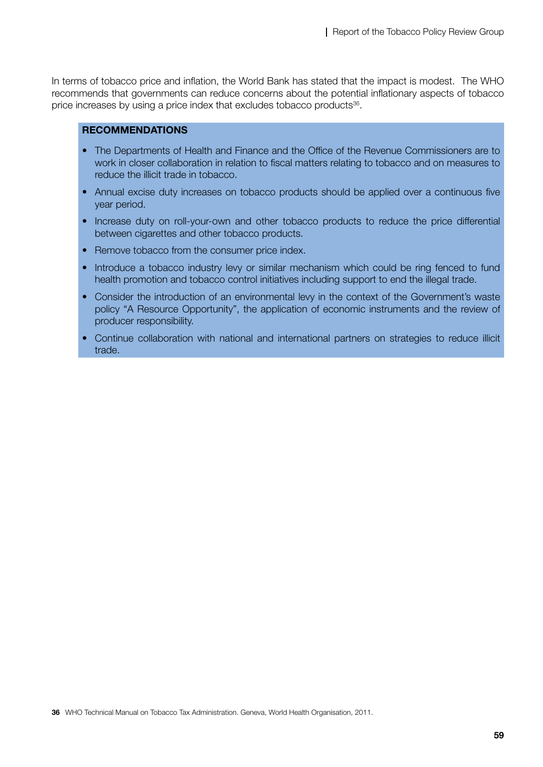In terms of tobacco price and inflation, the World Bank has stated that the impact is modest. The WHO recommends that governments can reduce concerns about the potential inflationary aspects of tobacco price increases by using a price index that excludes tobacco products[36].

**RECOMMENDATIONS**

- The Departments of Health and Finance and the Office of the Revenue Commissioners are to work in closer collaboration in relation to fiscal matters relating to tobacco and on measures to reduce the illicit trade in tobacco.
- Annual excise duty increases on tobacco products should be applied over a continuous five year period.
- Increase duty on roll-your-own and other tobacco products to reduce the price differential between cigarettes and other tobacco products.
- Remove tobacco from the consumer price index.
- Introduce a tobacco industry levy or similar mechanism which could be ring fenced to fund health promotion and tobacco control initiatives including support to end the illegal trade.
- Consider the introduction of an environmental levy in the context of the Government's waste policy "A Resource Opportunity", the application of economic instruments and the review of producer responsibility.
- Continue collaboration with national and international partners on strategies to reduce illicit trade.

**36** WHO Technical Manual on Tobacco Tax Administration. Geneva, World Health Organisation, 2011.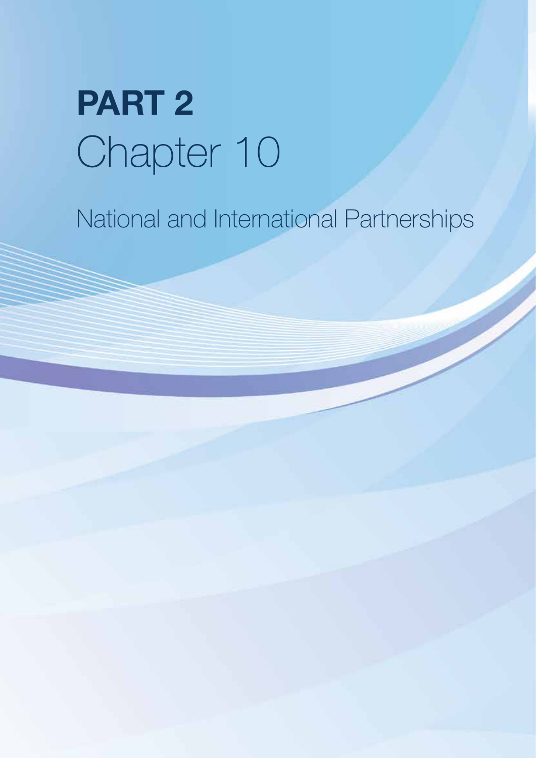# PART 2

# Chapter 10

## National and International Partnerships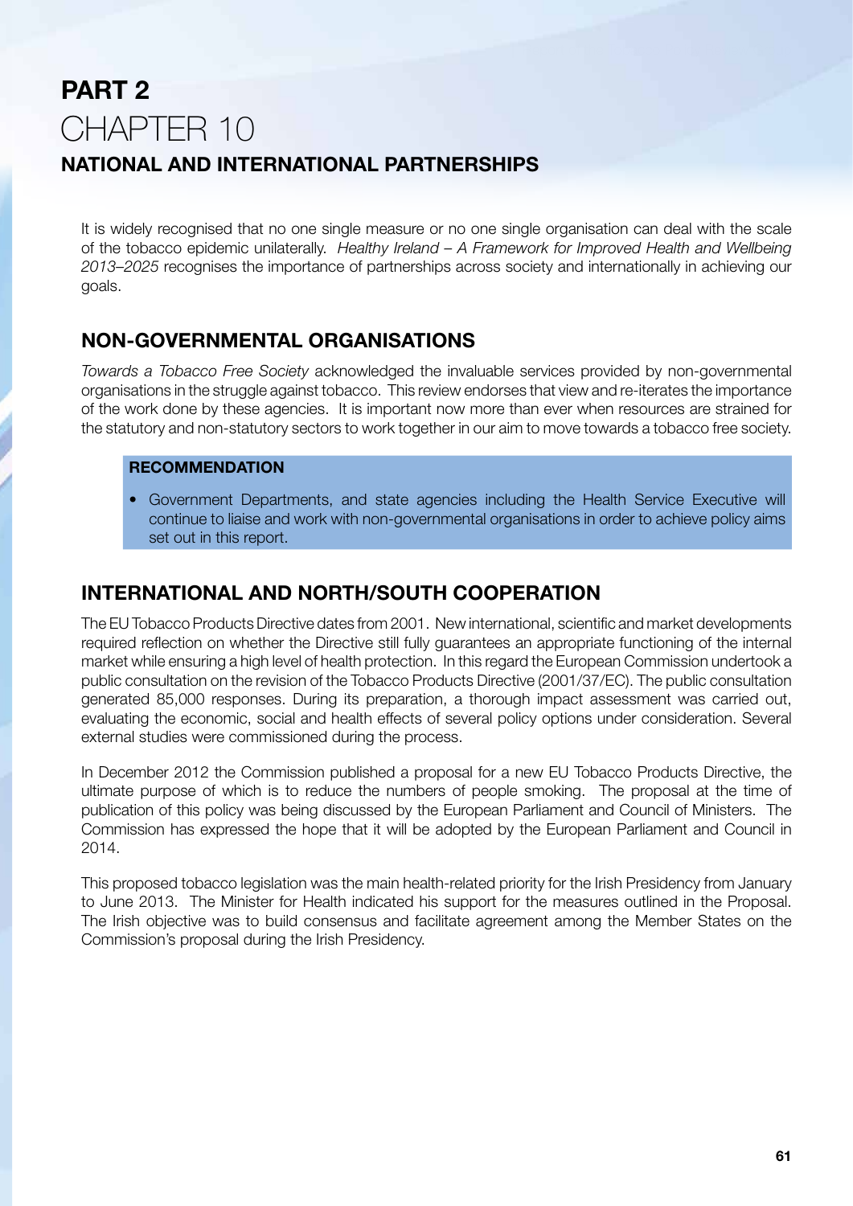# PART 2

# CHAPTER 10

## NATIONAL AND INTERNATIONAL PARTNERSHIPS

It is widely recognised that no one single measure or no one single organisation can deal with the scale of the tobacco epidemic unilaterally. *Healthy Ireland – A Framework for Improved Health and Wellbeing 2013–2025* recognises the importance of partnerships across society and internationally in achieving our goals.

### NON-GOVERNMENTAL ORGANISATIONS

*Towards a Tobacco Free Society* acknowledged the invaluable services provided by non-governmental organisations in the struggle against tobacco. This review endorses that view and re-iterates the importance of the work done by these agencies. It is important now more than ever when resources are strained for the statutory and non-statutory sectors to work together in our aim to move towards a tobacco free society.

**RECOMMENDATION**

- Government Departments, and state agencies including the Health Service Executive will continue to liaise and work with non-governmental organisations in order to achieve policy aims set out in this report.

### INTERNATIONAL AND NORTH/SOUTH COOPERATION

The EU Tobacco Products Directive dates from 2001. New international, scientific and market developments required reflection on whether the Directive still fully guarantees an appropriate functioning of the internal market while ensuring a high level of health protection. In this regard the European Commission undertook a public consultation on the revision of the Tobacco Products Directive (2001/37/EC). The public consultation generated 85,000 responses. During its preparation, a thorough impact assessment was carried out, evaluating the economic, social and health effects of several policy options under consideration. Several external studies were commissioned during the process.

In December 2012 the Commission published a proposal for a new EU Tobacco Products Directive, the ultimate purpose of which is to reduce the numbers of people smoking. The proposal at the time of publication of this policy was being discussed by the European Parliament and Council of Ministers. The Commission has expressed the hope that it will be adopted by the European Parliament and Council in 2014.

This proposed tobacco legislation was the main health-related priority for the Irish Presidency from January to June 2013. The Minister for Health indicated his support for the measures outlined in the Proposal. The Irish objective was to build consensus and facilitate agreement among the Member States on the Commission's proposal during the Irish Presidency.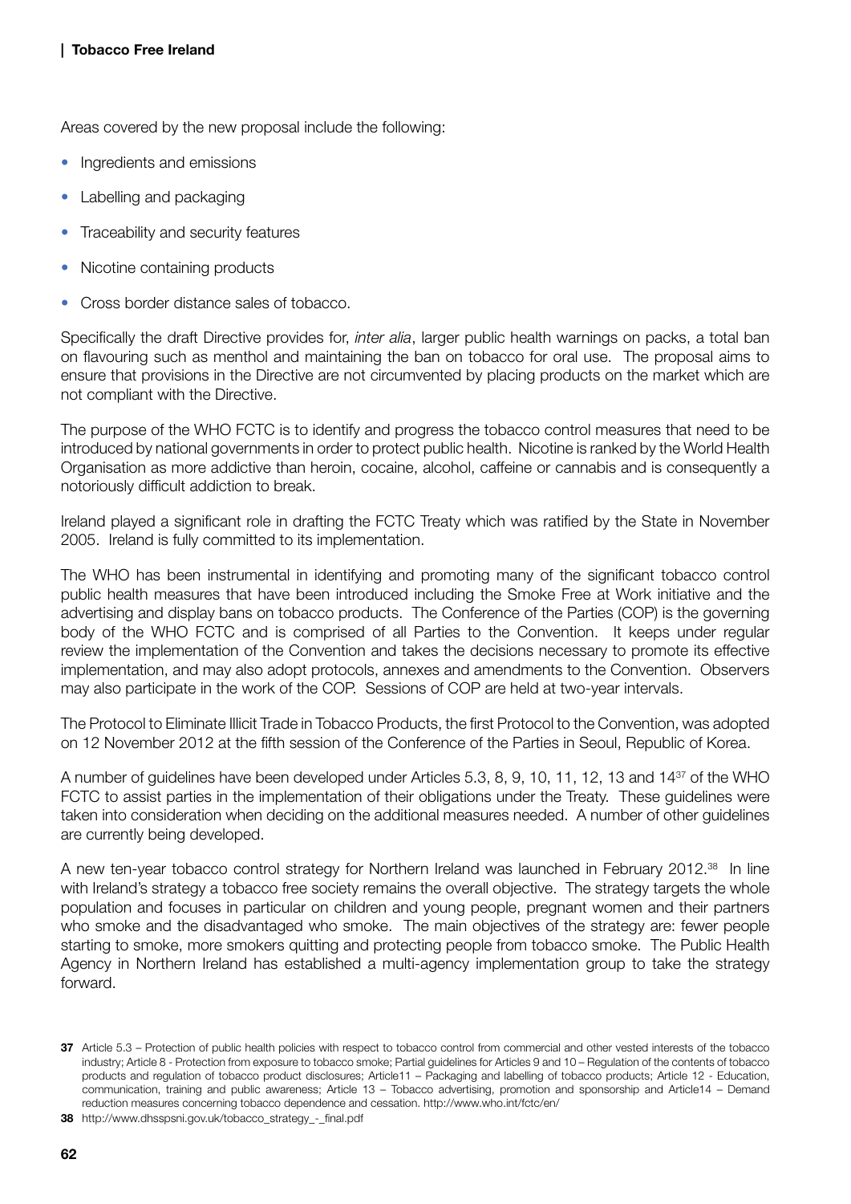Areas covered by the new proposal include the following:

- Ingredients and emissions
- Labelling and packaging
- Traceability and security features
- Nicotine containing products
- Cross border distance sales of tobacco.

Specifically the draft Directive provides for, *inter alia*, larger public health warnings on packs, a total ban on flavouring such as menthol and maintaining the ban on tobacco for oral use. The proposal aims to ensure that provisions in the Directive are not circumvented by placing products on the market which are not compliant with the Directive.

The purpose of the WHO FCTC is to identify and progress the tobacco control measures that need to be introduced by national governments in order to protect public health. Nicotine is ranked by the World Health Organisation as more addictive than heroin, cocaine, alcohol, caffeine or cannabis and is consequently a notoriously difficult addiction to break.

Ireland played a significant role in drafting the FCTC Treaty which was ratified by the State in November 2005. Ireland is fully committed to its implementation.

The WHO has been instrumental in identifying and promoting many of the significant tobacco control public health measures that have been introduced including the Smoke Free at Work initiative and the advertising and display bans on tobacco products. The Conference of the Parties (COP) is the governing body of the WHO FCTC and is comprised of all Parties to the Convention. It keeps under regular review the implementation of the Convention and takes the decisions necessary to promote its effective implementation, and may also adopt protocols, annexes and amendments to the Convention. Observers may also participate in the work of the COP. Sessions of COP are held at two-year intervals.

The Protocol to Eliminate Illicit Trade in Tobacco Products, the first Protocol to the Convention, was adopted on 12 November 2012 at the fifth session of the Conference of the Parties in Seoul, Republic of Korea.

A number of guidelines have been developed under Articles 5.3, 8, 9, 10, 11, 12, 13 and 14[37] of the WHO FCTC to assist parties in the implementation of their obligations under the Treaty. These guidelines were taken into consideration when deciding on the additional measures needed. A number of other guidelines are currently being developed.

A new ten-year tobacco control strategy for Northern Ireland was launched in February 2012.[38] In line with Ireland's strategy a tobacco free society remains the overall objective. The strategy targets the whole population and focuses in particular on children and young people, pregnant women and their partners who smoke and the disadvantaged who smoke. The main objectives of the strategy are: fewer people starting to smoke, more smokers quitting and protecting people from tobacco smoke. The Public Health Agency in Northern Ireland has established a multi-agency implementation group to take the strategy forward.

**37** Article 5.3 – Protection of public health policies with respect to tobacco control from commercial and other vested interests of the tobacco industry; Article 8 - Protection from exposure to tobacco smoke; Partial guidelines for Articles 9 and 10 – Regulation of the contents of tobacco products and regulation of tobacco product disclosures; Article11 – Packaging and labelling of tobacco products; Article 12 - Education, communication, training and public awareness; Article 13 – Tobacco advertising, promotion and sponsorship and Article14 – Demand reduction measures concerning tobacco dependence and cessation. http://www.who.int/fctc/en/

**38** http://www.dhsspsni.gov.uk/tobacco_strategy_-_final.pdf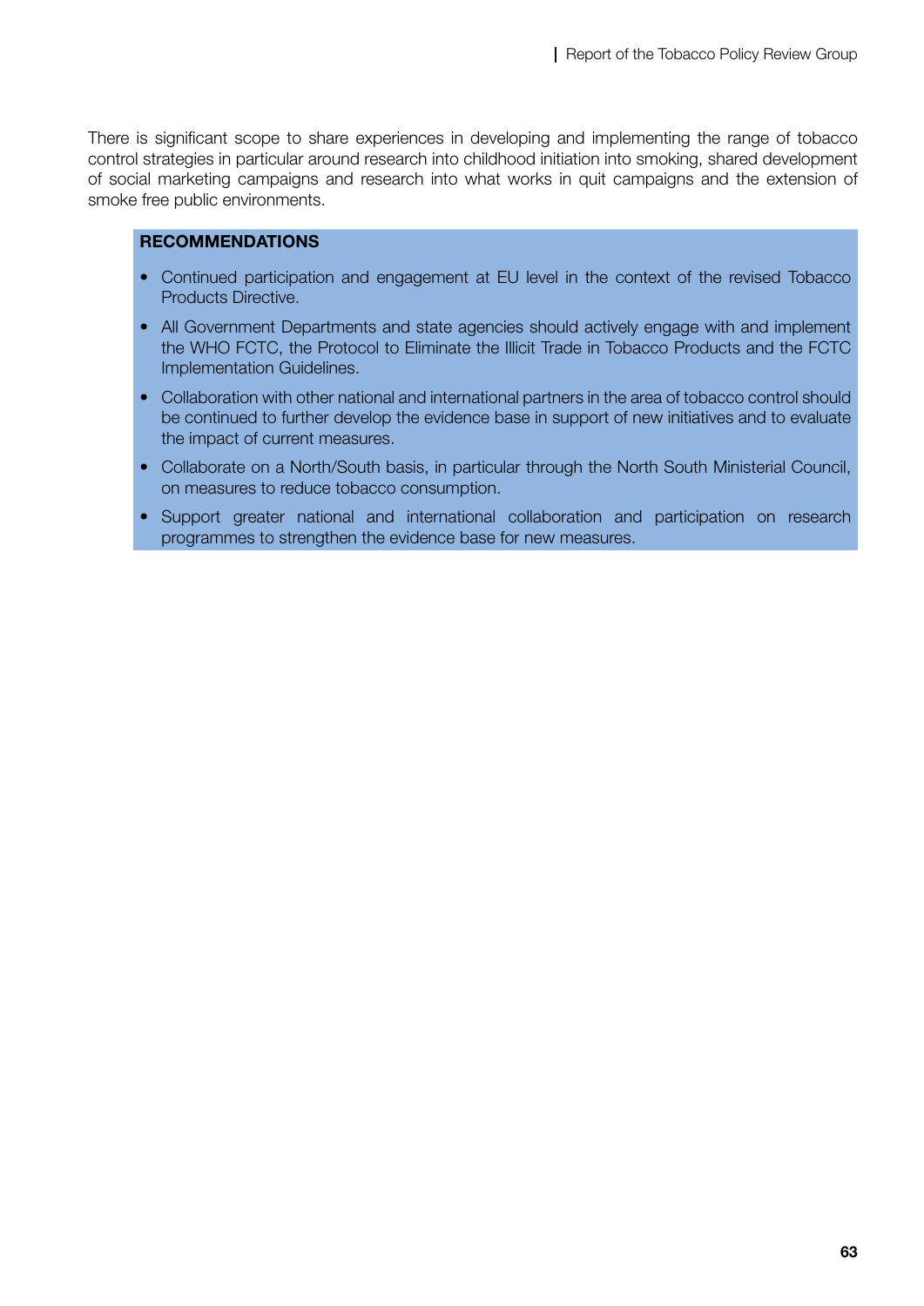There is significant scope to share experiences in developing and implementing the range of tobacco control strategies in particular around research into childhood initiation into smoking, shared development of social marketing campaigns and research into what works in quit campaigns and the extension of smoke free public environments.

**RECOMMENDATIONS**

- Continued participation and engagement at EU level in the context of the revised Tobacco Products Directive.
- All Government Departments and state agencies should actively engage with and implement the WHO FCTC, the Protocol to Eliminate the Illicit Trade in Tobacco Products and the FCTC Implementation Guidelines.
- Collaboration with other national and international partners in the area of tobacco control should be continued to further develop the evidence base in support of new initiatives and to evaluate the impact of current measures.
- Collaborate on a North/South basis, in particular through the North South Ministerial Council, on measures to reduce tobacco consumption.
- Support greater national and international collaboration and participation on research programmes to strengthen the evidence base for new measures.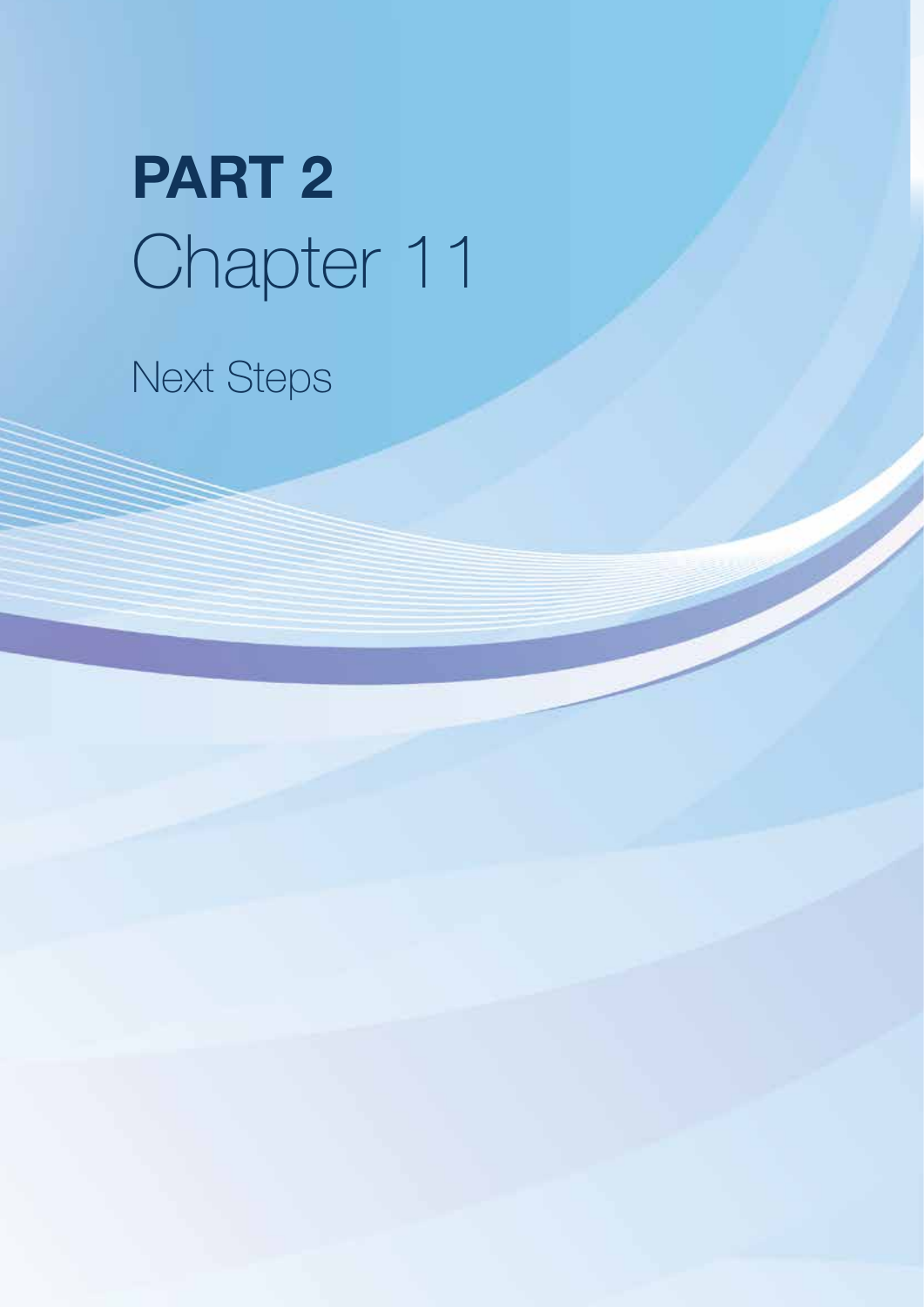# PART 2

# Chapter 11

## Next Steps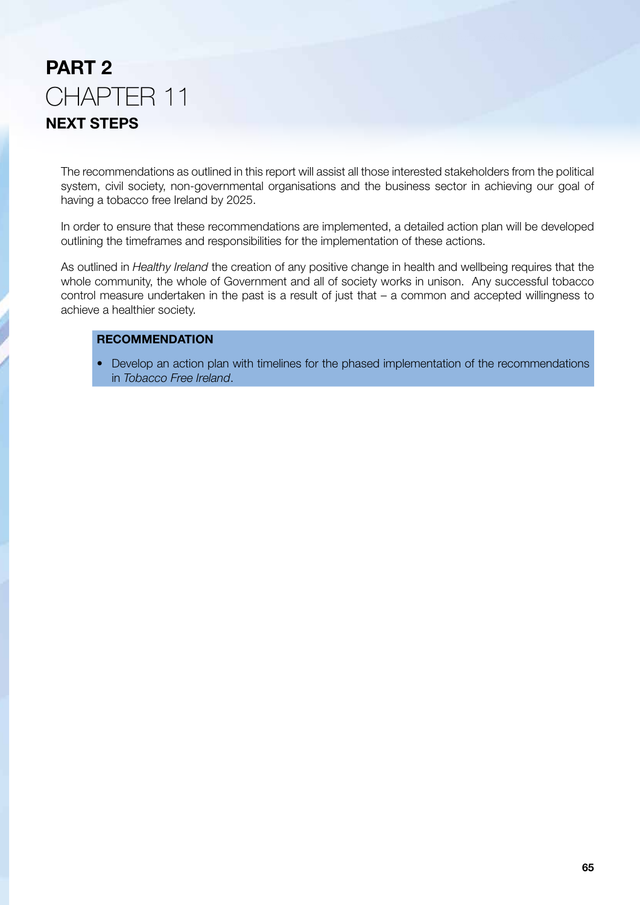# PART 2
# CHAPTER 11
## NEXT STEPS

The recommendations as outlined in this report will assist all those interested stakeholders from the political system, civil society, non-governmental organisations and the business sector in achieving our goal of having a tobacco free Ireland by 2025.

In order to ensure that these recommendations are implemented, a detailed action plan will be developed outlining the timeframes and responsibilities for the implementation of these actions.

As outlined in *Healthy Ireland* the creation of any positive change in health and wellbeing requires that the whole community, the whole of Government and all of society works in unison. Any successful tobacco control measure undertaken in the past is a result of just that – a common and accepted willingness to achieve a healthier society.

**RECOMMENDATION**

- Develop an action plan with timelines for the phased implementation of the recommendations in *Tobacco Free Ireland*.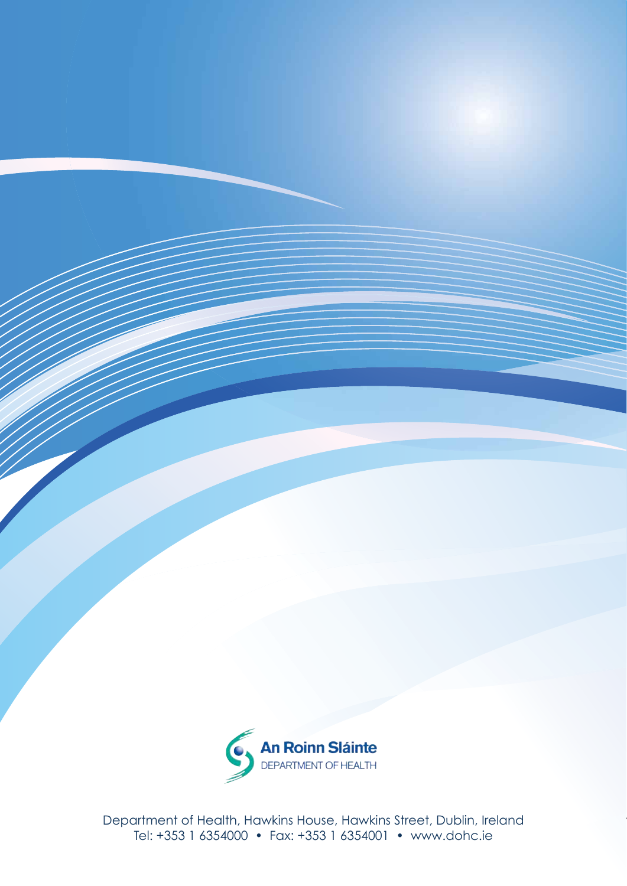An Roinn Sláinte

DEPARTMENT OF HEALTH

Department of Health, Hawkins House, Hawkins Street, Dublin, Ireland

Tel: +353 1 6354000 • Fax: +353 1 6354001 • www.dohc.ie